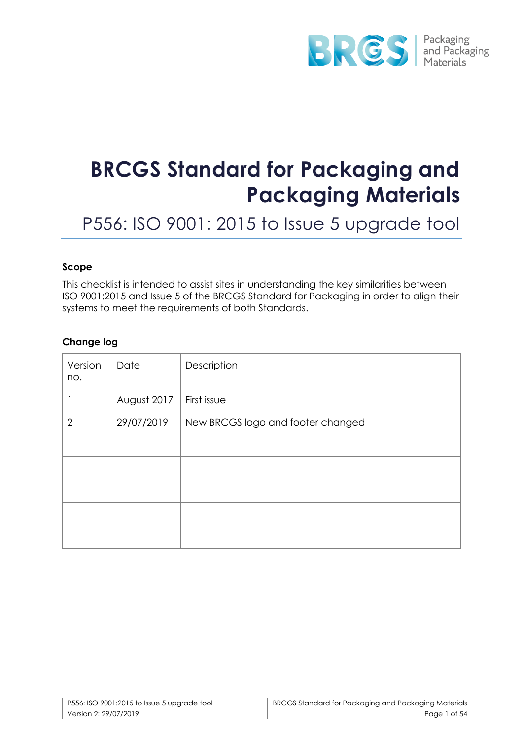# BRCGS Standard for Packaging and Packaging Materials

## P556: ISO 9001: 2015 to Issue 5 upgrade tool

### Scope

This checklist is intended to assist sites in understanding the key similarities between ISO 9001:2015 and Issue 5 of the BRCGS Standard for Packaging in order to align their systems to meet the requirements of both Standards.

### Change log

| Version no. | Date | Description |
|---|---|---|
| 1 | August 2017 | First issue |
| 2 | 29/07/2019 | New BRCGS logo and footer changed |
| | | |
| | | |
| | | |
| | | |
| | | |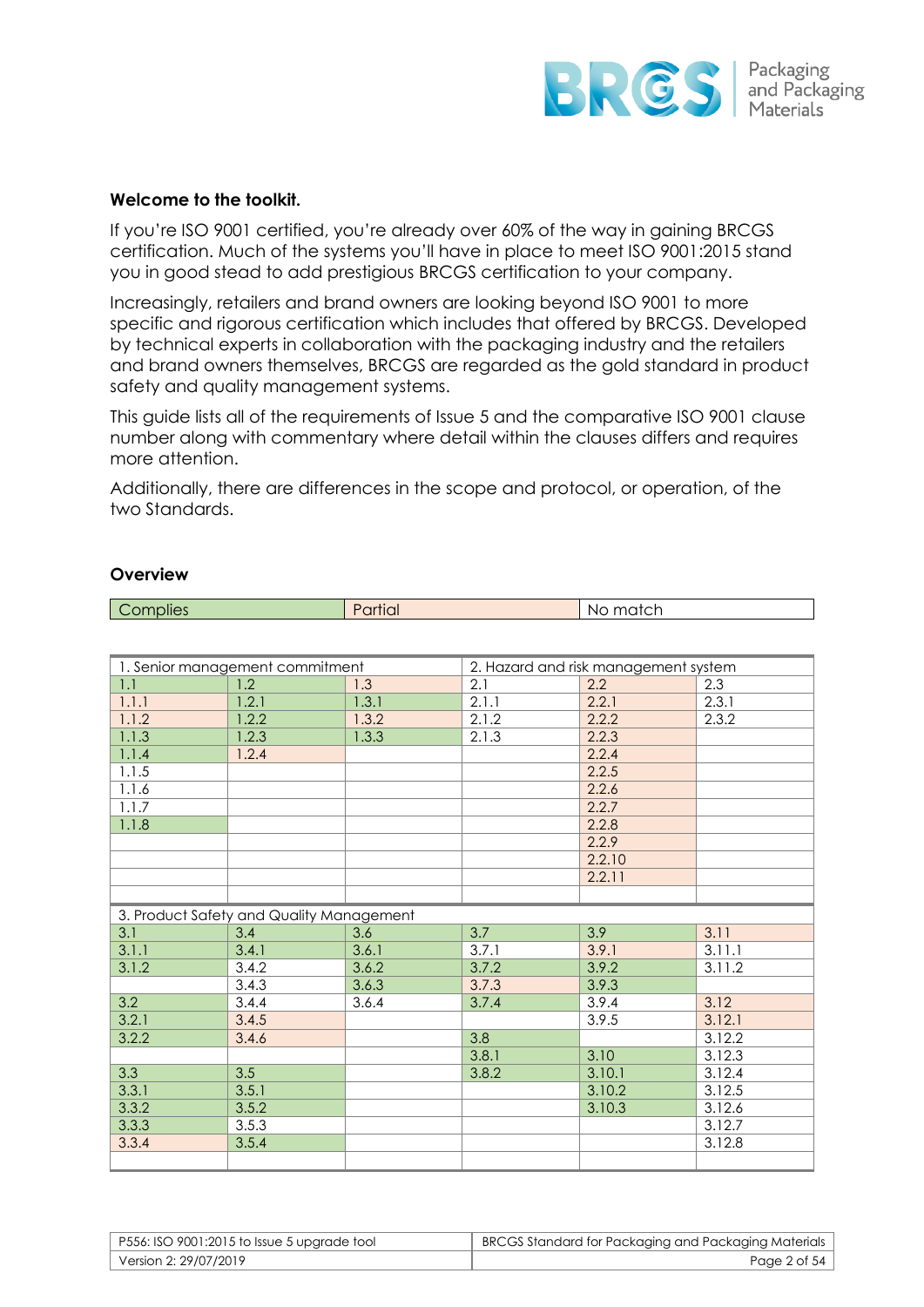**Welcome to the toolkit.**

If you're ISO 9001 certified, you're already over 60% of the way in gaining BRCGS certification. Much of the systems you'll have in place to meet ISO 9001:2015 stand you in good stead to add prestigious BRCGS certification to your company.

Increasingly, retailers and brand owners are looking beyond ISO 9001 to more specific and rigorous certification which includes that offered by BRCGS. Developed by technical experts in collaboration with the packaging industry and the retailers and brand owners themselves, BRCGS are regarded as the gold standard in product safety and quality management systems.

This guide lists all of the requirements of Issue 5 and the comparative ISO 9001 clause number along with commentary where detail within the clauses differs and requires more attention.

Additionally, there are differences in the scope and protocol, or operation, of the two Standards.

**Overview**

| Complies | Partial | No match |
|---|---|---|

| 1. Senior management commitment | | | 2. Hazard and risk management system | | |
|---|---|---|---|---|---|
| 1.1 | 1.2 | 1.3 | 2.1 | 2.2 | 2.3 |
| 1.1.1 | 1.2.1 | 1.3.1 | 2.1.1 | 2.2.1 | 2.3.1 |
| 1.1.2 | 1.2.2 | 1.3.2 | 2.1.2 | 2.2.2 | 2.3.2 |
| 1.1.3 | 1.2.3 | 1.3.3 | 2.1.3 | 2.2.3 | |
| 1.1.4 | 1.2.4 | | | 2.2.4 | |
| 1.1.5 | | | | 2.2.5 | |
| 1.1.6 | | | | 2.2.6 | |
| 1.1.7 | | | | 2.2.7 | |
| 1.1.8 | | | | 2.2.8 | |
| | | | | 2.2.9 | |
| | | | | 2.2.10 | |
| | | | | 2.2.11 | |

| 3. Product Safety and Quality Management | | | | | |
|---|---|---|---|---|---|
| 3.1 | 3.4 | 3.6 | 3.7 | 3.9 | 3.11 |
| 3.1.1 | 3.4.1 | 3.6.1 | 3.7.1 | 3.9.1 | 3.11.1 |
| 3.1.2 | 3.4.2 | 3.6.2 | 3.7.2 | 3.9.2 | 3.11.2 |
| | 3.4.3 | 3.6.3 | 3.7.3 | 3.9.3 | |
| 3.2 | 3.4.4 | 3.6.4 | 3.7.4 | 3.9.4 | 3.12 |
| 3.2.1 | 3.4.5 | | | 3.9.5 | 3.12.1 |
| 3.2.2 | 3.4.6 | | 3.8 | | 3.12.2 |
| | | | 3.8.1 | 3.10 | 3.12.3 |
| 3.3 | 3.5 | | 3.8.2 | 3.10.1 | 3.12.4 |
| 3.3.1 | 3.5.1 | | | 3.10.2 | 3.12.5 |
| 3.3.2 | 3.5.2 | | | 3.10.3 | 3.12.6 |
| 3.3.3 | 3.5.3 | | | | 3.12.7 |
| 3.3.4 | 3.5.4 | | | | 3.12.8 |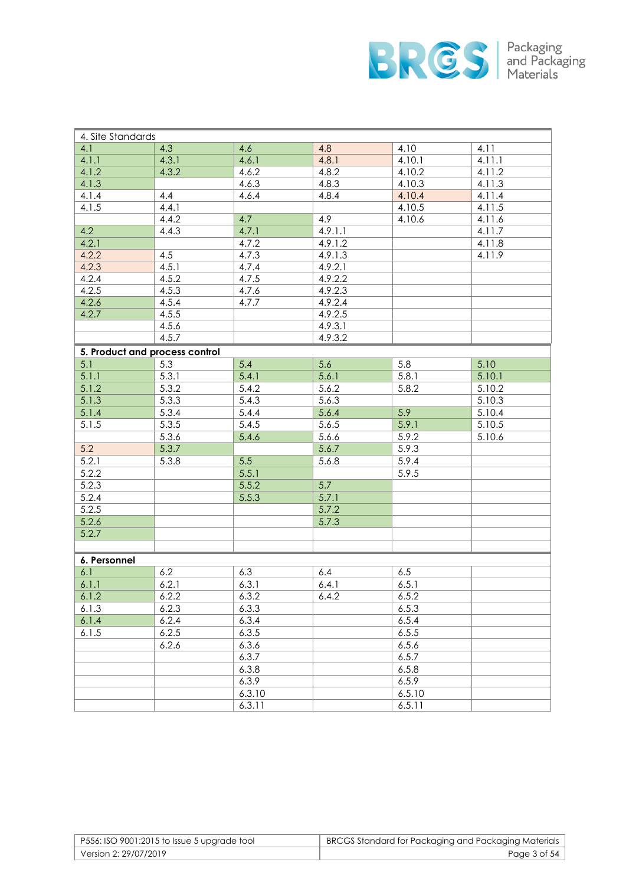| 4. Site Standards | | | | | |
|---|---|---|---|---|---|
| 4.1 | 4.3 | 4.6 | 4.8 | 4.10 | 4.11 |
| 4.1.1 | 4.3.1 | 4.6.1 | 4.8.1 | 4.10.1 | 4.11.1 |
| 4.1.2 | 4.3.2 | 4.6.2 | 4.8.2 | 4.10.2 | 4.11.2 |
| 4.1.3 | | 4.6.3 | 4.8.3 | 4.10.3 | 4.11.3 |
| 4.1.4 | 4.4 | 4.6.4 | 4.8.4 | 4.10.4 | 4.11.4 |
| 4.1.5 | 4.4.1 | | | 4.10.5 | 4.11.5 |
| | 4.4.2 | 4.7 | 4.9 | 4.10.6 | 4.11.6 |
| 4.2 | 4.4.3 | 4.7.1 | 4.9.1.1 | | 4.11.7 |
| 4.2.1 | | 4.7.2 | 4.9.1.2 | | 4.11.8 |
| 4.2.2 | 4.5 | 4.7.3 | 4.9.1.3 | | 4.11.9 |
| 4.2.3 | 4.5.1 | 4.7.4 | 4.9.2.1 | | |
| 4.2.4 | 4.5.2 | 4.7.5 | 4.9.2.2 | | |
| 4.2.5 | 4.5.3 | 4.7.6 | 4.9.2.3 | | |
| 4.2.6 | 4.5.4 | 4.7.7 | 4.9.2.4 | | |
| 4.2.7 | 4.5.5 | | 4.9.2.5 | | |
| | 4.5.6 | | 4.9.3.1 | | |
| | 4.5.7 | | 4.9.3.2 | | |

| **5. Product and process control** | | | | | |
|---|---|---|---|---|---|
| 5.1 | 5.3 | 5.4 | 5.6 | 5.8 | 5.10 |
| 5.1.1 | 5.3.1 | 5.4.1 | 5.6.1 | 5.8.1 | 5.10.1 |
| 5.1.2 | 5.3.2 | 5.4.2 | 5.6.2 | 5.8.2 | 5.10.2 |
| 5.1.3 | 5.3.3 | 5.4.3 | 5.6.3 | | 5.10.3 |
| 5.1.4 | 5.3.4 | 5.4.4 | 5.6.4 | 5.9 | 5.10.4 |
| 5.1.5 | 5.3.5 | 5.4.5 | 5.6.5 | 5.9.1 | 5.10.5 |
| | 5.3.6 | 5.4.6 | 5.6.6 | 5.9.2 | 5.10.6 |
| 5.2 | 5.3.7 | | 5.6.7 | 5.9.3 | |
| 5.2.1 | 5.3.8 | 5.5 | 5.6.8 | 5.9.4 | |
| 5.2.2 | | 5.5.1 | | 5.9.5 | |
| 5.2.3 | | 5.5.2 | 5.7 | | |
| 5.2.4 | | 5.5.3 | 5.7.1 | | |
| 5.2.5 | | | 5.7.2 | | |
| 5.2.6 | | | 5.7.3 | | |
| 5.2.7 | | | | | |

| **6. Personnel** | | | | | |
|---|---|---|---|---|---|
| 6.1 | 6.2 | 6.3 | 6.4 | 6.5 | |
| 6.1.1 | 6.2.1 | 6.3.1 | 6.4.1 | 6.5.1 | |
| 6.1.2 | 6.2.2 | 6.3.2 | 6.4.2 | 6.5.2 | |
| 6.1.3 | 6.2.3 | 6.3.3 | | 6.5.3 | |
| 6.1.4 | 6.2.4 | 6.3.4 | | 6.5.4 | |
| 6.1.5 | 6.2.5 | 6.3.5 | | 6.5.5 | |
| | 6.2.6 | 6.3.6 | | 6.5.6 | |
| | | 6.3.7 | | 6.5.7 | |
| | | 6.3.8 | | 6.5.8 | |
| | | 6.3.9 | | 6.5.9 | |
| | | 6.3.10 | | 6.5.10 | |
| | | 6.3.11 | | 6.5.11 | |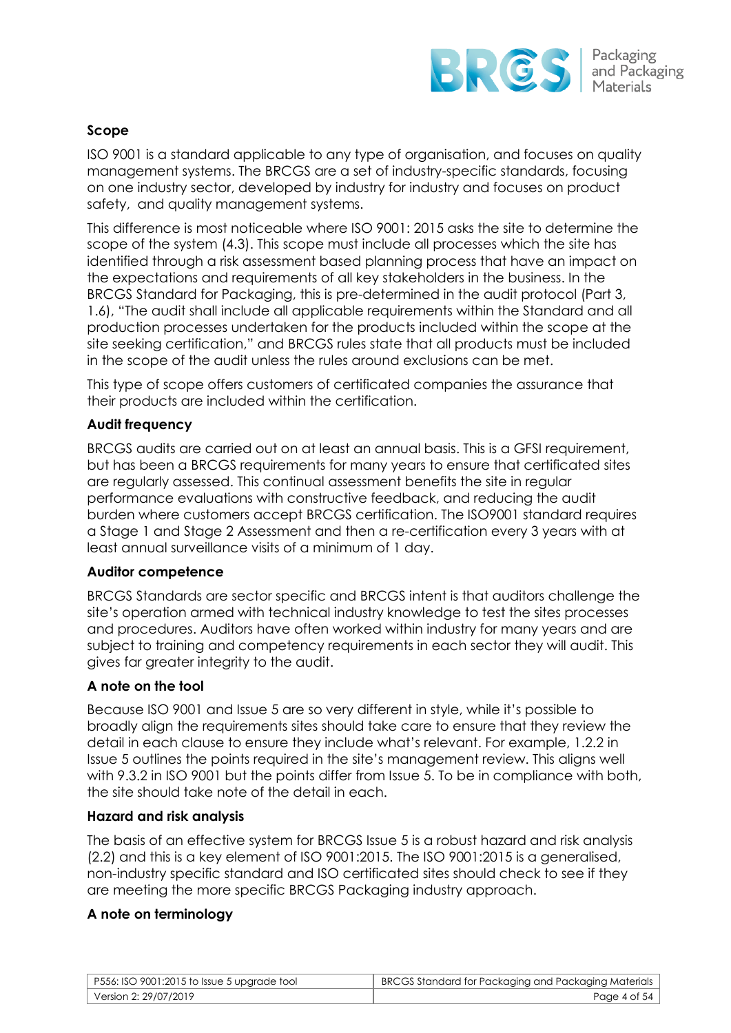### Scope

ISO 9001 is a standard applicable to any type of organisation, and focuses on quality management systems. The BRCGS are a set of industry-specific standards, focusing on one industry sector, developed by industry for industry and focuses on product safety, and quality management systems.

This difference is most noticeable where ISO 9001: 2015 asks the site to determine the scope of the system (4.3). This scope must include all processes which the site has identified through a risk assessment based planning process that have an impact on the expectations and requirements of all key stakeholders in the business. In the BRCGS Standard for Packaging, this is pre-determined in the audit protocol (Part 3, 1.6), "The audit shall include all applicable requirements within the Standard and all production processes undertaken for the products included within the scope at the site seeking certification," and BRCGS rules state that all products must be included in the scope of the audit unless the rules around exclusions can be met.

This type of scope offers customers of certificated companies the assurance that their products are included within the certification.

### Audit frequency

BRCGS audits are carried out on at least an annual basis. This is a GFSI requirement, but has been a BRCGS requirements for many years to ensure that certificated sites are regularly assessed. This continual assessment benefits the site in regular performance evaluations with constructive feedback, and reducing the audit burden where customers accept BRCGS certification. The ISO9001 standard requires a Stage 1 and Stage 2 Assessment and then a re-certification every 3 years with at least annual surveillance visits of a minimum of 1 day.

### Auditor competence

BRCGS Standards are sector specific and BRCGS intent is that auditors challenge the site's operation armed with technical industry knowledge to test the sites processes and procedures. Auditors have often worked within industry for many years and are subject to training and competency requirements in each sector they will audit. This gives far greater integrity to the audit.

### A note on the tool

Because ISO 9001 and Issue 5 are so very different in style, while it's possible to broadly align the requirements sites should take care to ensure that they review the detail in each clause to ensure they include what's relevant. For example, 1.2.2 in Issue 5 outlines the points required in the site's management review. This aligns well with 9.3.2 in ISO 9001 but the points differ from Issue 5. To be in compliance with both, the site should take note of the detail in each.

### Hazard and risk analysis

The basis of an effective system for BRCGS Issue 5 is a robust hazard and risk analysis (2.2) and this is a key element of ISO 9001:2015. The ISO 9001:2015 is a generalised, non-industry specific standard and ISO certificated sites should check to see if they are meeting the more specific BRCGS Packaging industry approach.

### A note on terminology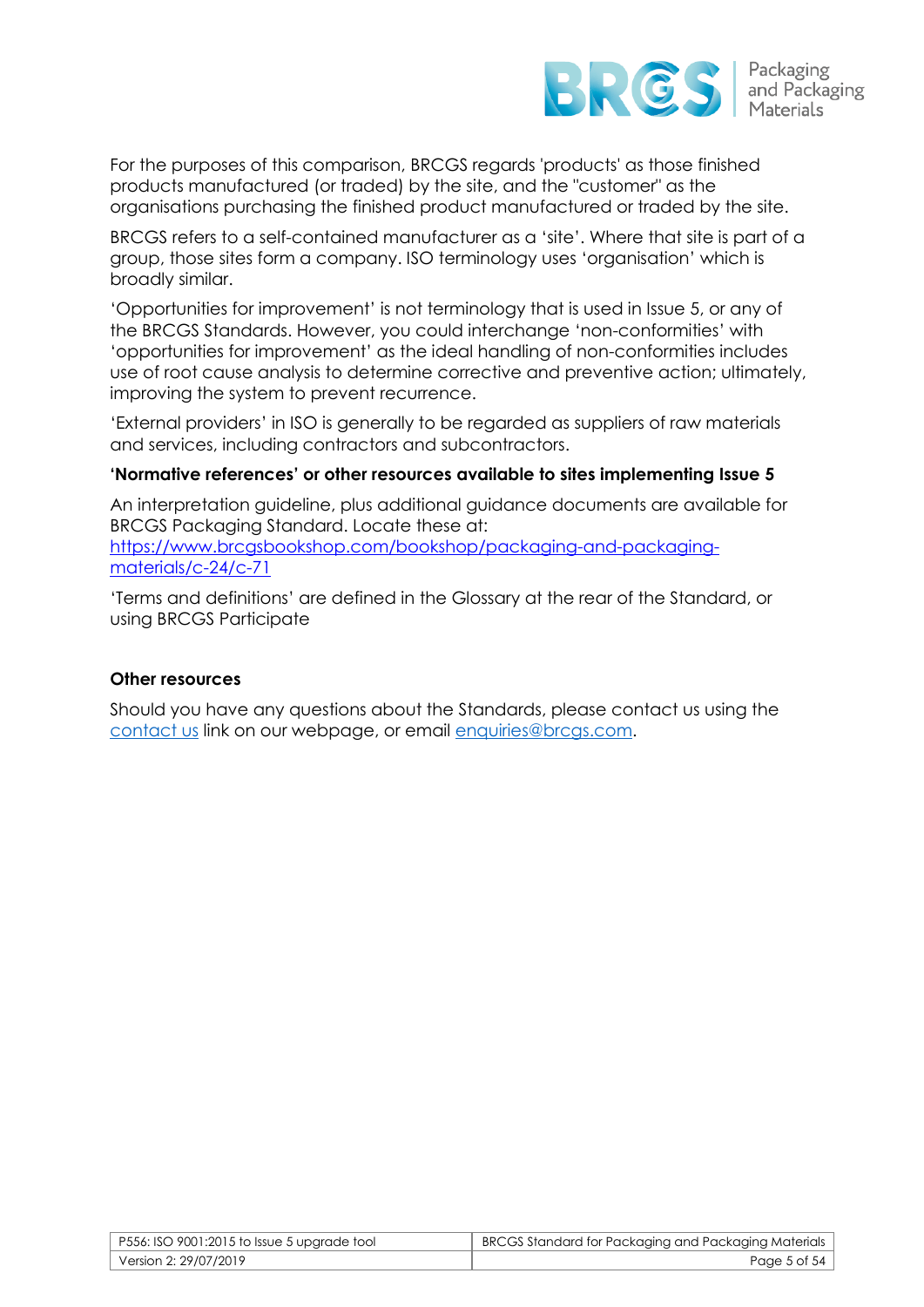For the purposes of this comparison, BRCGS regards 'products' as those finished products manufactured (or traded) by the site, and the "customer" as the organisations purchasing the finished product manufactured or traded by the site.

BRCGS refers to a self-contained manufacturer as a 'site'. Where that site is part of a group, those sites form a company. ISO terminology uses 'organisation' which is broadly similar.

'Opportunities for improvement' is not terminology that is used in Issue 5, or any of the BRCGS Standards. However, you could interchange 'non-conformities' with 'opportunities for improvement' as the ideal handling of non-conformities includes use of root cause analysis to determine corrective and preventive action; ultimately, improving the system to prevent recurrence.

'External providers' in ISO is generally to be regarded as suppliers of raw materials and services, including contractors and subcontractors.

**'Normative references' or other resources available to sites implementing Issue 5**

An interpretation guideline, plus additional guidance documents are available for BRCGS Packaging Standard. Locate these at: [https://www.brcgsbookshop.com/bookshop/packaging-and-packaging-materials/c-24/c-71](https://www.brcgsbookshop.com/bookshop/packaging-and-packaging-materials/c-24/c-71)

'Terms and definitions' are defined in the Glossary at the rear of the Standard, or using BRCGS Participate

**Other resources**

Should you have any questions about the Standards, please contact us using the contact us link on our webpage, or email enquiries@brcgs.com.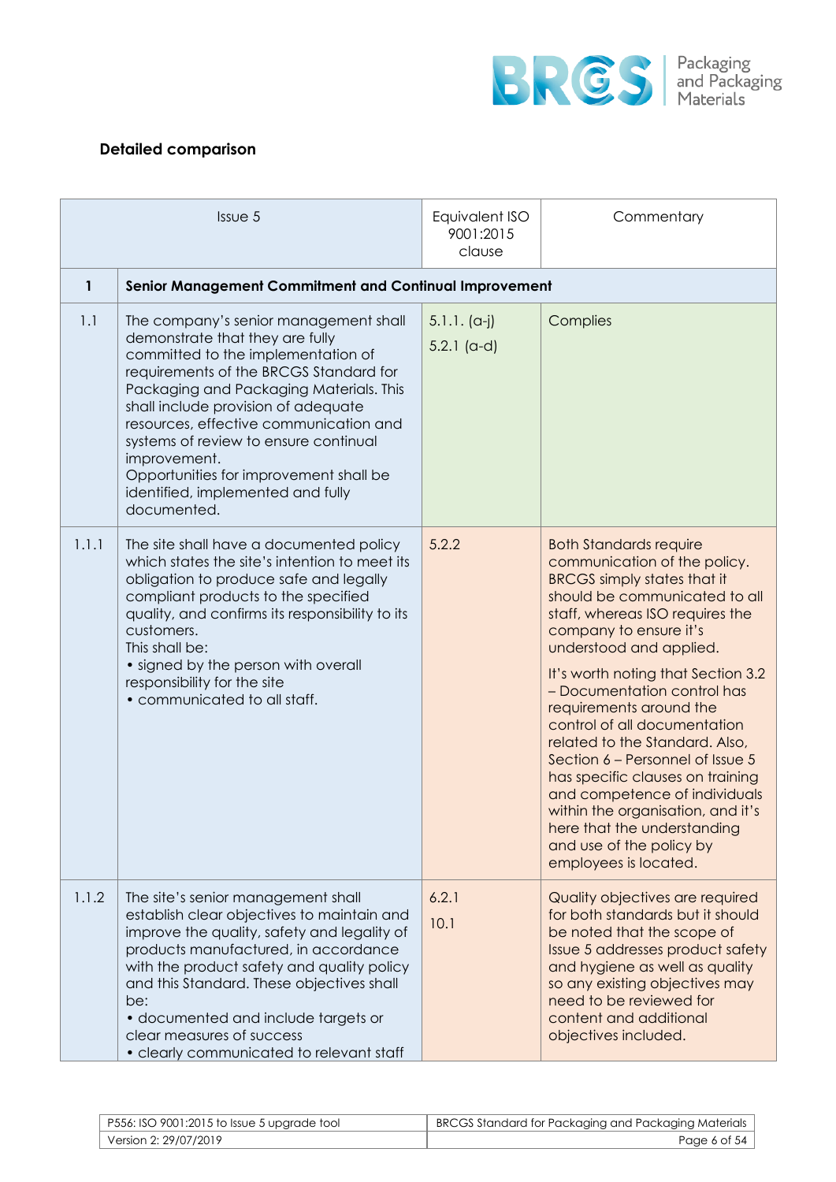## Detailed comparison

| | Issue 5 | Equivalent ISO 9001:2015 clause | Commentary |
|---|---|---|---|
| **1** | **Senior Management Commitment and Continual Improvement** | | |
| 1.1 | The company's senior management shall demonstrate that they are fully committed to the implementation of requirements of the BRCGS Standard for Packaging and Packaging Materials. This shall include provision of adequate resources, effective communication and systems of review to ensure continual improvement.<br>Opportunities for improvement shall be identified, implemented and fully documented. | 5.1.1. (a-j)<br>5.2.1 (a-d) | Complies |
| 1.1.1 | The site shall have a documented policy which states the site's intention to meet its obligation to produce safe and legally compliant products to the specified quality, and confirms its responsibility to its customers.<br>This shall be:<br>• signed by the person with overall responsibility for the site<br>• communicated to all staff. | 5.2.2 | Both Standards require communication of the policy. BRCGS simply states that it should be communicated to all staff, whereas ISO requires the company to ensure it's understood and applied.<br>It's worth noting that Section 3.2 – Documentation control has requirements around the control of all documentation related to the Standard. Also, Section 6 – Personnel of Issue 5 has specific clauses on training and competence of individuals within the organisation, and it's here that the understanding and use of the policy by employees is located. |
| 1.1.2 | The site's senior management shall establish clear objectives to maintain and improve the quality, safety and legality of products manufactured, in accordance with the product safety and quality policy and this Standard. These objectives shall be:<br>• documented and include targets or clear measures of success<br>• clearly communicated to relevant staff | 6.2.1<br>10.1 | Quality objectives are required for both standards but it should be noted that the scope of Issue 5 addresses product safety and hygiene as well as quality so any existing objectives may need to be reviewed for content and additional objectives included. |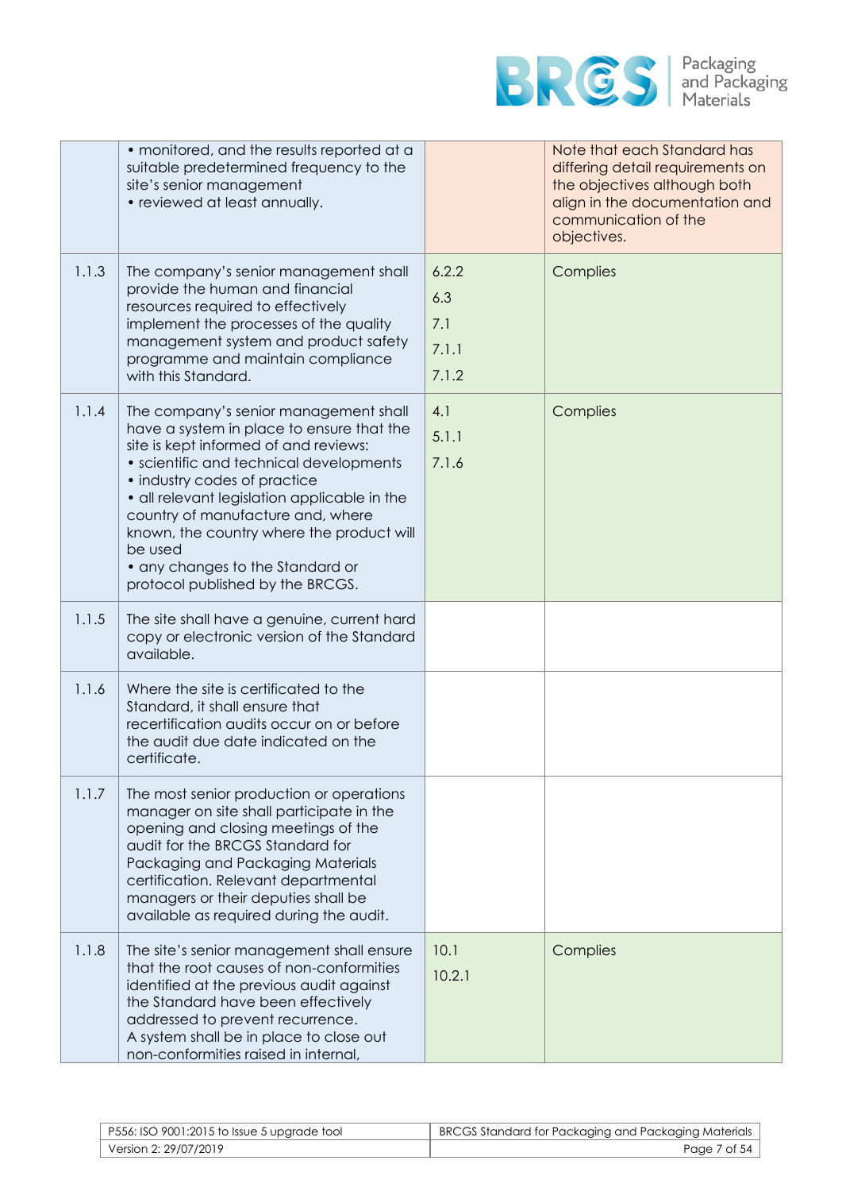| | | | |
|---|---|---|---|
| | • monitored, and the results reported at a suitable predetermined frequency to the site's senior management<br>• reviewed at least annually. | | Note that each Standard has differing detail requirements on the objectives although both align in the documentation and communication of the objectives. |
| 1.1.3 | The company's senior management shall provide the human and financial resources required to effectively implement the processes of the quality management system and product safety programme and maintain compliance with this Standard. | 6.2.2<br>6.3<br>7.1<br>7.1.1<br>7.1.2 | Complies |
| 1.1.4 | The company's senior management shall have a system in place to ensure that the site is kept informed of and reviews:<br>• scientific and technical developments<br>• industry codes of practice<br>• all relevant legislation applicable in the country of manufacture and, where known, the country where the product will be used<br>• any changes to the Standard or protocol published by the BRCGS. | 4.1<br>5.1.1<br>7.1.6 | Complies |
| 1.1.5 | The site shall have a genuine, current hard copy or electronic version of the Standard available. | | |
| 1.1.6 | Where the site is certificated to the Standard, it shall ensure that recertification audits occur on or before the audit due date indicated on the certificate. | | |
| 1.1.7 | The most senior production or operations manager on site shall participate in the opening and closing meetings of the audit for the BRCGS Standard for Packaging and Packaging Materials certification. Relevant departmental managers or their deputies shall be available as required during the audit. | | |
| 1.1.8 | The site's senior management shall ensure that the root causes of non-conformities identified at the previous audit against the Standard have been effectively addressed to prevent recurrence.<br>A system shall be in place to close out non-conformities raised in internal, | 10.1<br>10.2.1 | Complies |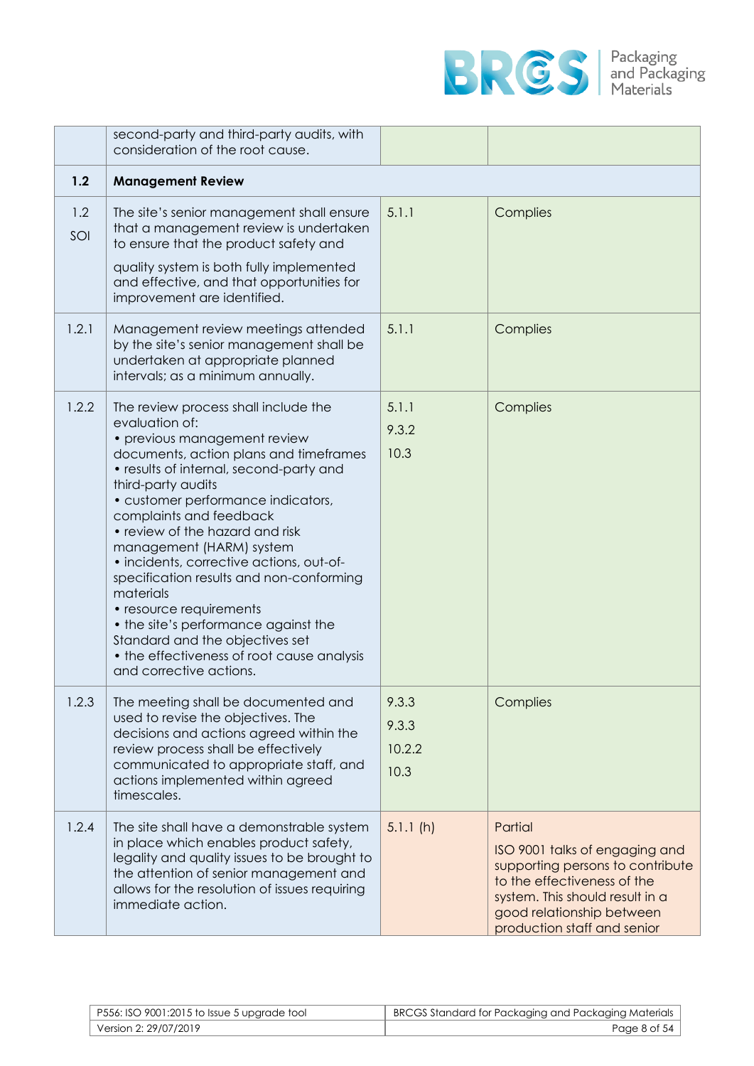| | | | |
|---|---|---|---|
| | second-party and third-party audits, with consideration of the root cause. | | |
| **1.2** | **Management Review** | | |
| 1.2 SOI | The site's senior management shall ensure that a management review is undertaken to ensure that the product safety and quality system is both fully implemented and effective, and that opportunities for improvement are identified. | 5.1.1 | Complies |
| 1.2.1 | Management review meetings attended by the site's senior management shall be undertaken at appropriate planned intervals; as a minimum annually. | 5.1.1 | Complies |
| 1.2.2 | The review process shall include the evaluation of:<br>• previous management review documents, action plans and timeframes<br>• results of internal, second-party and third-party audits<br>• customer performance indicators, complaints and feedback<br>• review of the hazard and risk management (HARM) system<br>• incidents, corrective actions, out-of-specification results and non-conforming materials<br>• resource requirements<br>• the site's performance against the Standard and the objectives set<br>• the effectiveness of root cause analysis and corrective actions. | 5.1.1<br>9.3.2<br>10.3 | Complies |
| 1.2.3 | The meeting shall be documented and used to revise the objectives. The decisions and actions agreed within the review process shall be effectively communicated to appropriate staff, and actions implemented within agreed timescales. | 9.3.3<br>9.3.3<br>10.2.2<br>10.3 | Complies |
| 1.2.4 | The site shall have a demonstrable system in place which enables product safety, legality and quality issues to be brought to the attention of senior management and allows for the resolution of issues requiring immediate action. | 5.1.1 (h) | Partial<br>ISO 9001 talks of engaging and supporting persons to contribute to the effectiveness of the system. This should result in a good relationship between production staff and senior |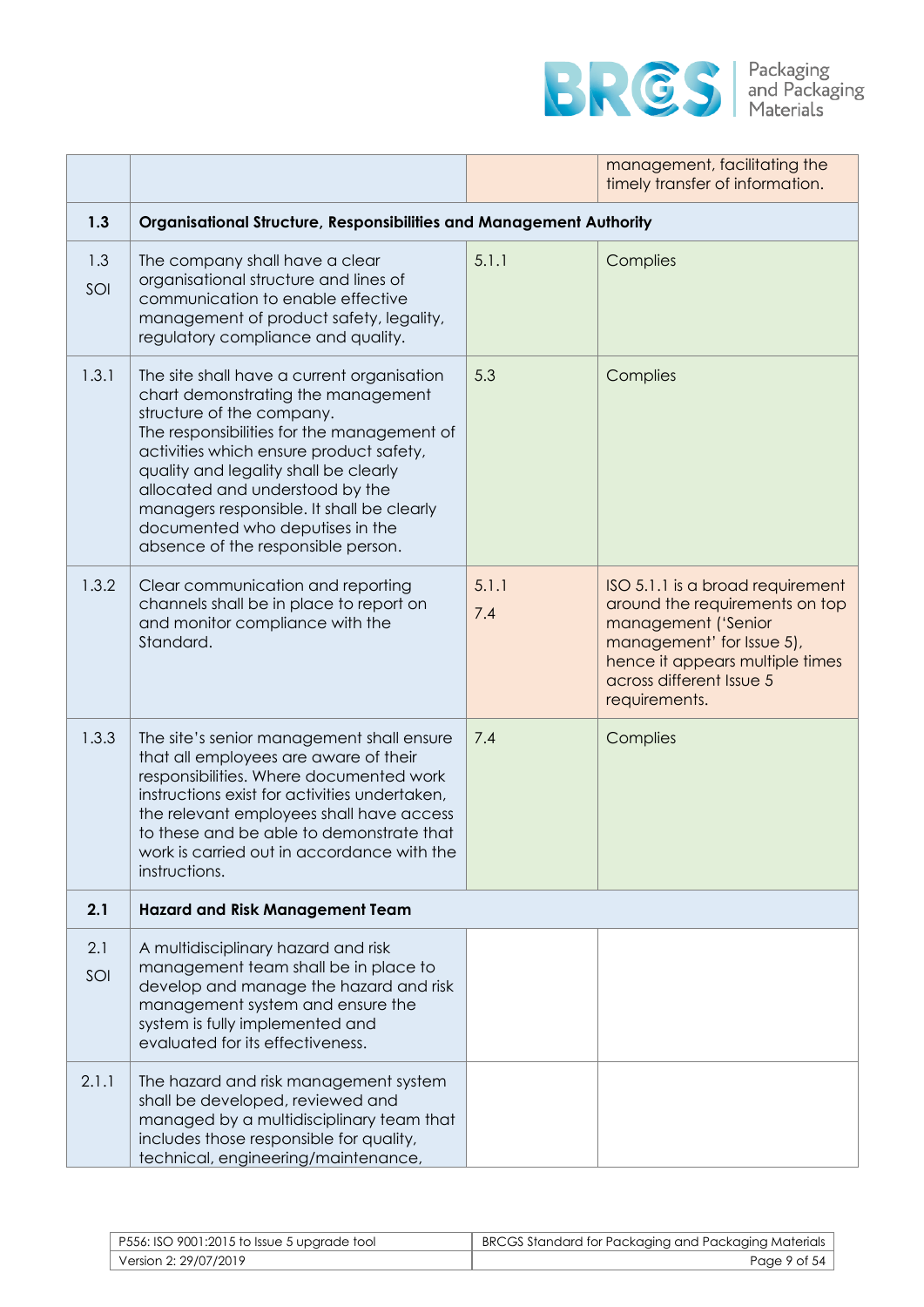| | | | |
|---|---|---|---|
| | | | management, facilitating the timely transfer of information. |
| **1.3** | **Organisational Structure, Responsibilities and Management Authority** | | |
| 1.3 SOI | The company shall have a clear organisational structure and lines of communication to enable effective management of product safety, legality, regulatory compliance and quality. | 5.1.1 | Complies |
| 1.3.1 | The site shall have a current organisation chart demonstrating the management structure of the company. The responsibilities for the management of activities which ensure product safety, quality and legality shall be clearly allocated and understood by the managers responsible. It shall be clearly documented who deputises in the absence of the responsible person. | 5.3 | Complies |
| 1.3.2 | Clear communication and reporting channels shall be in place to report on and monitor compliance with the Standard. | 5.1.1<br>7.4 | ISO 5.1.1 is a broad requirement around the requirements on top management ('Senior management' for Issue 5), hence it appears multiple times across different Issue 5 requirements. |
| 1.3.3 | The site's senior management shall ensure that all employees are aware of their responsibilities. Where documented work instructions exist for activities undertaken, the relevant employees shall have access to these and be able to demonstrate that work is carried out in accordance with the instructions. | 7.4 | Complies |
| **2.1** | **Hazard and Risk Management Team** | | |
| 2.1 SOI | A multidisciplinary hazard and risk management team shall be in place to develop and manage the hazard and risk management system and ensure the system is fully implemented and evaluated for its effectiveness. | | |
| 2.1.1 | The hazard and risk management system shall be developed, reviewed and managed by a multidisciplinary team that includes those responsible for quality, technical, engineering/maintenance, | | |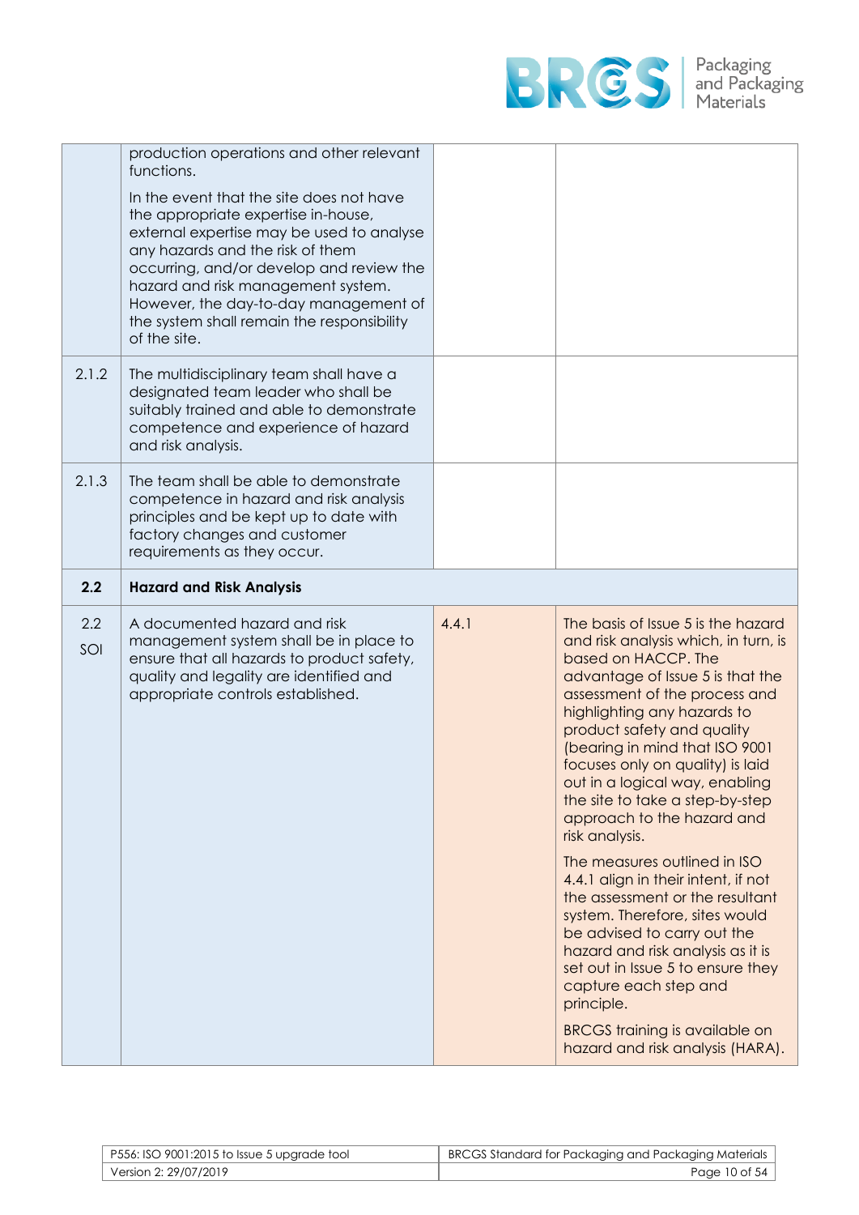| | | | |
|---|---|---|---|
| | production operations and other relevant functions.<br><br>In the event that the site does not have the appropriate expertise in-house, external expertise may be used to analyse any hazards and the risk of them occurring, and/or develop and review the hazard and risk management system. However, the day-to-day management of the system shall remain the responsibility of the site. | | |
| 2.1.2 | The multidisciplinary team shall have a designated team leader who shall be suitably trained and able to demonstrate competence and experience of hazard and risk analysis. | | |
| 2.1.3 | The team shall be able to demonstrate competence in hazard and risk analysis principles and be kept up to date with factory changes and customer requirements as they occur. | | |
| **2.2** | **Hazard and Risk Analysis** | | |
| 2.2<br>SOI | A documented hazard and risk management system shall be in place to ensure that all hazards to product safety, quality and legality are identified and appropriate controls established. | 4.4.1 | The basis of Issue 5 is the hazard and risk analysis which, in turn, is based on HACCP. The advantage of Issue 5 is that the assessment of the process and highlighting any hazards to product safety and quality (bearing in mind that ISO 9001 focuses only on quality) is laid out in a logical way, enabling the site to take a step-by-step approach to the hazard and risk analysis.<br><br>The measures outlined in ISO 4.4.1 align in their intent, if not the assessment or the resultant system. Therefore, sites would be advised to carry out the hazard and risk analysis as it is set out in Issue 5 to ensure they capture each step and principle.<br><br>BRCGS training is available on hazard and risk analysis (HARA). |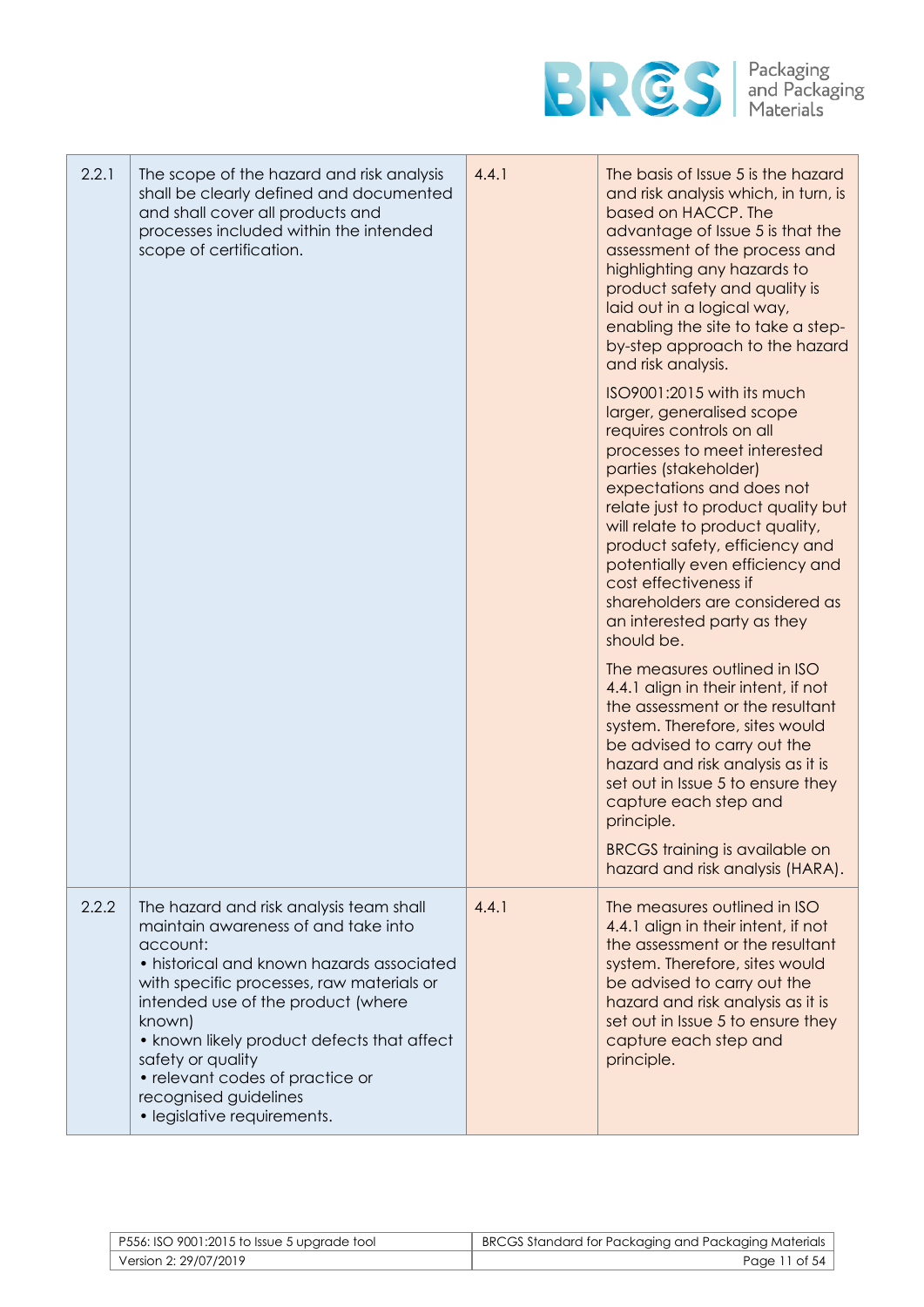| | | | |
|---|---|---|---|
| 2.2.1 | The scope of the hazard and risk analysis shall be clearly defined and documented and shall cover all products and processes included within the intended scope of certification. | 4.4.1 | The basis of Issue 5 is the hazard and risk analysis which, in turn, is based on HACCP. The advantage of Issue 5 is that the assessment of the process and highlighting any hazards to product safety and quality is laid out in a logical way, enabling the site to take a step-by-step approach to the hazard and risk analysis.<br><br>ISO9001:2015 with its much larger, generalised scope requires controls on all processes to meet interested parties (stakeholder) expectations and does not relate just to product quality but will relate to product quality, product safety, efficiency and potentially even efficiency and cost effectiveness if shareholders are considered as an interested party as they should be.<br><br>The measures outlined in ISO 4.4.1 align in their intent, if not the assessment or the resultant system. Therefore, sites would be advised to carry out the hazard and risk analysis as it is set out in Issue 5 to ensure they capture each step and principle.<br><br>BRCGS training is available on hazard and risk analysis (HARA). |
| 2.2.2 | The hazard and risk analysis team shall maintain awareness of and take into account:<br>• historical and known hazards associated with specific processes, raw materials or intended use of the product (where known)<br>• known likely product defects that affect safety or quality<br>• relevant codes of practice or recognised guidelines<br>• legislative requirements. | 4.4.1 | The measures outlined in ISO 4.4.1 align in their intent, if not the assessment or the resultant system. Therefore, sites would be advised to carry out the hazard and risk analysis as it is set out in Issue 5 to ensure they capture each step and principle. |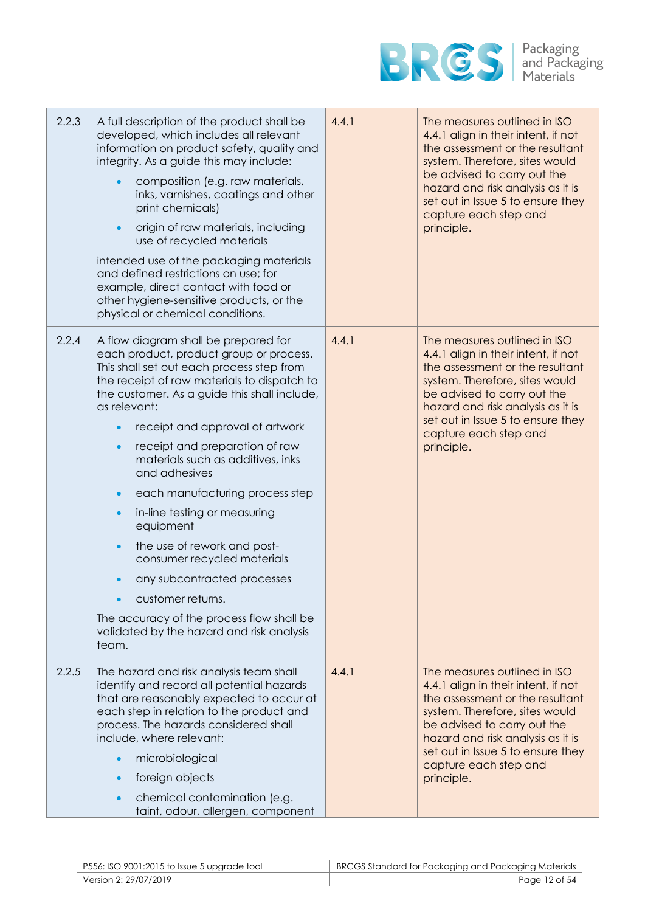| | | | |
|---|---|---|---|
| 2.2.3 | A full description of the product shall be developed, which includes all relevant information on product safety, quality and integrity. As a guide this may include:<br>• composition (e.g. raw materials, inks, varnishes, coatings and other print chemicals)<br>• origin of raw materials, including use of recycled materials<br><br>intended use of the packaging materials and defined restrictions on use; for example, direct contact with food or other hygiene-sensitive products, or the physical or chemical conditions. | 4.4.1 | The measures outlined in ISO 4.4.1 align in their intent, if not the assessment or the resultant system. Therefore, sites would be advised to carry out the hazard and risk analysis as it is set out in Issue 5 to ensure they capture each step and principle. |
| 2.2.4 | A flow diagram shall be prepared for each product, product group or process. This shall set out each process step from the receipt of raw materials to dispatch to the customer. As a guide this shall include, as relevant:<br>• receipt and approval of artwork<br>• receipt and preparation of raw materials such as additives, inks and adhesives<br>• each manufacturing process step<br>• in-line testing or measuring equipment<br>• the use of rework and post-consumer recycled materials<br>• any subcontracted processes<br>• customer returns.<br><br>The accuracy of the process flow shall be validated by the hazard and risk analysis team. | 4.4.1 | The measures outlined in ISO 4.4.1 align in their intent, if not the assessment or the resultant system. Therefore, sites would be advised to carry out the hazard and risk analysis as it is set out in Issue 5 to ensure they capture each step and principle. |
| 2.2.5 | The hazard and risk analysis team shall identify and record all potential hazards that are reasonably expected to occur at each step in relation to the product and process. The hazards considered shall include, where relevant:<br>• microbiological<br>• foreign objects<br>• chemical contamination (e.g. taint, odour, allergen, component | 4.4.1 | The measures outlined in ISO 4.4.1 align in their intent, if not the assessment or the resultant system. Therefore, sites would be advised to carry out the hazard and risk analysis as it is set out in Issue 5 to ensure they capture each step and principle. |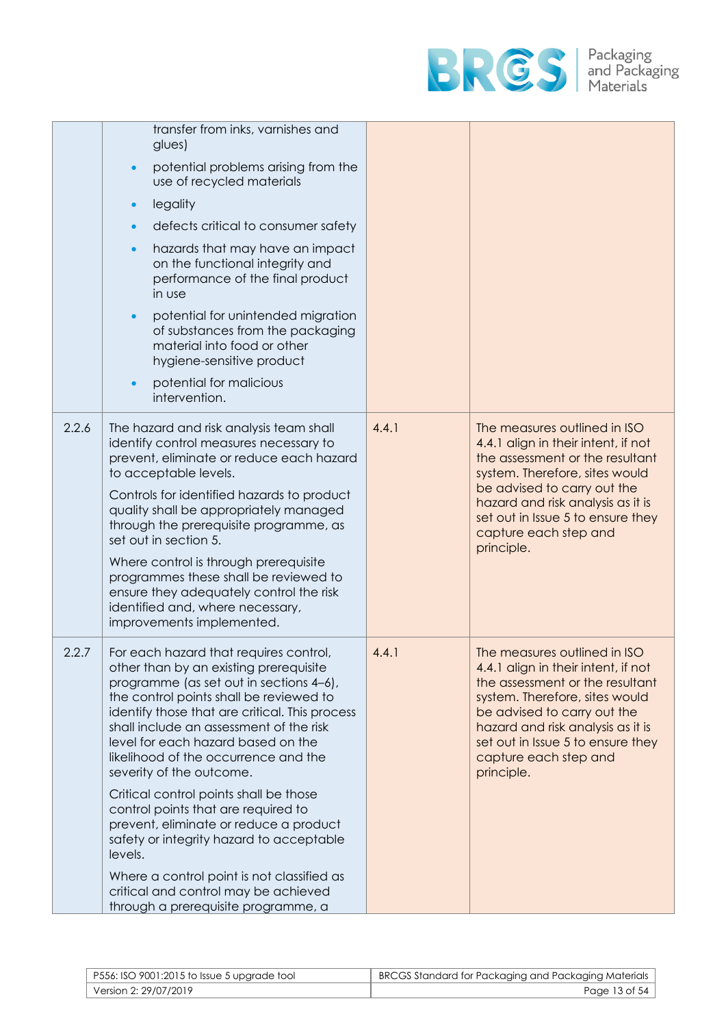| | | | |
|---|---|---|---|
| | transfer from inks, varnishes and glues)<br>• potential problems arising from the use of recycled materials<br>• legality<br>• defects critical to consumer safety<br>• hazards that may have an impact on the functional integrity and performance of the final product in use<br>• potential for unintended migration of substances from the packaging material into food or other hygiene-sensitive product<br>• potential for malicious intervention. | | |
| 2.2.6 | The hazard and risk analysis team shall identify control measures necessary to prevent, eliminate or reduce each hazard to acceptable levels.<br><br>Controls for identified hazards to product quality shall be appropriately managed through the prerequisite programme, as set out in section 5.<br><br>Where control is through prerequisite programmes these shall be reviewed to ensure they adequately control the risk identified and, where necessary, improvements implemented. | 4.4.1 | The measures outlined in ISO 4.4.1 align in their intent, if not the assessment or the resultant system. Therefore, sites would be advised to carry out the hazard and risk analysis as it is set out in Issue 5 to ensure they capture each step and principle. |
| 2.2.7 | For each hazard that requires control, other than by an existing prerequisite programme (as set out in sections 4–6), the control points shall be reviewed to identify those that are critical. This process shall include an assessment of the risk level for each hazard based on the likelihood of the occurrence and the severity of the outcome.<br><br>Critical control points shall be those control points that are required to prevent, eliminate or reduce a product safety or integrity hazard to acceptable levels.<br><br>Where a control point is not classified as critical and control may be achieved through a prerequisite programme, a | 4.4.1 | The measures outlined in ISO 4.4.1 align in their intent, if not the assessment or the resultant system. Therefore, sites would be advised to carry out the hazard and risk analysis as it is set out in Issue 5 to ensure they capture each step and principle. |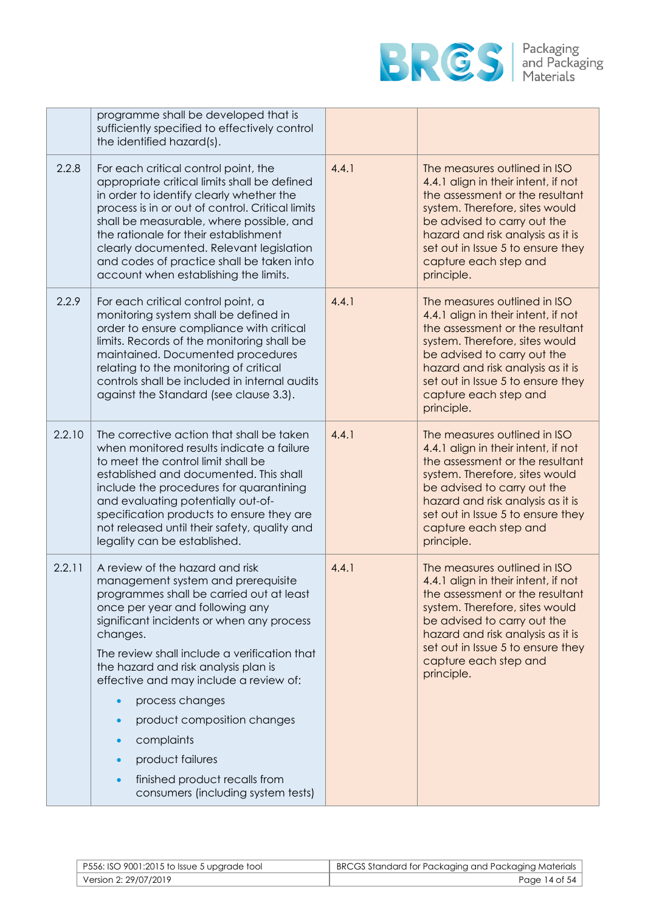| | | | |
|---|---|---|---|
| | programme shall be developed that is sufficiently specified to effectively control the identified hazard(s). | | |
| 2.2.8 | For each critical control point, the appropriate critical limits shall be defined in order to identify clearly whether the process is in or out of control. Critical limits shall be measurable, where possible, and the rationale for their establishment clearly documented. Relevant legislation and codes of practice shall be taken into account when establishing the limits. | 4.4.1 | The measures outlined in ISO 4.4.1 align in their intent, if not the assessment or the resultant system. Therefore, sites would be advised to carry out the hazard and risk analysis as it is set out in Issue 5 to ensure they capture each step and principle. |
| 2.2.9 | For each critical control point, a monitoring system shall be defined in order to ensure compliance with critical limits. Records of the monitoring shall be maintained. Documented procedures relating to the monitoring of critical controls shall be included in internal audits against the Standard (see clause 3.3). | 4.4.1 | The measures outlined in ISO 4.4.1 align in their intent, if not the assessment or the resultant system. Therefore, sites would be advised to carry out the hazard and risk analysis as it is set out in Issue 5 to ensure they capture each step and principle. |
| 2.2.10 | The corrective action that shall be taken when monitored results indicate a failure to meet the control limit shall be established and documented. This shall include the procedures for quarantining and evaluating potentially out-of-specification products to ensure they are not released until their safety, quality and legality can be established. | 4.4.1 | The measures outlined in ISO 4.4.1 align in their intent, if not the assessment or the resultant system. Therefore, sites would be advised to carry out the hazard and risk analysis as it is set out in Issue 5 to ensure they capture each step and principle. |
| 2.2.11 | A review of the hazard and risk management system and prerequisite programmes shall be carried out at least once per year and following any significant incidents or when any process changes.<br><br>The review shall include a verification that the hazard and risk analysis plan is effective and may include a review of:<br><br>• process changes<br>• product composition changes<br>• complaints<br>• product failures<br>• finished product recalls from consumers (including system tests) | 4.4.1 | The measures outlined in ISO 4.4.1 align in their intent, if not the assessment or the resultant system. Therefore, sites would be advised to carry out the hazard and risk analysis as it is set out in Issue 5 to ensure they capture each step and principle. |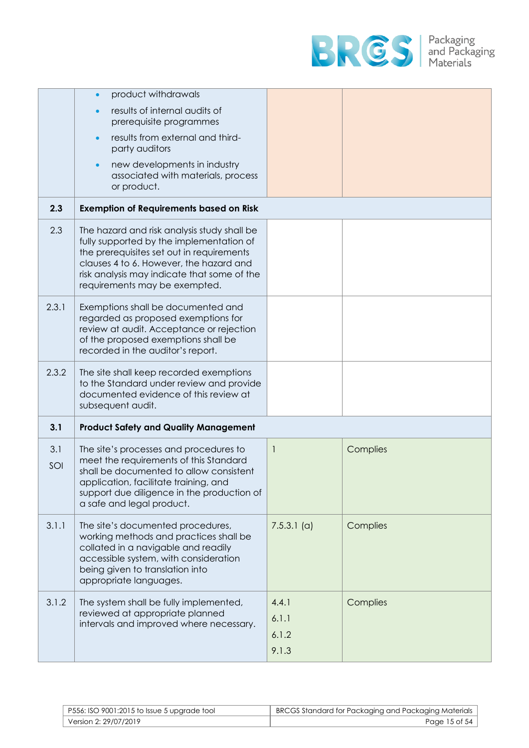| | | | |
|---|---|---|---|
| | • product withdrawals<br>• results of internal audits of prerequisite programmes<br>• results from external and third-party auditors<br>• new developments in industry associated with materials, process or product. | | |
| **2.3** | **Exemption of Requirements based on Risk** | | |
| 2.3 | The hazard and risk analysis study shall be fully supported by the implementation of the prerequisites set out in requirements clauses 4 to 6. However, the hazard and risk analysis may indicate that some of the requirements may be exempted. | | |
| 2.3.1 | Exemptions shall be documented and regarded as proposed exemptions for review at audit. Acceptance or rejection of the proposed exemptions shall be recorded in the auditor's report. | | |
| 2.3.2 | The site shall keep recorded exemptions to the Standard under review and provide documented evidence of this review at subsequent audit. | | |
| **3.1** | **Product Safety and Quality Management** | | |
| 3.1<br>SOI | The site's processes and procedures to meet the requirements of this Standard shall be documented to allow consistent application, facilitate training, and support due diligence in the production of a safe and legal product. | 1 | Complies |
| 3.1.1 | The site's documented procedures, working methods and practices shall be collated in a navigable and readily accessible system, with consideration being given to translation into appropriate languages. | 7.5.3.1 (a) | Complies |
| 3.1.2 | The system shall be fully implemented, reviewed at appropriate planned intervals and improved where necessary. | 4.4.1<br>6.1.1<br>6.1.2<br>9.1.3 | Complies |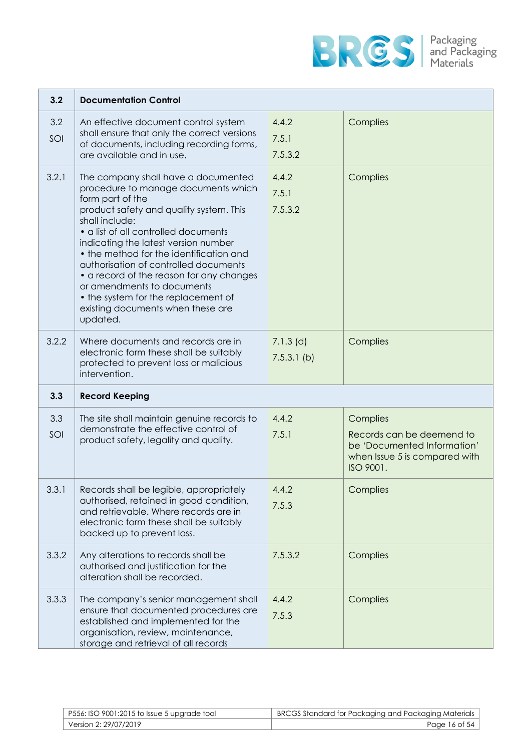| 3.2 | **Documentation Control** | | |
|---|---|---|---|
| 3.2 SOI | An effective document control system shall ensure that only the correct versions of documents, including recording forms, are available and in use. | 4.4.2<br>7.5.1<br>7.5.3.2 | Complies |
| 3.2.1 | The company shall have a documented procedure to manage documents which form part of the product safety and quality system. This shall include:<br>• a list of all controlled documents indicating the latest version number<br>• the method for the identification and authorisation of controlled documents<br>• a record of the reason for any changes or amendments to documents<br>• the system for the replacement of existing documents when these are updated. | 4.4.2<br>7.5.1<br>7.5.3.2 | Complies |
| 3.2.2 | Where documents and records are in electronic form these shall be suitably protected to prevent loss or malicious intervention. | 7.1.3 (d)<br>7.5.3.1 (b) | Complies |
| **3.3** | **Record Keeping** | | |
| 3.3 SOI | The site shall maintain genuine records to demonstrate the effective control of product safety, legality and quality. | 4.4.2<br>7.5.1 | Complies<br>Records can be deemend to be 'Documented Information' when Issue 5 is compared with ISO 9001. |
| 3.3.1 | Records shall be legible, appropriately authorised, retained in good condition, and retrievable. Where records are in electronic form these shall be suitably backed up to prevent loss. | 4.4.2<br>7.5.3 | Complies |
| 3.3.2 | Any alterations to records shall be authorised and justification for the alteration shall be recorded. | 7.5.3.2 | Complies |
| 3.3.3 | The company's senior management shall ensure that documented procedures are established and implemented for the organisation, review, maintenance, storage and retrieval of all records | 4.4.2<br>7.5.3 | Complies |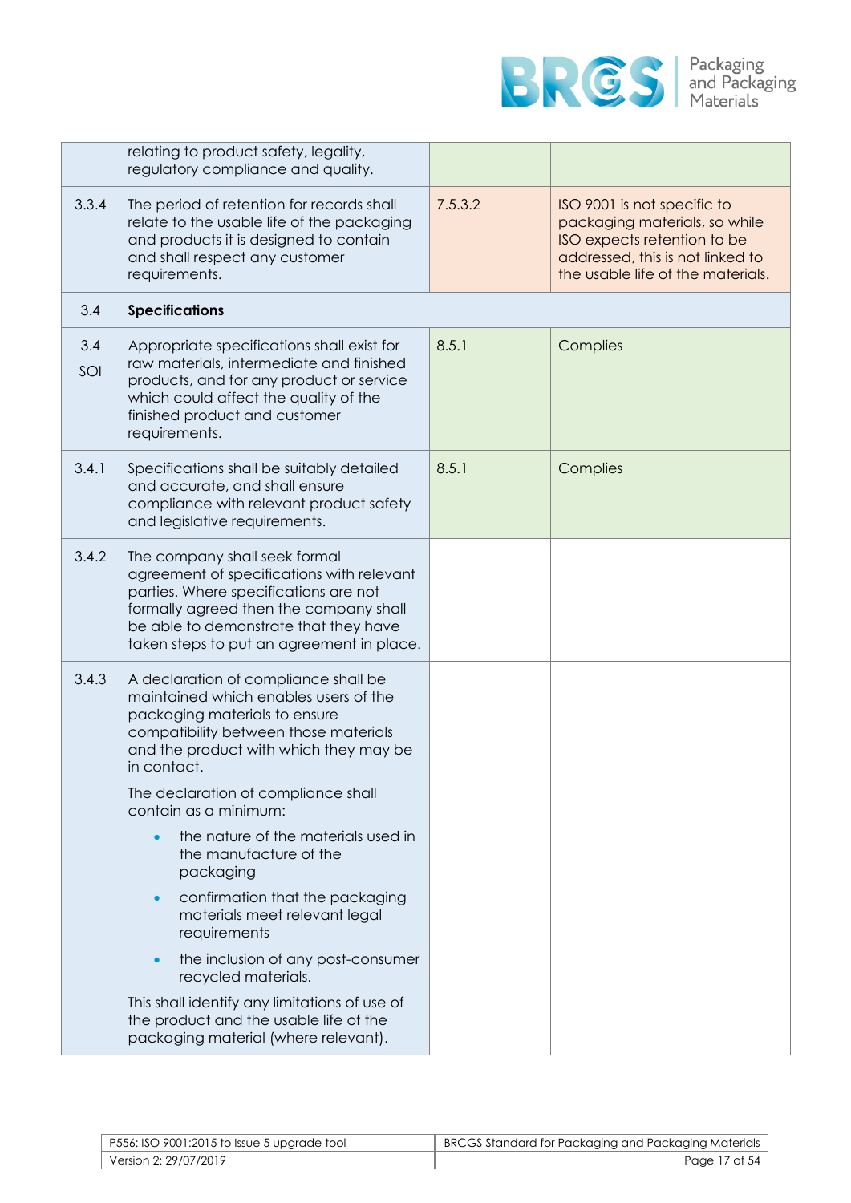| | | | |
|---|---|---|---|
| | relating to product safety, legality, regulatory compliance and quality. | | |
| 3.3.4 | The period of retention for records shall relate to the usable life of the packaging and products it is designed to contain and shall respect any customer requirements. | 7.5.3.2 | ISO 9001 is not specific to packaging materials, so while ISO expects retention to be addressed, this is not linked to the usable life of the materials. |
| 3.4 | **Specifications** | | |
| 3.4 SOI | Appropriate specifications shall exist for raw materials, intermediate and finished products, and for any product or service which could affect the quality of the finished product and customer requirements. | 8.5.1 | Complies |
| 3.4.1 | Specifications shall be suitably detailed and accurate, and shall ensure compliance with relevant product safety and legislative requirements. | 8.5.1 | Complies |
| 3.4.2 | The company shall seek formal agreement of specifications with relevant parties. Where specifications are not formally agreed then the company shall be able to demonstrate that they have taken steps to put an agreement in place. | | |
| 3.4.3 | A declaration of compliance shall be maintained which enables users of the packaging materials to ensure compatibility between those materials and the product with which they may be in contact.<br><br>The declaration of compliance shall contain as a minimum:<br><br>• the nature of the materials used in the manufacture of the packaging<br>• confirmation that the packaging materials meet relevant legal requirements<br>• the inclusion of any post-consumer recycled materials.<br><br>This shall identify any limitations of use of the product and the usable life of the packaging material (where relevant). | | |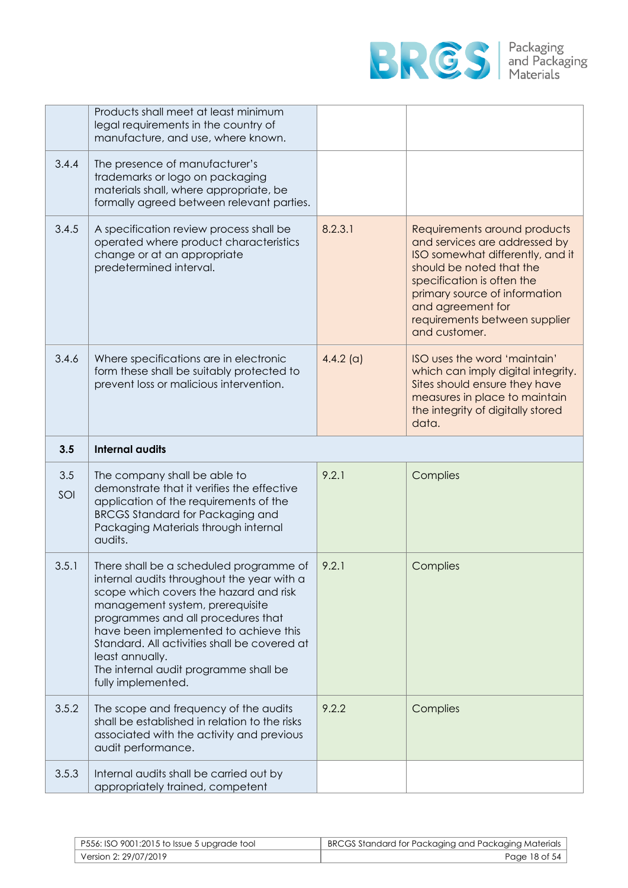| | | | |
|---|---|---|---|
| | Products shall meet at least minimum legal requirements in the country of manufacture, and use, where known. | | |
| 3.4.4 | The presence of manufacturer's trademarks or logo on packaging materials shall, where appropriate, be formally agreed between relevant parties. | | |
| 3.4.5 | A specification review process shall be operated where product characteristics change or at an appropriate predetermined interval. | 8.2.3.1 | Requirements around products and services are addressed by ISO somewhat differently, and it should be noted that the specification is often the primary source of information and agreement for requirements between supplier and customer. |
| 3.4.6 | Where specifications are in electronic form these shall be suitably protected to prevent loss or malicious intervention. | 4.4.2 (a) | ISO uses the word 'maintain' which can imply digital integrity. Sites should ensure they have measures in place to maintain the integrity of digitally stored data. |
| **3.5** | **Internal audits** | | |
| 3.5 SOI | The company shall be able to demonstrate that it verifies the effective application of the requirements of the BRCGS Standard for Packaging and Packaging Materials through internal audits. | 9.2.1 | Complies |
| 3.5.1 | There shall be a scheduled programme of internal audits throughout the year with a scope which covers the hazard and risk management system, prerequisite programmes and all procedures that have been implemented to achieve this Standard. All activities shall be covered at least annually.<br>The internal audit programme shall be fully implemented. | 9.2.1 | Complies |
| 3.5.2 | The scope and frequency of the audits shall be established in relation to the risks associated with the activity and previous audit performance. | 9.2.2 | Complies |
| 3.5.3 | Internal audits shall be carried out by appropriately trained, competent | | |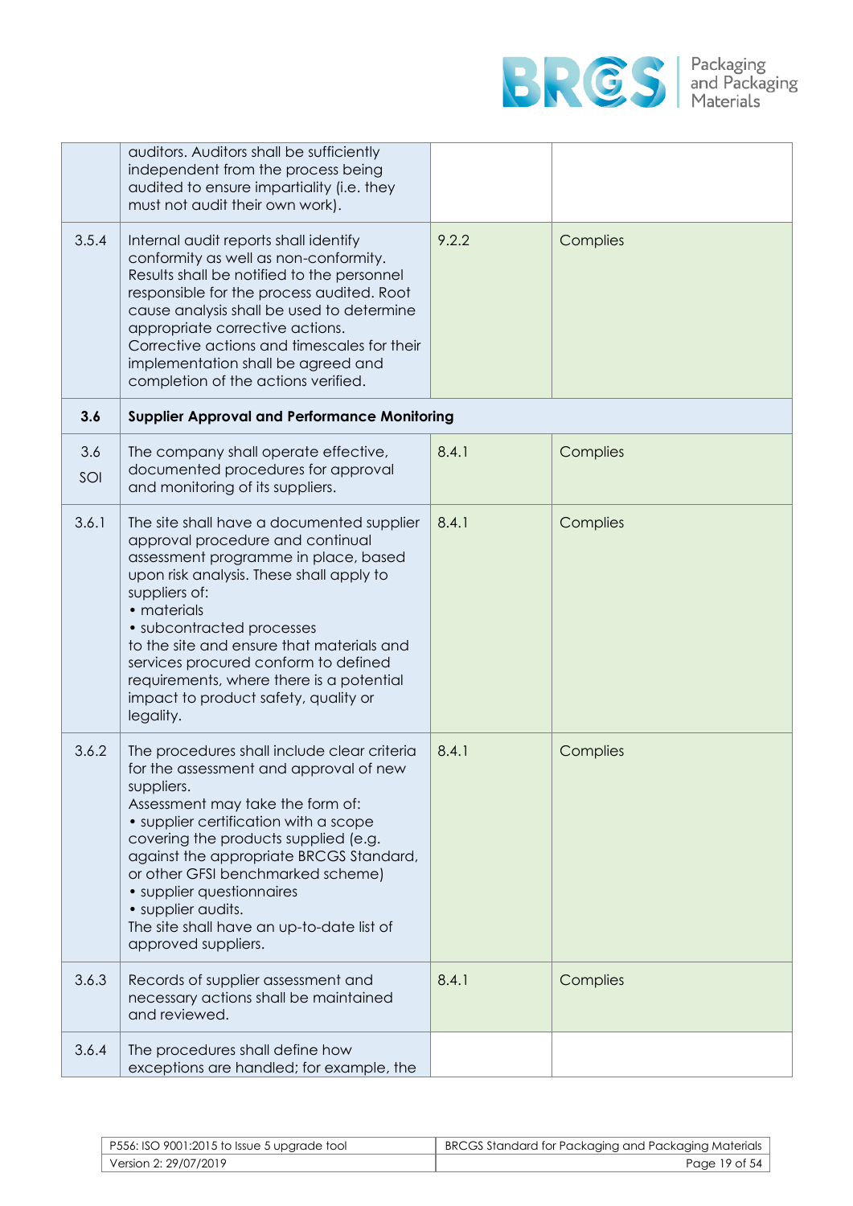| | | | |
|---|---|---|---|
| | auditors. Auditors shall be sufficiently independent from the process being audited to ensure impartiality (i.e. they must not audit their own work). | | |
| 3.5.4 | Internal audit reports shall identify conformity as well as non-conformity. Results shall be notified to the personnel responsible for the process audited. Root cause analysis shall be used to determine appropriate corrective actions. Corrective actions and timescales for their implementation shall be agreed and completion of the actions verified. | 9.2.2 | Complies |
| **3.6** | **Supplier Approval and Performance Monitoring** | | |
| 3.6 SOI | The company shall operate effective, documented procedures for approval and monitoring of its suppliers. | 8.4.1 | Complies |
| 3.6.1 | The site shall have a documented supplier approval procedure and continual assessment programme in place, based upon risk analysis. These shall apply to suppliers of:<br>• materials<br>• subcontracted processes<br>to the site and ensure that materials and services procured conform to defined requirements, where there is a potential impact to product safety, quality or legality. | 8.4.1 | Complies |
| 3.6.2 | The procedures shall include clear criteria for the assessment and approval of new suppliers.<br>Assessment may take the form of:<br>• supplier certification with a scope covering the products supplied (e.g. against the appropriate BRCGS Standard, or other GFSI benchmarked scheme)<br>• supplier questionnaires<br>• supplier audits.<br>The site shall have an up-to-date list of approved suppliers. | 8.4.1 | Complies |
| 3.6.3 | Records of supplier assessment and necessary actions shall be maintained and reviewed. | 8.4.1 | Complies |
| 3.6.4 | The procedures shall define how exceptions are handled; for example, the | | |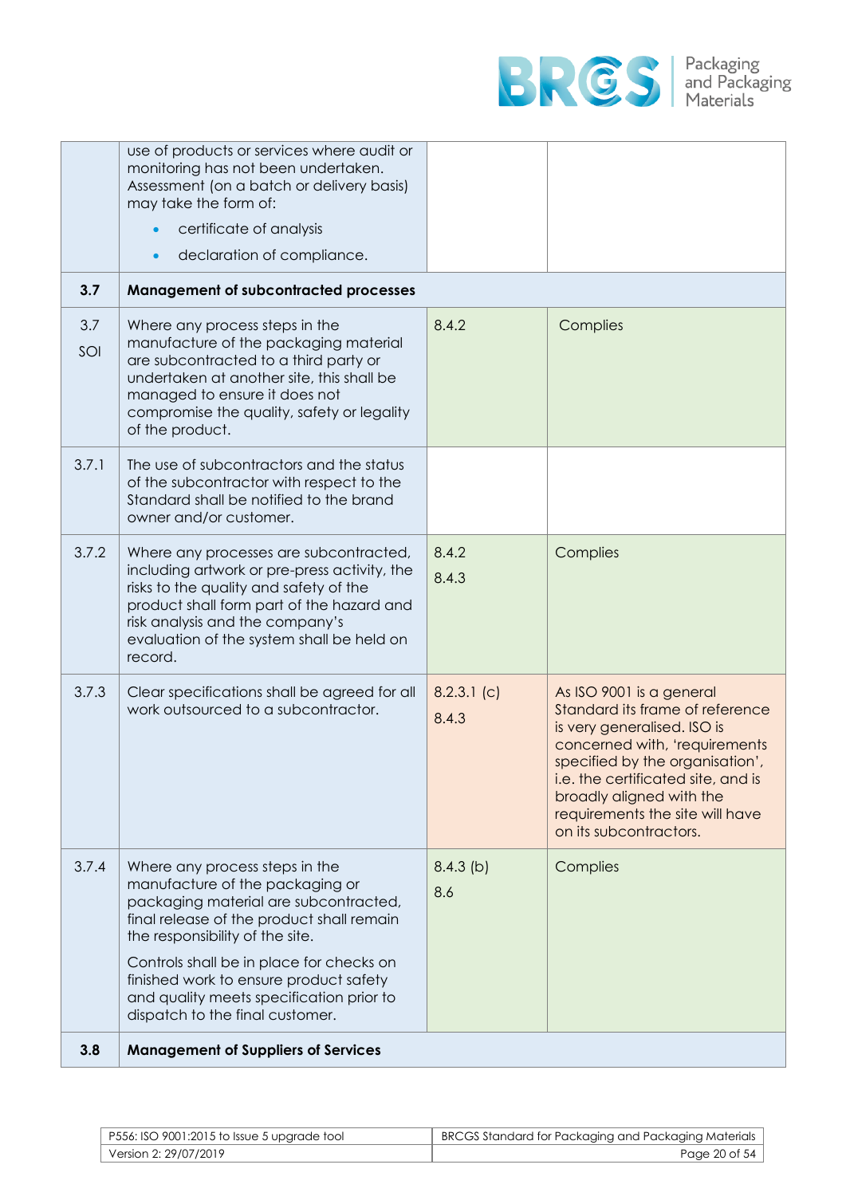| | | | |
|---|---|---|---|
| | use of products or services where audit or monitoring has not been undertaken. Assessment (on a batch or delivery basis) may take the form of:<br>• certificate of analysis<br>• declaration of compliance. | | |
| **3.7** | **Management of subcontracted processes** | | |
| 3.7 SOI | Where any process steps in the manufacture of the packaging material are subcontracted to a third party or undertaken at another site, this shall be managed to ensure it does not compromise the quality, safety or legality of the product. | 8.4.2 | Complies |
| 3.7.1 | The use of subcontractors and the status of the subcontractor with respect to the Standard shall be notified to the brand owner and/or customer. | | |
| 3.7.2 | Where any processes are subcontracted, including artwork or pre-press activity, the risks to the quality and safety of the product shall form part of the hazard and risk analysis and the company's evaluation of the system shall be held on record. | 8.4.2<br>8.4.3 | Complies |
| 3.7.3 | Clear specifications shall be agreed for all work outsourced to a subcontractor. | 8.2.3.1 (c)<br>8.4.3 | As ISO 9001 is a general Standard its frame of reference is very generalised. ISO is concerned with, 'requirements specified by the organisation', i.e. the certificated site, and is broadly aligned with the requirements the site will have on its subcontractors. |
| 3.7.4 | Where any process steps in the manufacture of the packaging or packaging material are subcontracted, final release of the product shall remain the responsibility of the site.<br>Controls shall be in place for checks on finished work to ensure product safety and quality meets specification prior to dispatch to the final customer. | 8.4.3 (b)<br>8.6 | Complies |
| **3.8** | **Management of Suppliers of Services** | | |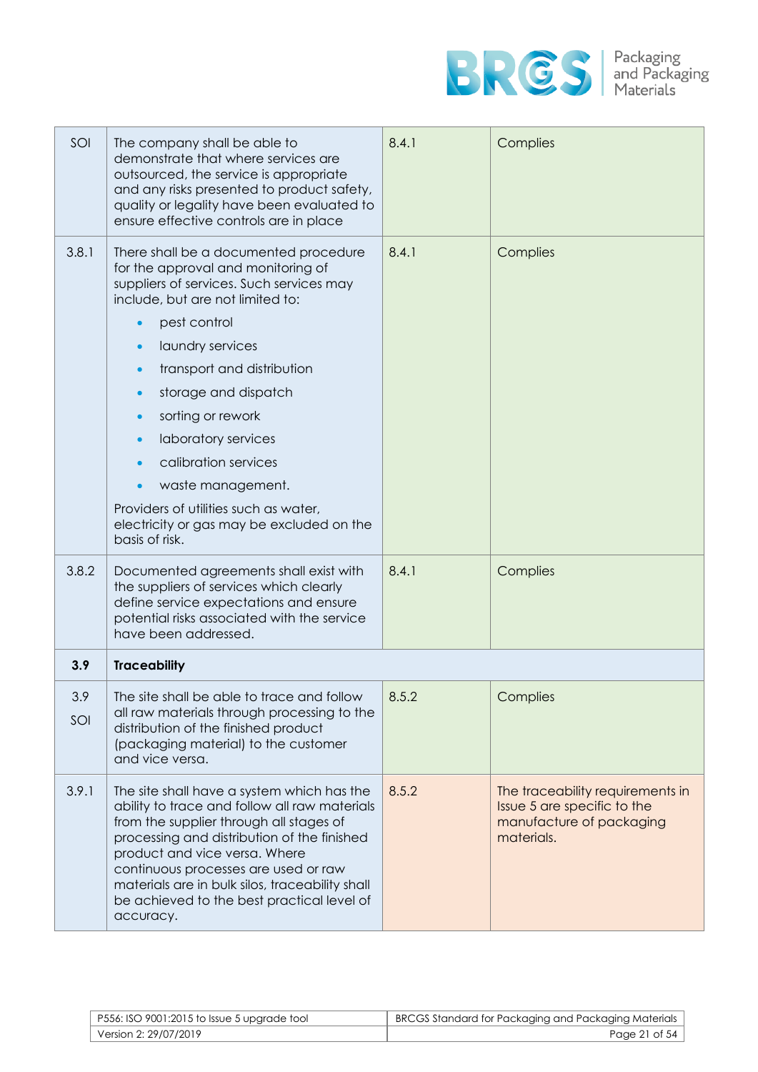| | | | |
|---|---|---|---|
| SOI | The company shall be able to demonstrate that where services are outsourced, the service is appropriate and any risks presented to product safety, quality or legality have been evaluated to ensure effective controls are in place | 8.4.1 | Complies |
| 3.8.1 | There shall be a documented procedure for the approval and monitoring of suppliers of services. Such services may include, but are not limited to:<br>• pest control<br>• laundry services<br>• transport and distribution<br>• storage and dispatch<br>• sorting or rework<br>• laboratory services<br>• calibration services<br>• waste management.<br>Providers of utilities such as water, electricity or gas may be excluded on the basis of risk. | 8.4.1 | Complies |
| 3.8.2 | Documented agreements shall exist with the suppliers of services which clearly define service expectations and ensure potential risks associated with the service have been addressed. | 8.4.1 | Complies |
| **3.9** | **Traceability** | | |
| 3.9 SOI | The site shall be able to trace and follow all raw materials through processing to the distribution of the finished product (packaging material) to the customer and vice versa. | 8.5.2 | Complies |
| 3.9.1 | The site shall have a system which has the ability to trace and follow all raw materials from the supplier through all stages of processing and distribution of the finished product and vice versa. Where continuous processes are used or raw materials are in bulk silos, traceability shall be achieved to the best practical level of accuracy. | 8.5.2 | The traceability requirements in Issue 5 are specific to the manufacture of packaging materials. |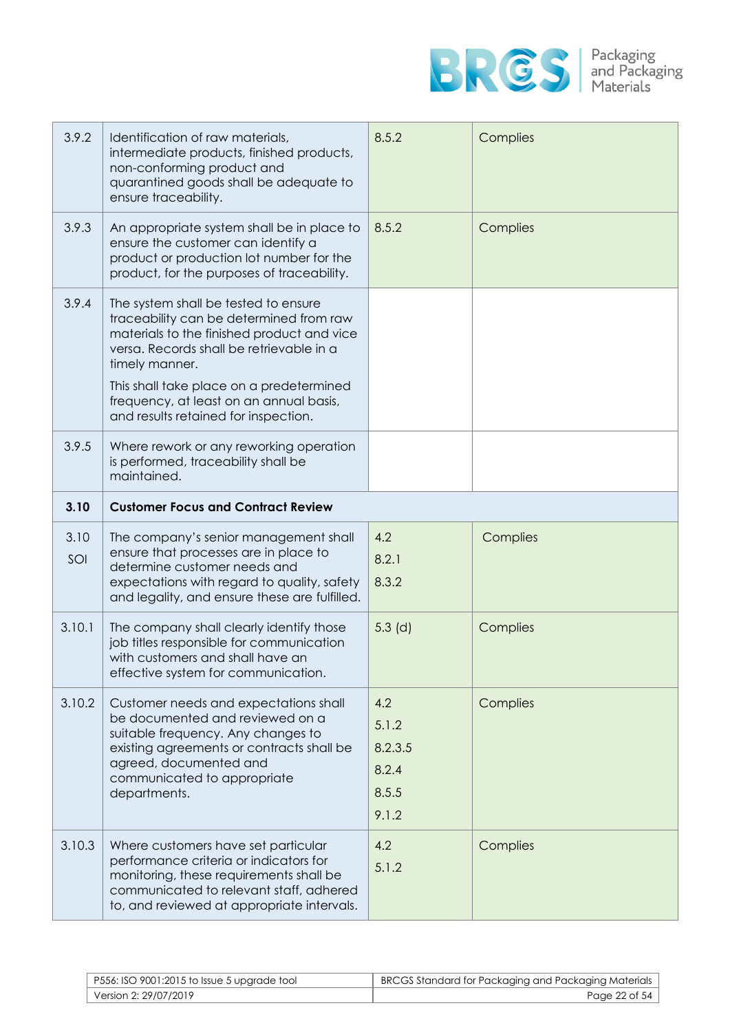| | | | |
|---|---|---|---|
| 3.9.2 | Identification of raw materials, intermediate products, finished products, non-conforming product and quarantined goods shall be adequate to ensure traceability. | 8.5.2 | Complies |
| 3.9.3 | An appropriate system shall be in place to ensure the customer can identify a product or production lot number for the product, for the purposes of traceability. | 8.5.2 | Complies |
| 3.9.4 | The system shall be tested to ensure traceability can be determined from raw materials to the finished product and vice versa. Records shall be retrievable in a timely manner.<br><br>This shall take place on a predetermined frequency, at least on an annual basis, and results retained for inspection. | | |
| 3.9.5 | Where rework or any reworking operation is performed, traceability shall be maintained. | | |
| **3.10** | **Customer Focus and Contract Review** | | |
| 3.10 SOI | The company's senior management shall ensure that processes are in place to determine customer needs and expectations with regard to quality, safety and legality, and ensure these are fulfilled. | 4.2<br>8.2.1<br>8.3.2 | Complies |
| 3.10.1 | The company shall clearly identify those job titles responsible for communication with customers and shall have an effective system for communication. | 5.3 (d) | Complies |
| 3.10.2 | Customer needs and expectations shall be documented and reviewed on a suitable frequency. Any changes to existing agreements or contracts shall be agreed, documented and communicated to appropriate departments. | 4.2<br>5.1.2<br>8.2.3.5<br>8.2.4<br>8.5.5<br>9.1.2 | Complies |
| 3.10.3 | Where customers have set particular performance criteria or indicators for monitoring, these requirements shall be communicated to relevant staff, adhered to, and reviewed at appropriate intervals. | 4.2<br>5.1.2 | Complies |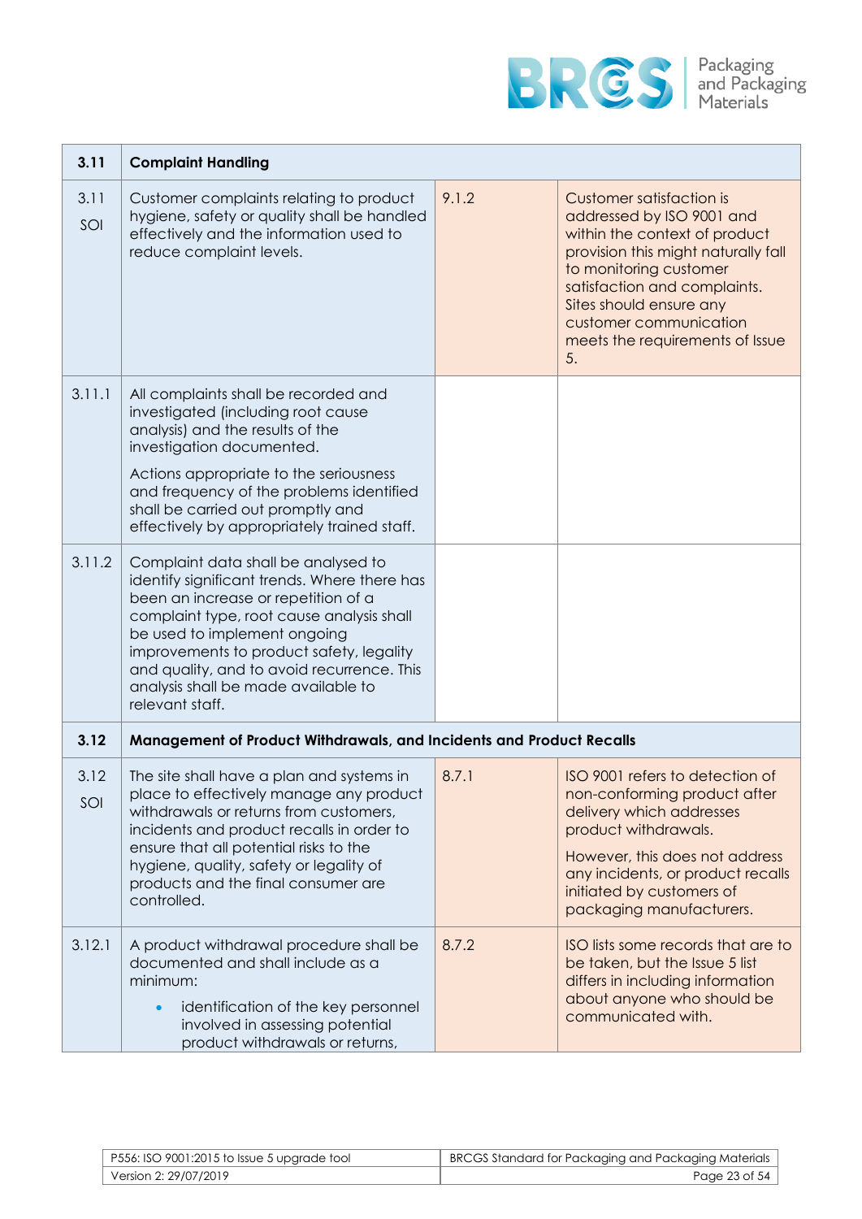| | | | |
|---|---|---|---|
| **3.11** | **Complaint Handling** | | |
| 3.11 SOI | Customer complaints relating to product hygiene, safety or quality shall be handled effectively and the information used to reduce complaint levels. | 9.1.2 | Customer satisfaction is addressed by ISO 9001 and within the context of product provision this might naturally fall to monitoring customer satisfaction and complaints. Sites should ensure any customer communication meets the requirements of Issue 5. |
| 3.11.1 | All complaints shall be recorded and investigated (including root cause analysis) and the results of the investigation documented.<br><br>Actions appropriate to the seriousness and frequency of the problems identified shall be carried out promptly and effectively by appropriately trained staff. | | |
| 3.11.2 | Complaint data shall be analysed to identify significant trends. Where there has been an increase or repetition of a complaint type, root cause analysis shall be used to implement ongoing improvements to product safety, legality and quality, and to avoid recurrence. This analysis shall be made available to relevant staff. | | |
| **3.12** | **Management of Product Withdrawals, and Incidents and Product Recalls** | | |
| 3.12 SOI | The site shall have a plan and systems in place to effectively manage any product withdrawals or returns from customers, incidents and product recalls in order to ensure that all potential risks to the hygiene, quality, safety or legality of products and the final consumer are controlled. | 8.7.1 | ISO 9001 refers to detection of non-conforming product after delivery which addresses product withdrawals.<br><br>However, this does not address any incidents, or product recalls initiated by customers of packaging manufacturers. |
| 3.12.1 | A product withdrawal procedure shall be documented and shall include as a minimum:<br><br>• identification of the key personnel involved in assessing potential product withdrawals or returns, | 8.7.2 | ISO lists some records that are to be taken, but the Issue 5 list differs in including information about anyone who should be communicated with. |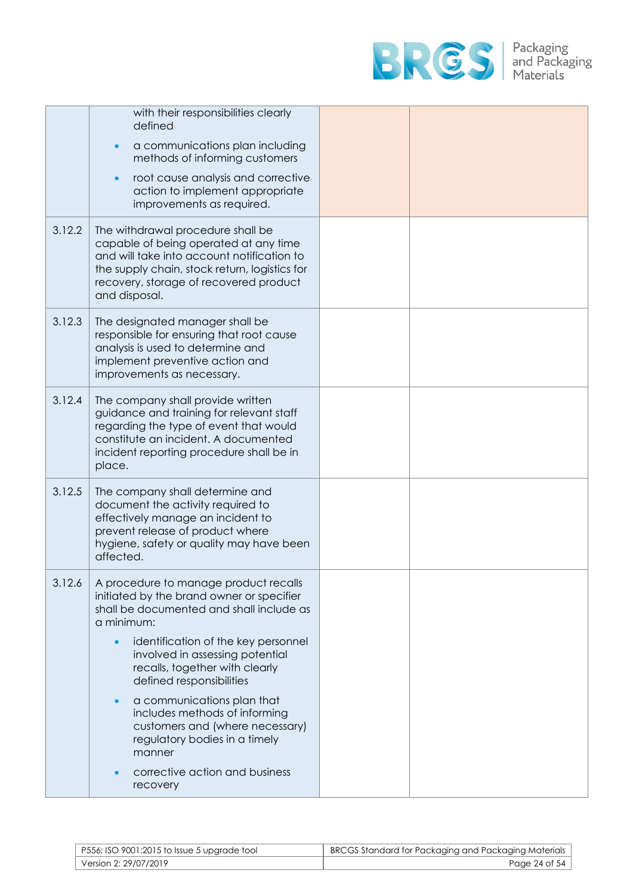| | | | |
|---|---|---|---|
| | with their responsibilities clearly defined<br>• a communications plan including methods of informing customers<br>• root cause analysis and corrective action to implement appropriate improvements as required. | | |
| 3.12.2 | The withdrawal procedure shall be capable of being operated at any time and will take into account notification to the supply chain, stock return, logistics for recovery, storage of recovered product and disposal. | | |
| 3.12.3 | The designated manager shall be responsible for ensuring that root cause analysis is used to determine and implement preventive action and improvements as necessary. | | |
| 3.12.4 | The company shall provide written guidance and training for relevant staff regarding the type of event that would constitute an incident. A documented incident reporting procedure shall be in place. | | |
| 3.12.5 | The company shall determine and document the activity required to effectively manage an incident to prevent release of product where hygiene, safety or quality may have been affected. | | |
| 3.12.6 | A procedure to manage product recalls initiated by the brand owner or specifier shall be documented and shall include as a minimum:<br>• identification of the key personnel involved in assessing potential recalls, together with clearly defined responsibilities<br>• a communications plan that includes methods of informing customers and (where necessary) regulatory bodies in a timely manner<br>• corrective action and business recovery | | |

| | |
|---|---|
| P556: ISO 9001:2015 to Issue 5 upgrade tool | BRCGS Standard for Packaging and Packaging Materials |
| Version 2: 29/07/2019 | |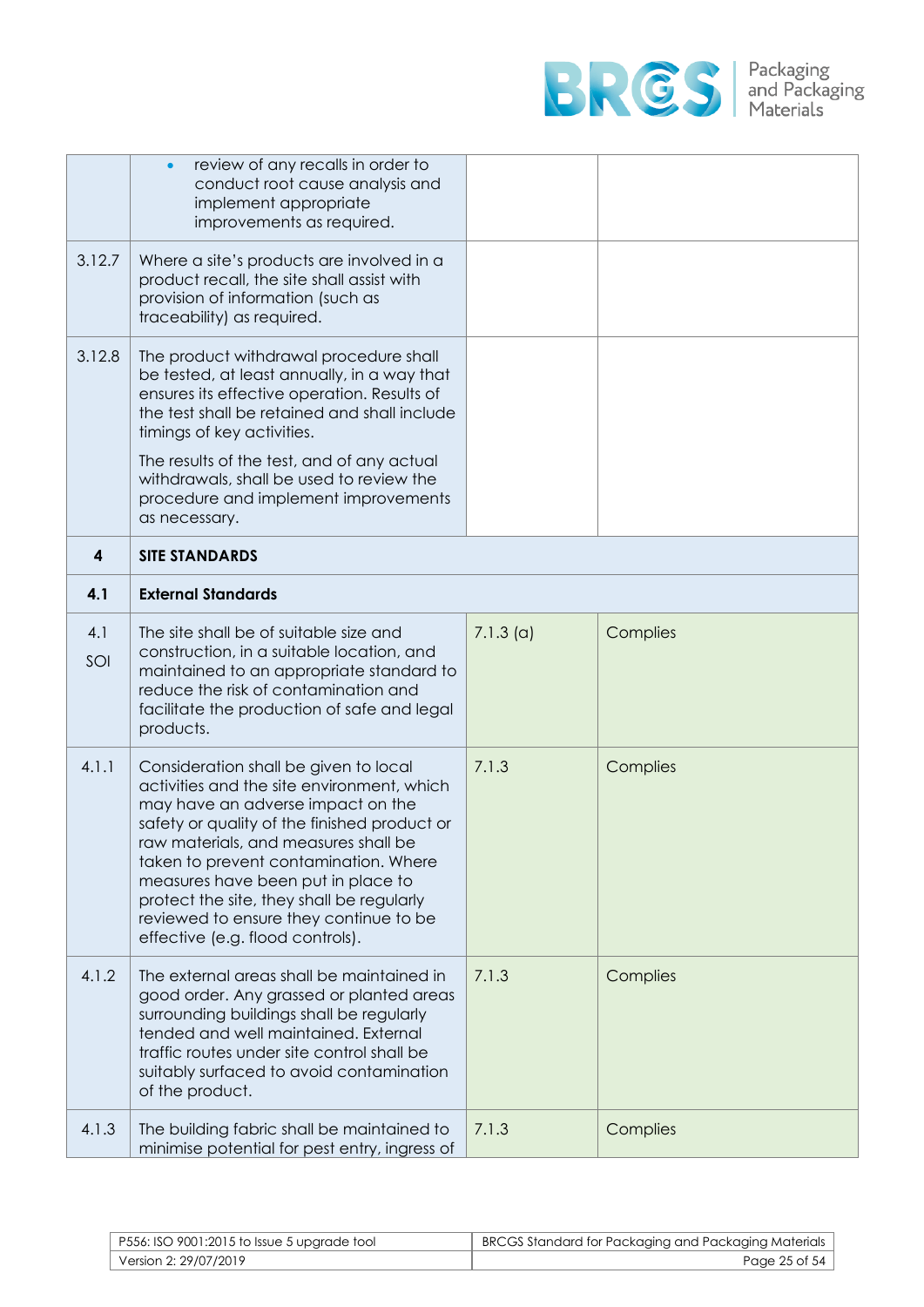| | | | |
|---|---|---|---|
| | • review of any recalls in order to conduct root cause analysis and implement appropriate improvements as required. | | |
| 3.12.7 | Where a site's products are involved in a product recall, the site shall assist with provision of information (such as traceability) as required. | | |
| 3.12.8 | The product withdrawal procedure shall be tested, at least annually, in a way that ensures its effective operation. Results of the test shall be retained and shall include timings of key activities.<br><br>The results of the test, and of any actual withdrawals, shall be used to review the procedure and implement improvements as necessary. | | |
| **4** | **SITE STANDARDS** | | |
| **4.1** | **External Standards** | | |
| 4.1<br>SOI | The site shall be of suitable size and construction, in a suitable location, and maintained to an appropriate standard to reduce the risk of contamination and facilitate the production of safe and legal products. | 7.1.3 (a) | Complies |
| 4.1.1 | Consideration shall be given to local activities and the site environment, which may have an adverse impact on the safety or quality of the finished product or raw materials, and measures shall be taken to prevent contamination. Where measures have been put in place to protect the site, they shall be regularly reviewed to ensure they continue to be effective (e.g. flood controls). | 7.1.3 | Complies |
| 4.1.2 | The external areas shall be maintained in good order. Any grassed or planted areas surrounding buildings shall be regularly tended and well maintained. External traffic routes under site control shall be suitably surfaced to avoid contamination of the product. | 7.1.3 | Complies |
| 4.1.3 | The building fabric shall be maintained to minimise potential for pest entry, ingress of | 7.1.3 | Complies |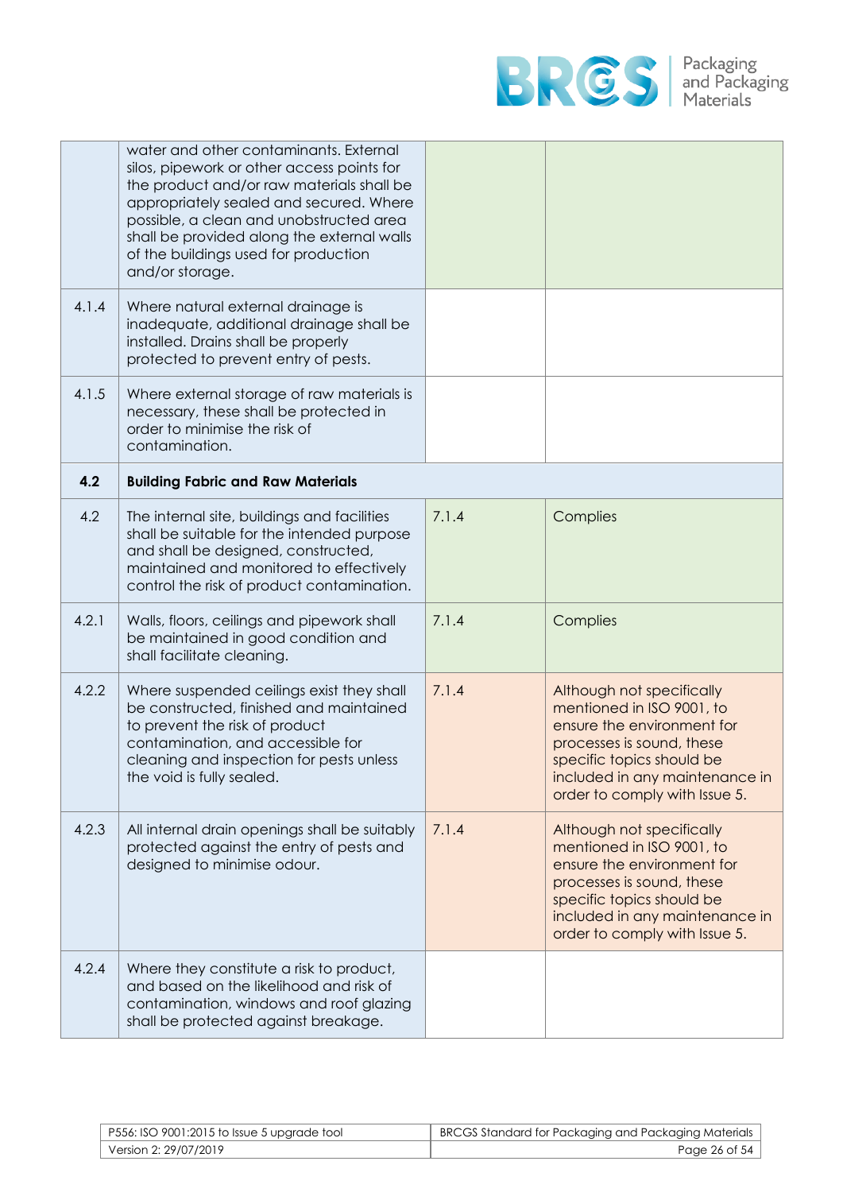| | | | |
|---|---|---|---|
| | water and other contaminants. External silos, pipework or other access points for the product and/or raw materials shall be appropriately sealed and secured. Where possible, a clean and unobstructed area shall be provided along the external walls of the buildings used for production and/or storage. | | |
| 4.1.4 | Where natural external drainage is inadequate, additional drainage shall be installed. Drains shall be properly protected to prevent entry of pests. | | |
| 4.1.5 | Where external storage of raw materials is necessary, these shall be protected in order to minimise the risk of contamination. | | |
| **4.2** | **Building Fabric and Raw Materials** | | |
| 4.2 | The internal site, buildings and facilities shall be suitable for the intended purpose and shall be designed, constructed, maintained and monitored to effectively control the risk of product contamination. | 7.1.4 | Complies |
| 4.2.1 | Walls, floors, ceilings and pipework shall be maintained in good condition and shall facilitate cleaning. | 7.1.4 | Complies |
| 4.2.2 | Where suspended ceilings exist they shall be constructed, finished and maintained to prevent the risk of product contamination, and accessible for cleaning and inspection for pests unless the void is fully sealed. | 7.1.4 | Although not specifically mentioned in ISO 9001, to ensure the environment for processes is sound, these specific topics should be included in any maintenance in order to comply with Issue 5. |
| 4.2.3 | All internal drain openings shall be suitably protected against the entry of pests and designed to minimise odour. | 7.1.4 | Although not specifically mentioned in ISO 9001, to ensure the environment for processes is sound, these specific topics should be included in any maintenance in order to comply with Issue 5. |
| 4.2.4 | Where they constitute a risk to product, and based on the likelihood and risk of contamination, windows and roof glazing shall be protected against breakage. | | |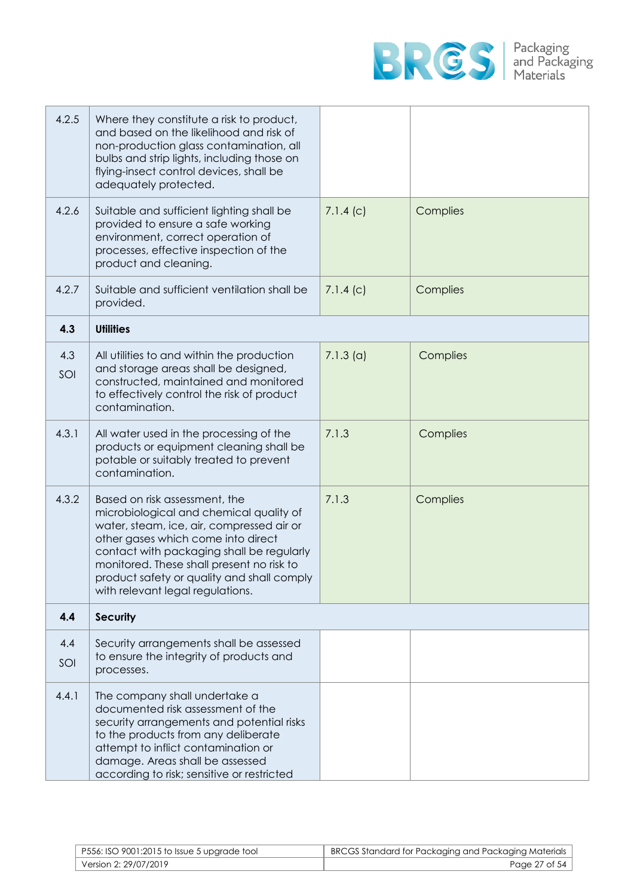| | | | |
|---|---|---|---|
| 4.2.5 | Where they constitute a risk to product, and based on the likelihood and risk of non-production glass contamination, all bulbs and strip lights, including those on flying-insect control devices, shall be adequately protected. | | |
| 4.2.6 | Suitable and sufficient lighting shall be provided to ensure a safe working environment, correct operation of processes, effective inspection of the product and cleaning. | 7.1.4 (c) | Complies |
| 4.2.7 | Suitable and sufficient ventilation shall be provided. | 7.1.4 (c) | Complies |
| **4.3** | **Utilities** | | |
| 4.3 SOI | All utilities to and within the production and storage areas shall be designed, constructed, maintained and monitored to effectively control the risk of product contamination. | 7.1.3 (a) | Complies |
| 4.3.1 | All water used in the processing of the products or equipment cleaning shall be potable or suitably treated to prevent contamination. | 7.1.3 | Complies |
| 4.3.2 | Based on risk assessment, the microbiological and chemical quality of water, steam, ice, air, compressed air or other gases which come into direct contact with packaging shall be regularly monitored. These shall present no risk to product safety or quality and shall comply with relevant legal regulations. | 7.1.3 | Complies |
| **4.4** | **Security** | | |
| 4.4 SOI | Security arrangements shall be assessed to ensure the integrity of products and processes. | | |
| 4.4.1 | The company shall undertake a documented risk assessment of the security arrangements and potential risks to the products from any deliberate attempt to inflict contamination or damage. Areas shall be assessed according to risk; sensitive or restricted | | |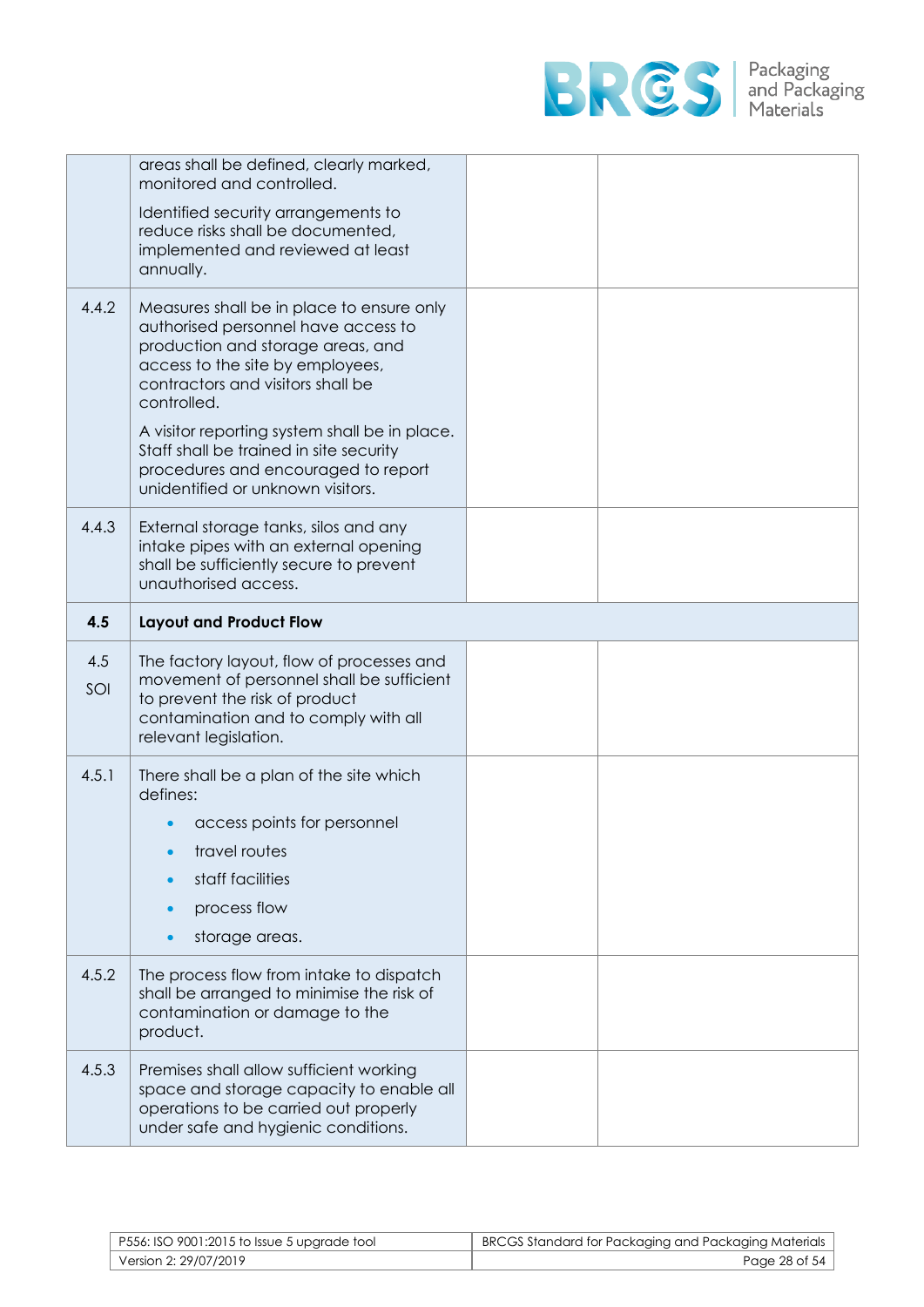| | | | |
|---|---|---|---|
| | areas shall be defined, clearly marked, monitored and controlled.<br><br>Identified security arrangements to reduce risks shall be documented, implemented and reviewed at least annually. | | |
| 4.4.2 | Measures shall be in place to ensure only authorised personnel have access to production and storage areas, and access to the site by employees, contractors and visitors shall be controlled.<br><br>A visitor reporting system shall be in place. Staff shall be trained in site security procedures and encouraged to report unidentified or unknown visitors. | | |
| 4.4.3 | External storage tanks, silos and any intake pipes with an external opening shall be sufficiently secure to prevent unauthorised access. | | |
| **4.5** | **Layout and Product Flow** | | |
| 4.5 SOI | The factory layout, flow of processes and movement of personnel shall be sufficient to prevent the risk of product contamination and to comply with all relevant legislation. | | |
| 4.5.1 | There shall be a plan of the site which defines:<br>• access points for personnel<br>• travel routes<br>• staff facilities<br>• process flow<br>• storage areas. | | |
| 4.5.2 | The process flow from intake to dispatch shall be arranged to minimise the risk of contamination or damage to the product. | | |
| 4.5.3 | Premises shall allow sufficient working space and storage capacity to enable all operations to be carried out properly under safe and hygienic conditions. | | |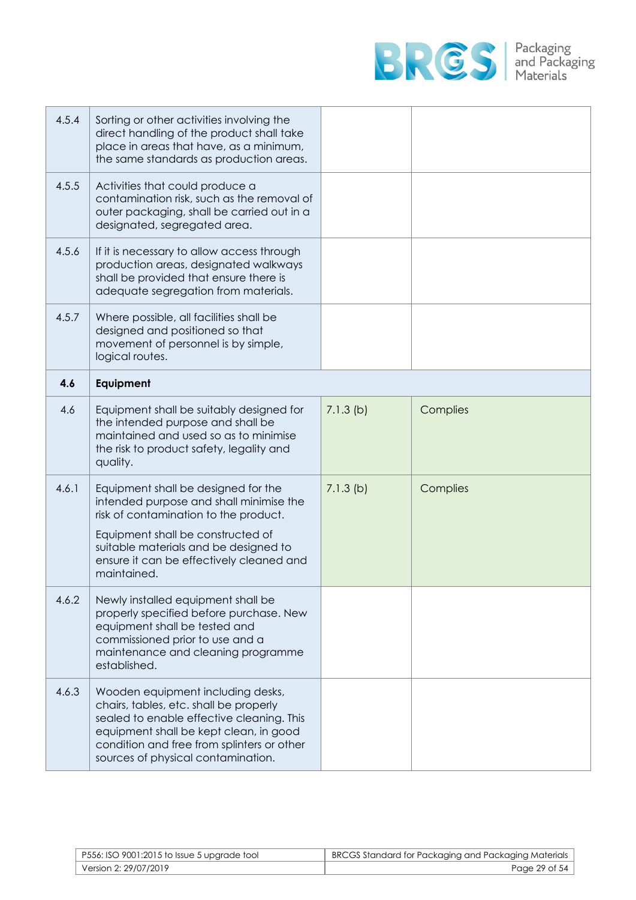| | | | |
|---|---|---|---|
| 4.5.4 | Sorting or other activities involving the direct handling of the product shall take place in areas that have, as a minimum, the same standards as production areas. | | |
| 4.5.5 | Activities that could produce a contamination risk, such as the removal of outer packaging, shall be carried out in a designated, segregated area. | | |
| 4.5.6 | If it is necessary to allow access through production areas, designated walkways shall be provided that ensure there is adequate segregation from materials. | | |
| 4.5.7 | Where possible, all facilities shall be designed and positioned so that movement of personnel is by simple, logical routes. | | |
| **4.6** | **Equipment** | | |
| 4.6 | Equipment shall be suitably designed for the intended purpose and shall be maintained and used so as to minimise the risk to product safety, legality and quality. | 7.1.3 (b) | Complies |
| 4.6.1 | Equipment shall be designed for the intended purpose and shall minimise the risk of contamination to the product.<br><br>Equipment shall be constructed of suitable materials and be designed to ensure it can be effectively cleaned and maintained. | 7.1.3 (b) | Complies |
| 4.6.2 | Newly installed equipment shall be properly specified before purchase. New equipment shall be tested and commissioned prior to use and a maintenance and cleaning programme established. | | |
| 4.6.3 | Wooden equipment including desks, chairs, tables, etc. shall be properly sealed to enable effective cleaning. This equipment shall be kept clean, in good condition and free from splinters or other sources of physical contamination. | | |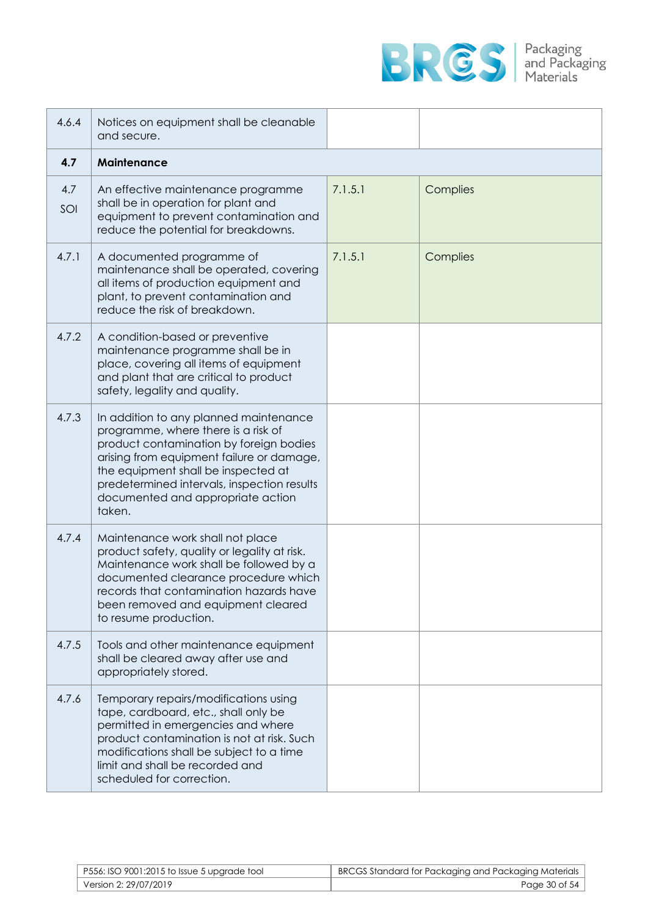| | | | |
|---|---|---|---|
| 4.6.4 | Notices on equipment shall be cleanable and secure. | | |
| **4.7** | **Maintenance** | | |
| 4.7 SOI | An effective maintenance programme shall be in operation for plant and equipment to prevent contamination and reduce the potential for breakdowns. | 7.1.5.1 | Complies |
| 4.7.1 | A documented programme of maintenance shall be operated, covering all items of production equipment and plant, to prevent contamination and reduce the risk of breakdown. | 7.1.5.1 | Complies |
| 4.7.2 | A condition-based or preventive maintenance programme shall be in place, covering all items of equipment and plant that are critical to product safety, legality and quality. | | |
| 4.7.3 | In addition to any planned maintenance programme, where there is a risk of product contamination by foreign bodies arising from equipment failure or damage, the equipment shall be inspected at predetermined intervals, inspection results documented and appropriate action taken. | | |
| 4.7.4 | Maintenance work shall not place product safety, quality or legality at risk. Maintenance work shall be followed by a documented clearance procedure which records that contamination hazards have been removed and equipment cleared to resume production. | | |
| 4.7.5 | Tools and other maintenance equipment shall be cleared away after use and appropriately stored. | | |
| 4.7.6 | Temporary repairs/modifications using tape, cardboard, etc., shall only be permitted in emergencies and where product contamination is not at risk. Such modifications shall be subject to a time limit and shall be recorded and scheduled for correction. | | |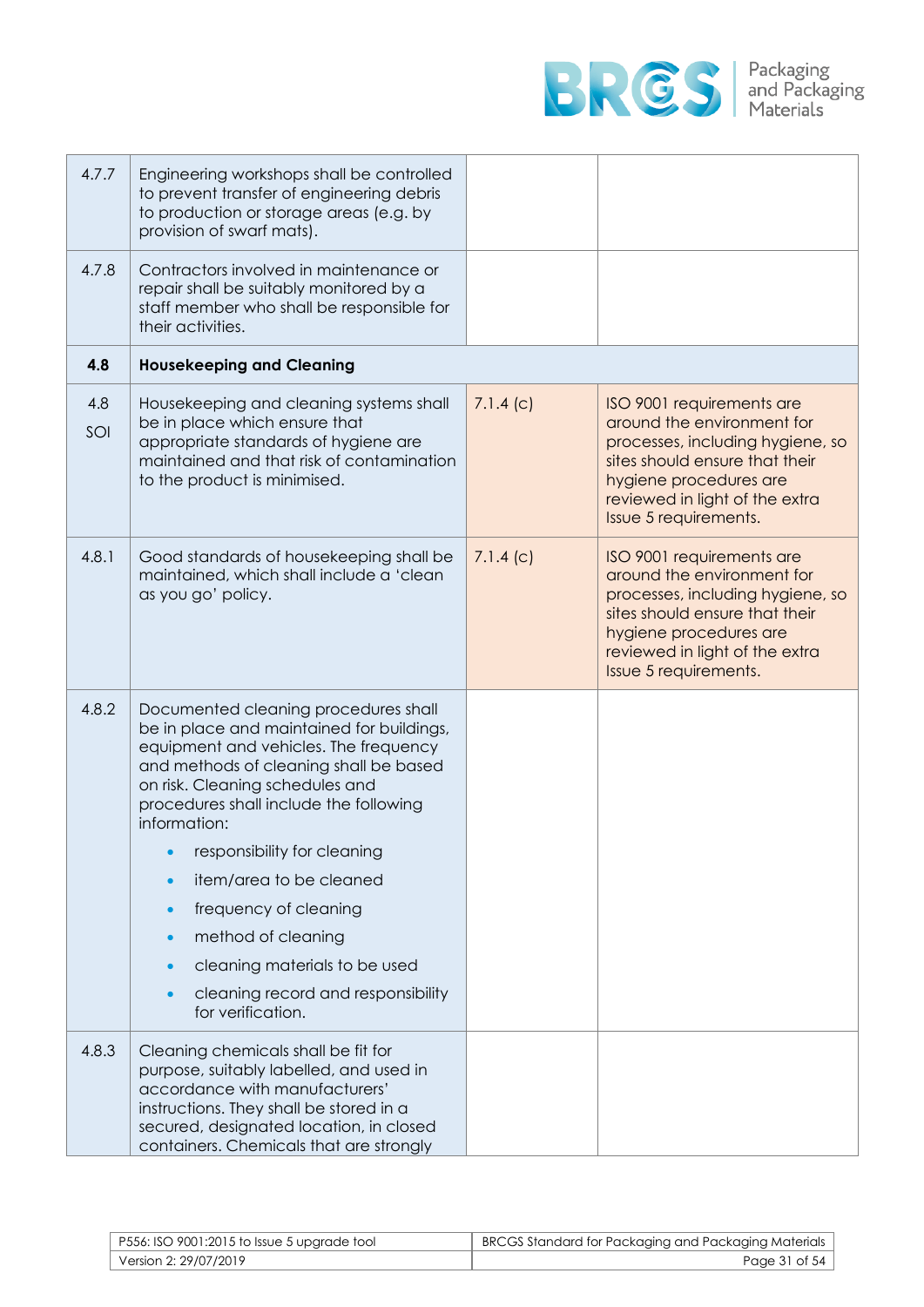| | | | |
|---|---|---|---|
| 4.7.7 | Engineering workshops shall be controlled to prevent transfer of engineering debris to production or storage areas (e.g. by provision of swarf mats). | | |
| 4.7.8 | Contractors involved in maintenance or repair shall be suitably monitored by a staff member who shall be responsible for their activities. | | |
| **4.8** | **Housekeeping and Cleaning** | | |
| 4.8 SOI | Housekeeping and cleaning systems shall be in place which ensure that appropriate standards of hygiene are maintained and that risk of contamination to the product is minimised. | 7.1.4 (c) | ISO 9001 requirements are around the environment for processes, including hygiene, so sites should ensure that their hygiene procedures are reviewed in light of the extra Issue 5 requirements. |
| 4.8.1 | Good standards of housekeeping shall be maintained, which shall include a 'clean as you go' policy. | 7.1.4 (c) | ISO 9001 requirements are around the environment for processes, including hygiene, so sites should ensure that their hygiene procedures are reviewed in light of the extra Issue 5 requirements. |
| 4.8.2 | Documented cleaning procedures shall be in place and maintained for buildings, equipment and vehicles. The frequency and methods of cleaning shall be based on risk. Cleaning schedules and procedures shall include the following information:<br>• responsibility for cleaning<br>• item/area to be cleaned<br>• frequency of cleaning<br>• method of cleaning<br>• cleaning materials to be used<br>• cleaning record and responsibility for verification. | | |
| 4.8.3 | Cleaning chemicals shall be fit for purpose, suitably labelled, and used in accordance with manufacturers' instructions. They shall be stored in a secured, designated location, in closed containers. Chemicals that are strongly | | |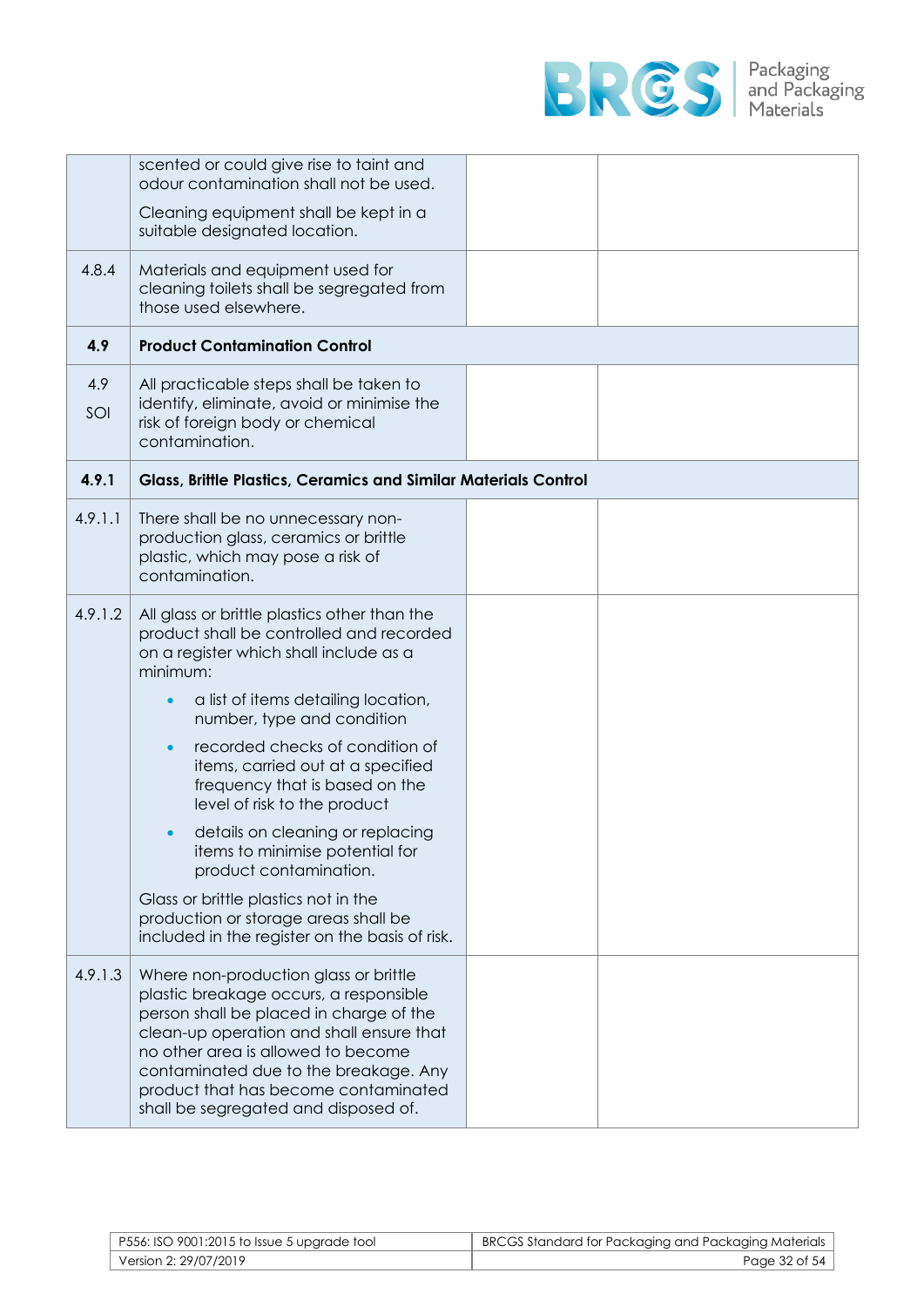| | | | |
|---|---|---|---|
| | scented or could give rise to taint and odour contamination shall not be used.<br><br>Cleaning equipment shall be kept in a suitable designated location. | | |
| 4.8.4 | Materials and equipment used for cleaning toilets shall be segregated from those used elsewhere. | | |
| **4.9** | **Product Contamination Control** | | |
| 4.9 SOI | All practicable steps shall be taken to identify, eliminate, avoid or minimise the risk of foreign body or chemical contamination. | | |
| **4.9.1** | **Glass, Brittle Plastics, Ceramics and Similar Materials Control** | | |
| 4.9.1.1 | There shall be no unnecessary non-production glass, ceramics or brittle plastic, which may pose a risk of contamination. | | |
| 4.9.1.2 | All glass or brittle plastics other than the product shall be controlled and recorded on a register which shall include as a minimum:<br><br>• a list of items detailing location, number, type and condition<br>• recorded checks of condition of items, carried out at a specified frequency that is based on the level of risk to the product<br>• details on cleaning or replacing items to minimise potential for product contamination.<br><br>Glass or brittle plastics not in the production or storage areas shall be included in the register on the basis of risk. | | |
| 4.9.1.3 | Where non-production glass or brittle plastic breakage occurs, a responsible person shall be placed in charge of the clean-up operation and shall ensure that no other area is allowed to become contaminated due to the breakage. Any product that has become contaminated shall be segregated and disposed of. | | |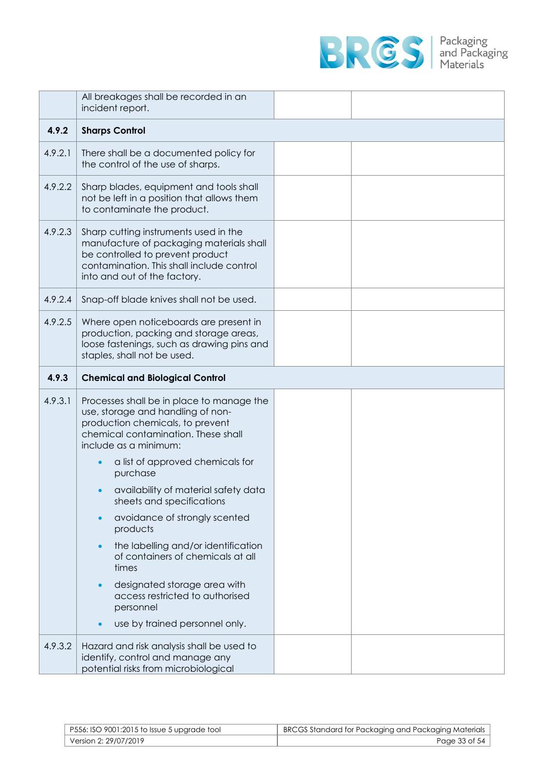| | | | |
|---|---|---|---|
| | All breakages shall be recorded in an incident report. | | |
| **4.9.2** | **Sharps Control** | | |
| 4.9.2.1 | There shall be a documented policy for the control of the use of sharps. | | |
| 4.9.2.2 | Sharp blades, equipment and tools shall not be left in a position that allows them to contaminate the product. | | |
| 4.9.2.3 | Sharp cutting instruments used in the manufacture of packaging materials shall be controlled to prevent product contamination. This shall include control into and out of the factory. | | |
| 4.9.2.4 | Snap-off blade knives shall not be used. | | |
| 4.9.2.5 | Where open noticeboards are present in production, packing and storage areas, loose fastenings, such as drawing pins and staples, shall not be used. | | |
| **4.9.3** | **Chemical and Biological Control** | | |
| 4.9.3.1 | Processes shall be in place to manage the use, storage and handling of non-production chemicals, to prevent chemical contamination. These shall include as a minimum:<br>• a list of approved chemicals for purchase<br>• availability of material safety data sheets and specifications<br>• avoidance of strongly scented products<br>• the labelling and/or identification of containers of chemicals at all times<br>• designated storage area with access restricted to authorised personnel<br>• use by trained personnel only. | | |
| 4.9.3.2 | Hazard and risk analysis shall be used to identify, control and manage any potential risks from microbiological | | |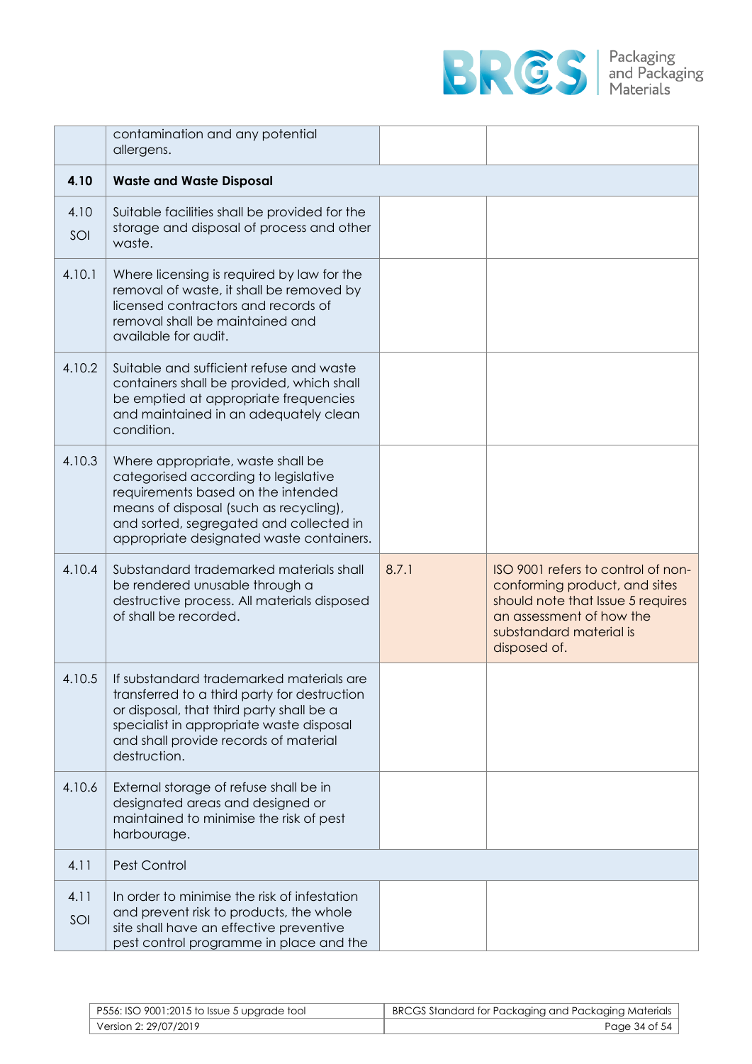|  | contamination and any potential allergens. |  |  |
|---|---|---|---|
| **4.10** | **Waste and Waste Disposal** |  |  |
| 4.10 SOI | Suitable facilities shall be provided for the storage and disposal of process and other waste. |  |  |
| 4.10.1 | Where licensing is required by law for the removal of waste, it shall be removed by licensed contractors and records of removal shall be maintained and available for audit. |  |  |
| 4.10.2 | Suitable and sufficient refuse and waste containers shall be provided, which shall be emptied at appropriate frequencies and maintained in an adequately clean condition. |  |  |
| 4.10.3 | Where appropriate, waste shall be categorised according to legislative requirements based on the intended means of disposal (such as recycling), and sorted, segregated and collected in appropriate designated waste containers. |  |  |
| 4.10.4 | Substandard trademarked materials shall be rendered unusable through a destructive process. All materials disposed of shall be recorded. | 8.7.1 | ISO 9001 refers to control of non-conforming product, and sites should note that Issue 5 requires an assessment of how the substandard material is disposed of. |
| 4.10.5 | If substandard trademarked materials are transferred to a third party for destruction or disposal, that third party shall be a specialist in appropriate waste disposal and shall provide records of material destruction. |  |  |
| 4.10.6 | External storage of refuse shall be in designated areas and designed or maintained to minimise the risk of pest harbourage. |  |  |
| 4.11 | Pest Control |  |  |
| 4.11 SOI | In order to minimise the risk of infestation and prevent risk to products, the whole site shall have an effective preventive pest control programme in place and the |  |  |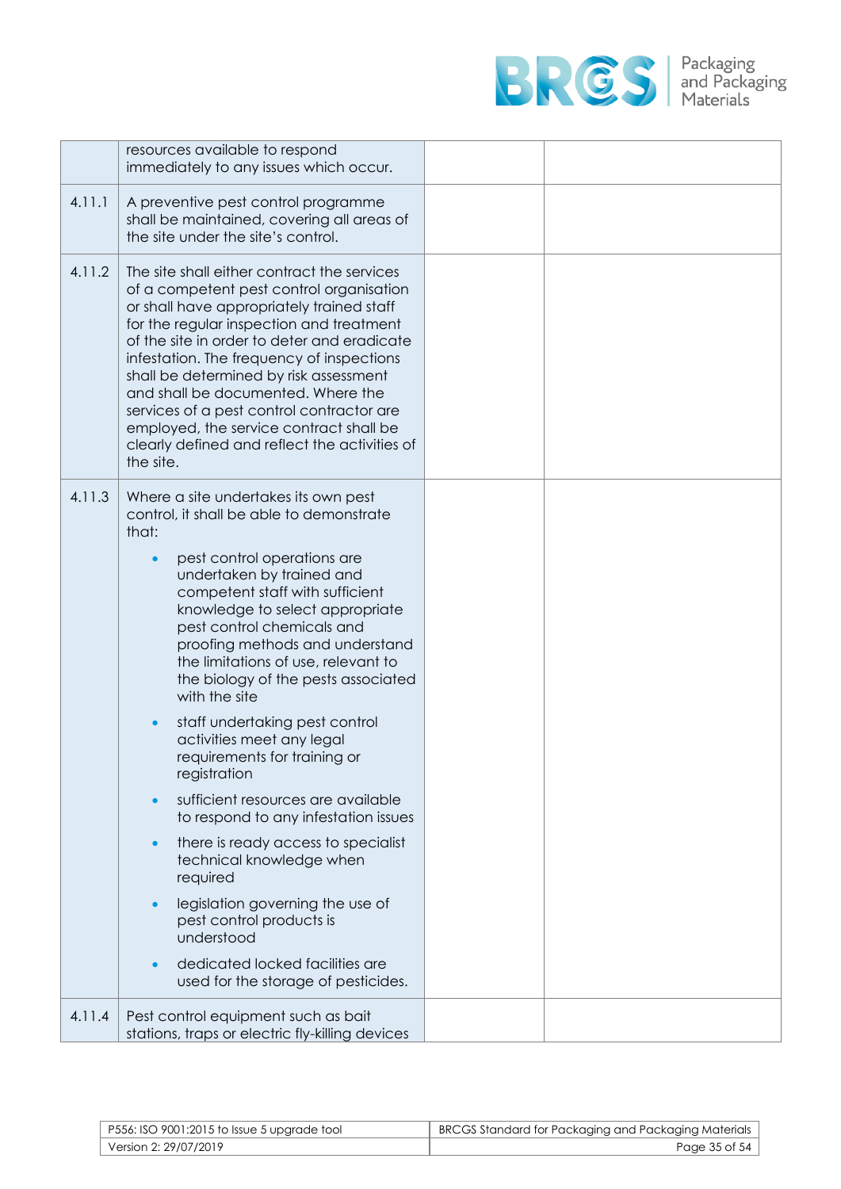| | | | |
|---|---|---|---|
| | resources available to respond immediately to any issues which occur. | | |
| 4.11.1 | A preventive pest control programme shall be maintained, covering all areas of the site under the site's control. | | |
| 4.11.2 | The site shall either contract the services of a competent pest control organisation or shall have appropriately trained staff for the regular inspection and treatment of the site in order to deter and eradicate infestation. The frequency of inspections shall be determined by risk assessment and shall be documented. Where the services of a pest control contractor are employed, the service contract shall be clearly defined and reflect the activities of the site. | | |
| 4.11.3 | Where a site undertakes its own pest control, it shall be able to demonstrate that:<br>• pest control operations are undertaken by trained and competent staff with sufficient knowledge to select appropriate pest control chemicals and proofing methods and understand the limitations of use, relevant to the biology of the pests associated with the site<br>• staff undertaking pest control activities meet any legal requirements for training or registration<br>• sufficient resources are available to respond to any infestation issues<br>• there is ready access to specialist technical knowledge when required<br>• legislation governing the use of pest control products is understood<br>• dedicated locked facilities are used for the storage of pesticides. | | |
| 4.11.4 | Pest control equipment such as bait stations, traps or electric fly-killing devices | | |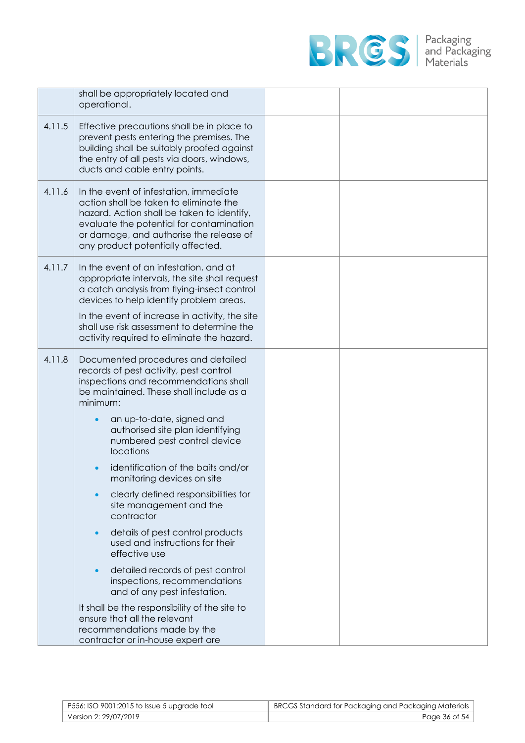| | | | |
|---|---|---|---|
| | shall be appropriately located and operational. | | |
| 4.11.5 | Effective precautions shall be in place to prevent pests entering the premises. The building shall be suitably proofed against the entry of all pests via doors, windows, ducts and cable entry points. | | |
| 4.11.6 | In the event of infestation, immediate action shall be taken to eliminate the hazard. Action shall be taken to identify, evaluate the potential for contamination or damage, and authorise the release of any product potentially affected. | | |
| 4.11.7 | In the event of an infestation, and at appropriate intervals, the site shall request a catch analysis from flying-insect control devices to help identify problem areas.<br><br>In the event of increase in activity, the site shall use risk assessment to determine the activity required to eliminate the hazard. | | |
| 4.11.8 | Documented procedures and detailed records of pest activity, pest control inspections and recommendations shall be maintained. These shall include as a minimum:<br><br>• an up-to-date, signed and authorised site plan identifying numbered pest control device locations<br>• identification of the baits and/or monitoring devices on site<br>• clearly defined responsibilities for site management and the contractor<br>• details of pest control products used and instructions for their effective use<br>• detailed records of pest control inspections, recommendations and of any pest infestation.<br><br>It shall be the responsibility of the site to ensure that all the relevant recommendations made by the contractor or in-house expert are | | |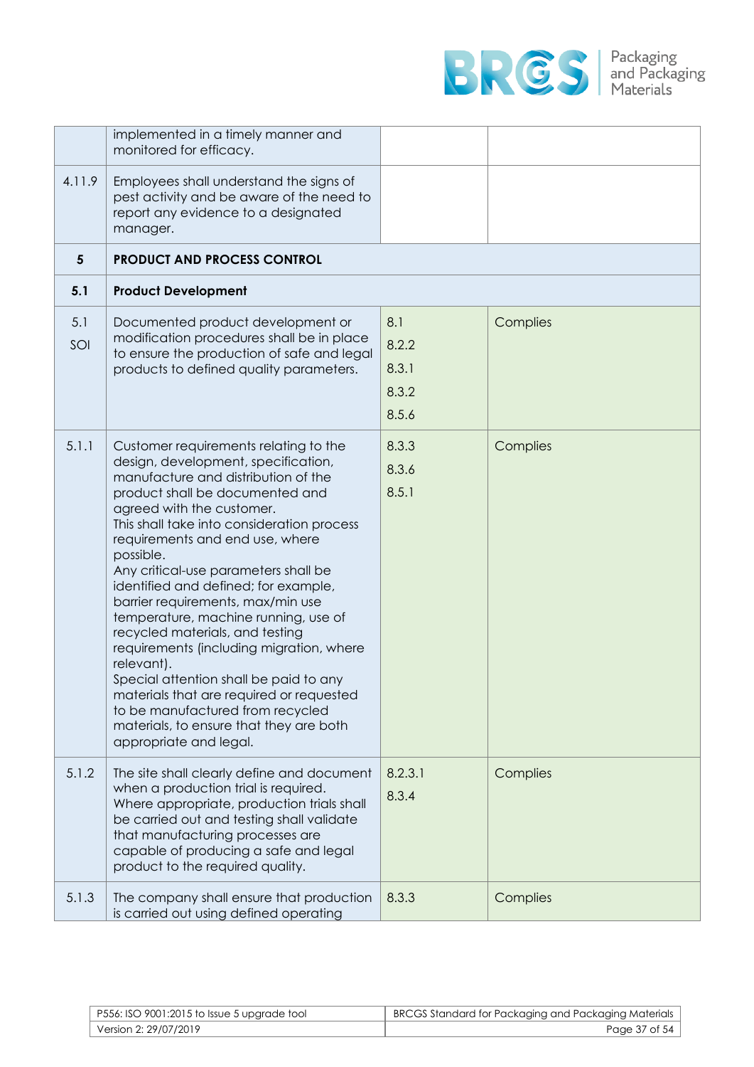| | | | |
|---|---|---|---|
| | implemented in a timely manner and monitored for efficacy. | | |
| 4.11.9 | Employees shall understand the signs of pest activity and be aware of the need to report any evidence to a designated manager. | | |
| **5** | **PRODUCT AND PROCESS CONTROL** | | |
| **5.1** | **Product Development** | | |
| 5.1 SOI | Documented product development or modification procedures shall be in place to ensure the production of safe and legal products to defined quality parameters. | 8.1<br>8.2.2<br>8.3.1<br>8.3.2<br>8.5.6 | Complies |
| 5.1.1 | Customer requirements relating to the design, development, specification, manufacture and distribution of the product shall be documented and agreed with the customer.<br>This shall take into consideration process requirements and end use, where possible.<br>Any critical-use parameters shall be identified and defined; for example, barrier requirements, max/min use temperature, machine running, use of recycled materials, and testing requirements (including migration, where relevant).<br>Special attention shall be paid to any materials that are required or requested to be manufactured from recycled materials, to ensure that they are both appropriate and legal. | 8.3.3<br>8.3.6<br>8.5.1 | Complies |
| 5.1.2 | The site shall clearly define and document when a production trial is required. Where appropriate, production trials shall be carried out and testing shall validate that manufacturing processes are capable of producing a safe and legal product to the required quality. | 8.2.3.1<br>8.3.4 | Complies |
| 5.1.3 | The company shall ensure that production is carried out using defined operating | 8.3.3 | Complies |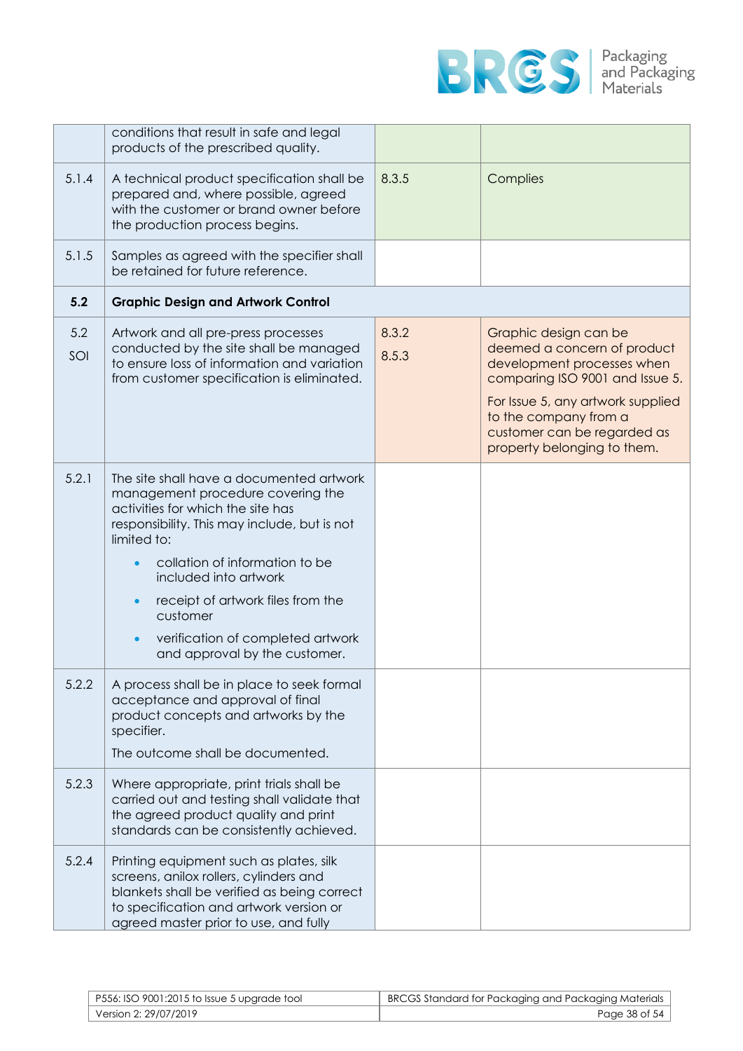| | | | |
|---|---|---|---|
| | conditions that result in safe and legal products of the prescribed quality. | | |
| 5.1.4 | A technical product specification shall be prepared and, where possible, agreed with the customer or brand owner before the production process begins. | 8.3.5 | Complies |
| 5.1.5 | Samples as agreed with the specifier shall be retained for future reference. | | |
| **5.2** | **Graphic Design and Artwork Control** | | |
| 5.2 SOI | Artwork and all pre-press processes conducted by the site shall be managed to ensure loss of information and variation from customer specification is eliminated. | 8.3.2<br>8.5.3 | Graphic design can be deemed a concern of product development processes when comparing ISO 9001 and Issue 5.<br>For Issue 5, any artwork supplied to the company from a customer can be regarded as property belonging to them. |
| 5.2.1 | The site shall have a documented artwork management procedure covering the activities for which the site has responsibility. This may include, but is not limited to:<br>• collation of information to be included into artwork<br>• receipt of artwork files from the customer<br>• verification of completed artwork and approval by the customer. | | |
| 5.2.2 | A process shall be in place to seek formal acceptance and approval of final product concepts and artworks by the specifier.<br>The outcome shall be documented. | | |
| 5.2.3 | Where appropriate, print trials shall be carried out and testing shall validate that the agreed product quality and print standards can be consistently achieved. | | |
| 5.2.4 | Printing equipment such as plates, silk screens, anilox rollers, cylinders and blankets shall be verified as being correct to specification and artwork version or agreed master prior to use, and fully | | |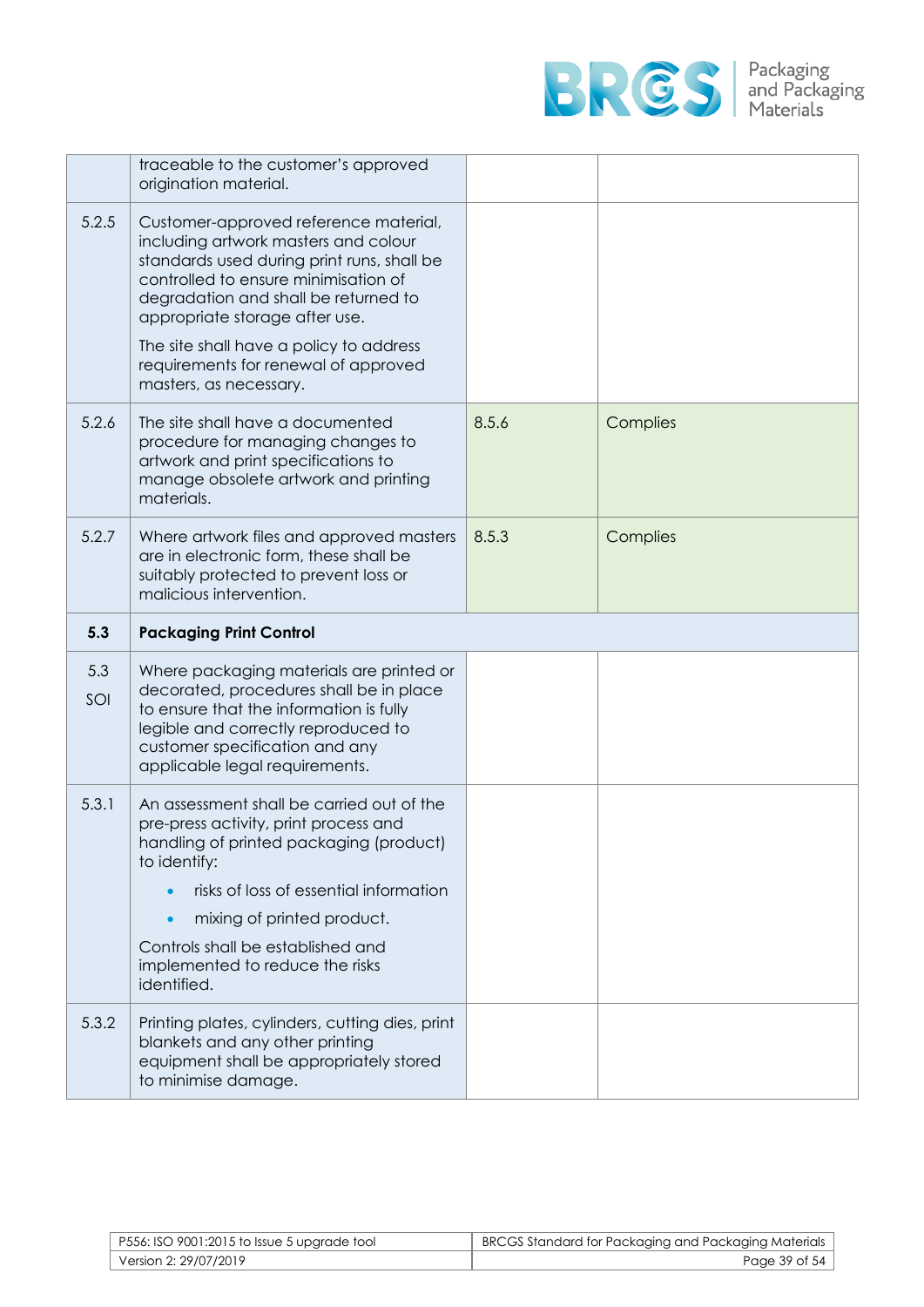| | | | |
|---|---|---|---|
| | traceable to the customer's approved origination material. | | |
| 5.2.5 | Customer-approved reference material, including artwork masters and colour standards used during print runs, shall be controlled to ensure minimisation of degradation and shall be returned to appropriate storage after use.<br><br>The site shall have a policy to address requirements for renewal of approved masters, as necessary. | | |
| 5.2.6 | The site shall have a documented procedure for managing changes to artwork and print specifications to manage obsolete artwork and printing materials. | 8.5.6 | Complies |
| 5.2.7 | Where artwork files and approved masters are in electronic form, these shall be suitably protected to prevent loss or malicious intervention. | 8.5.3 | Complies |
| **5.3** | **Packaging Print Control** | | |
| 5.3 SOI | Where packaging materials are printed or decorated, procedures shall be in place to ensure that the information is fully legible and correctly reproduced to customer specification and any applicable legal requirements. | | |
| 5.3.1 | An assessment shall be carried out of the pre-press activity, print process and handling of printed packaging (product) to identify:<br>• risks of loss of essential information<br>• mixing of printed product.<br><br>Controls shall be established and implemented to reduce the risks identified. | | |
| 5.3.2 | Printing plates, cylinders, cutting dies, print blankets and any other printing equipment shall be appropriately stored to minimise damage. | | |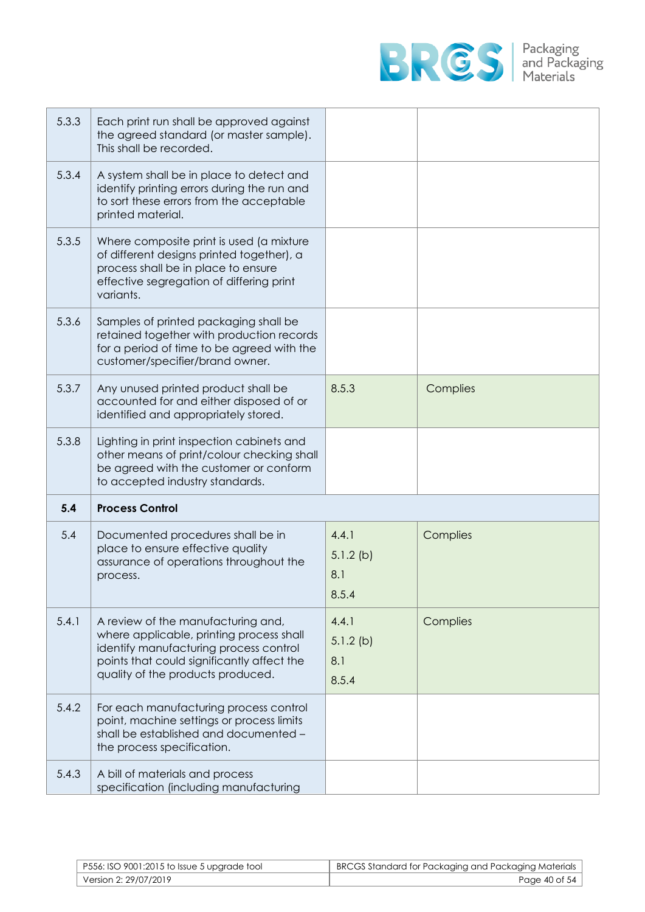| | | | |
|---|---|---|---|
| 5.3.3 | Each print run shall be approved against the agreed standard (or master sample). This shall be recorded. | | |
| 5.3.4 | A system shall be in place to detect and identify printing errors during the run and to sort these errors from the acceptable printed material. | | |
| 5.3.5 | Where composite print is used (a mixture of different designs printed together), a process shall be in place to ensure effective segregation of differing print variants. | | |
| 5.3.6 | Samples of printed packaging shall be retained together with production records for a period of time to be agreed with the customer/specifier/brand owner. | | |
| 5.3.7 | Any unused printed product shall be accounted for and either disposed of or identified and appropriately stored. | 8.5.3 | Complies |
| 5.3.8 | Lighting in print inspection cabinets and other means of print/colour checking shall be agreed with the customer or conform to accepted industry standards. | | |
| **5.4** | **Process Control** | | |
| 5.4 | Documented procedures shall be in place to ensure effective quality assurance of operations throughout the process. | 4.4.1<br>5.1.2 (b)<br>8.1<br>8.5.4 | Complies |
| 5.4.1 | A review of the manufacturing and, where applicable, printing process shall identify manufacturing process control points that could significantly affect the quality of the products produced. | 4.4.1<br>5.1.2 (b)<br>8.1<br>8.5.4 | Complies |
| 5.4.2 | For each manufacturing process control point, machine settings or process limits shall be established and documented – the process specification. | | |
| 5.4.3 | A bill of materials and process specification (including manufacturing | | |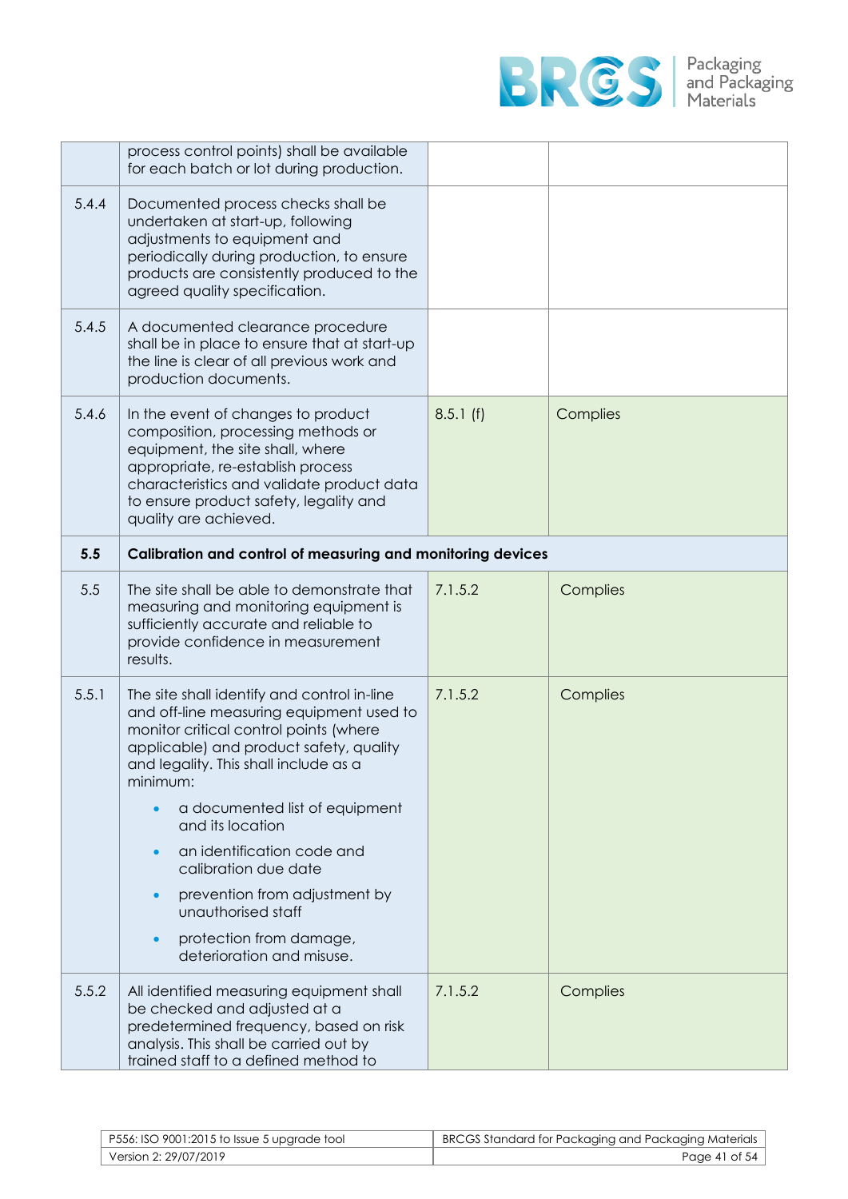| | | | |
|---|---|---|---|
| | process control points) shall be available for each batch or lot during production. | | |
| 5.4.4 | Documented process checks shall be undertaken at start-up, following adjustments to equipment and periodically during production, to ensure products are consistently produced to the agreed quality specification. | | |
| 5.4.5 | A documented clearance procedure shall be in place to ensure that at start-up the line is clear of all previous work and production documents. | | |
| 5.4.6 | In the event of changes to product composition, processing methods or equipment, the site shall, where appropriate, re-establish process characteristics and validate product data to ensure product safety, legality and quality are achieved. | 8.5.1 (f) | Complies |
| **5.5** | **Calibration and control of measuring and monitoring devices** | | |
| 5.5 | The site shall be able to demonstrate that measuring and monitoring equipment is sufficiently accurate and reliable to provide confidence in measurement results. | 7.1.5.2 | Complies |
| 5.5.1 | The site shall identify and control in-line and off-line measuring equipment used to monitor critical control points (where applicable) and product safety, quality and legality. This shall include as a minimum:<br>• a documented list of equipment and its location<br>• an identification code and calibration due date<br>• prevention from adjustment by unauthorised staff<br>• protection from damage, deterioration and misuse. | 7.1.5.2 | Complies |
| 5.5.2 | All identified measuring equipment shall be checked and adjusted at a predetermined frequency, based on risk analysis. This shall be carried out by trained staff to a defined method to | 7.1.5.2 | Complies |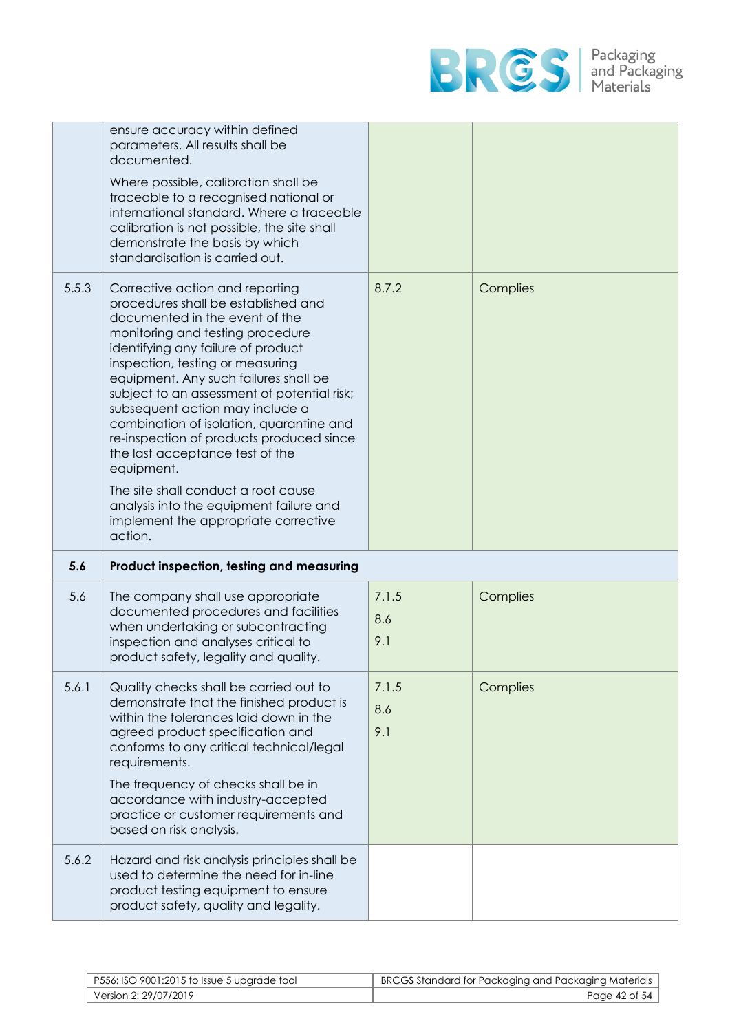| | | | |
|---|---|---|---|
| | ensure accuracy within defined parameters. All results shall be documented.<br><br>Where possible, calibration shall be traceable to a recognised national or international standard. Where a traceable calibration is not possible, the site shall demonstrate the basis by which standardisation is carried out. | | |
| 5.5.3 | Corrective action and reporting procedures shall be established and documented in the event of the monitoring and testing procedure identifying any failure of product inspection, testing or measuring equipment. Any such failures shall be subject to an assessment of potential risk; subsequent action may include a combination of isolation, quarantine and re-inspection of products produced since the last acceptance test of the equipment.<br><br>The site shall conduct a root cause analysis into the equipment failure and implement the appropriate corrective action. | 8.7.2 | Complies |
| **5.6** | **Product inspection, testing and measuring** | | |
| 5.6 | The company shall use appropriate documented procedures and facilities when undertaking or subcontracting inspection and analyses critical to product safety, legality and quality. | 7.1.5<br>8.6<br>9.1 | Complies |
| 5.6.1 | Quality checks shall be carried out to demonstrate that the finished product is within the tolerances laid down in the agreed product specification and conforms to any critical technical/legal requirements.<br><br>The frequency of checks shall be in accordance with industry-accepted practice or customer requirements and based on risk analysis. | 7.1.5<br>8.6<br>9.1 | Complies |
| 5.6.2 | Hazard and risk analysis principles shall be used to determine the need for in-line product testing equipment to ensure product safety, quality and legality. | | |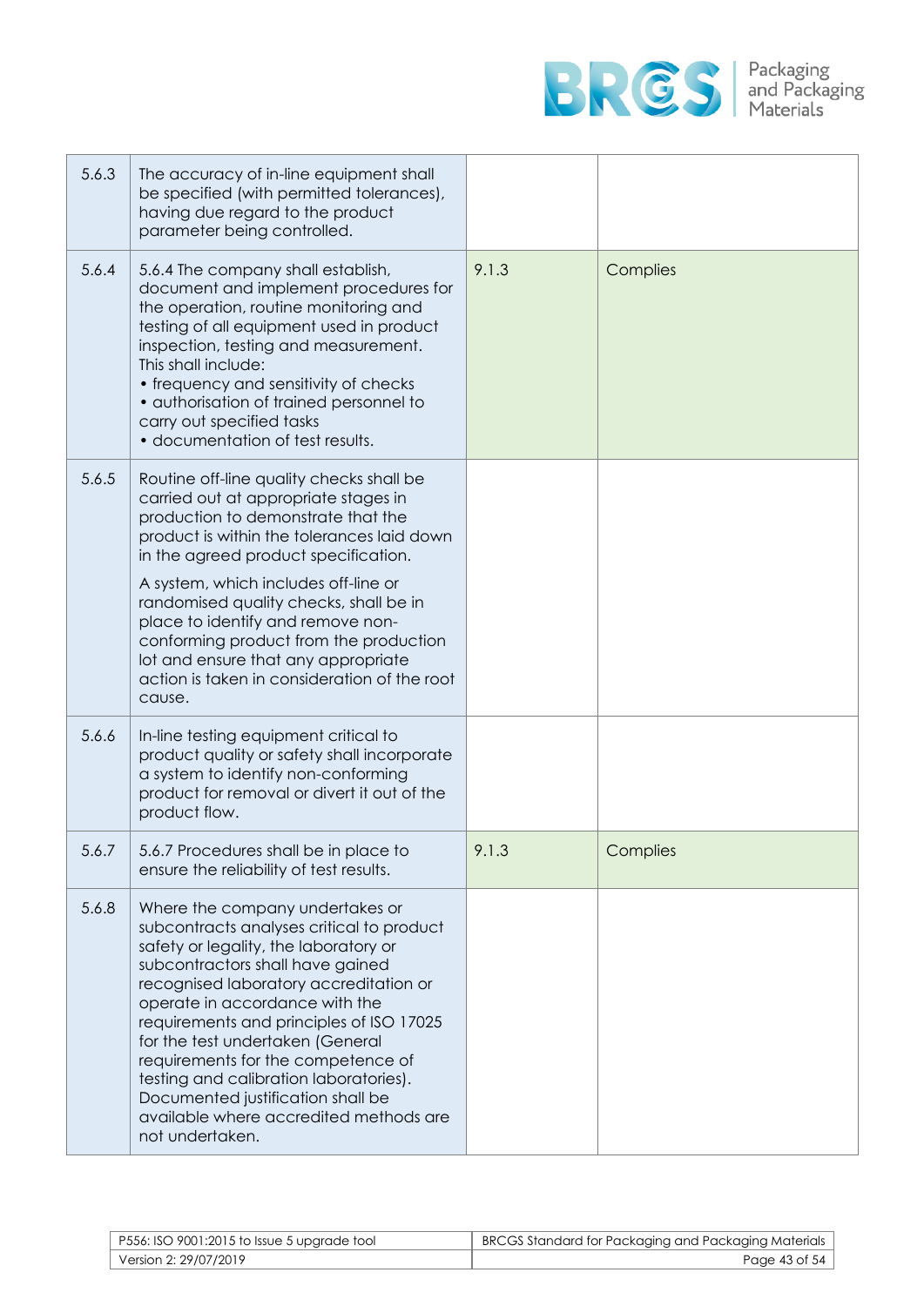| | | | |
|---|---|---|---|
| 5.6.3 | The accuracy of in-line equipment shall be specified (with permitted tolerances), having due regard to the product parameter being controlled. | | |
| 5.6.4 | 5.6.4 The company shall establish, document and implement procedures for the operation, routine monitoring and testing of all equipment used in product inspection, testing and measurement. This shall include:<br>• frequency and sensitivity of checks<br>• authorisation of trained personnel to carry out specified tasks<br>• documentation of test results. | 9.1.3 | Complies |
| 5.6.5 | Routine off-line quality checks shall be carried out at appropriate stages in production to demonstrate that the product is within the tolerances laid down in the agreed product specification.<br><br>A system, which includes off-line or randomised quality checks, shall be in place to identify and remove non-conforming product from the production lot and ensure that any appropriate action is taken in consideration of the root cause. | | |
| 5.6.6 | In-line testing equipment critical to product quality or safety shall incorporate a system to identify non-conforming product for removal or divert it out of the product flow. | | |
| 5.6.7 | 5.6.7 Procedures shall be in place to ensure the reliability of test results. | 9.1.3 | Complies |
| 5.6.8 | Where the company undertakes or subcontracts analyses critical to product safety or legality, the laboratory or subcontractors shall have gained recognised laboratory accreditation or operate in accordance with the requirements and principles of ISO 17025 for the test undertaken (General requirements for the competence of testing and calibration laboratories). Documented justification shall be available where accredited methods are not undertaken. | | |

| | |
|---|---|
| P556: ISO 9001:2015 to Issue 5 upgrade tool | BRCGS Standard for Packaging and Packaging Materials |
| Version 2: 29/07/2019 | |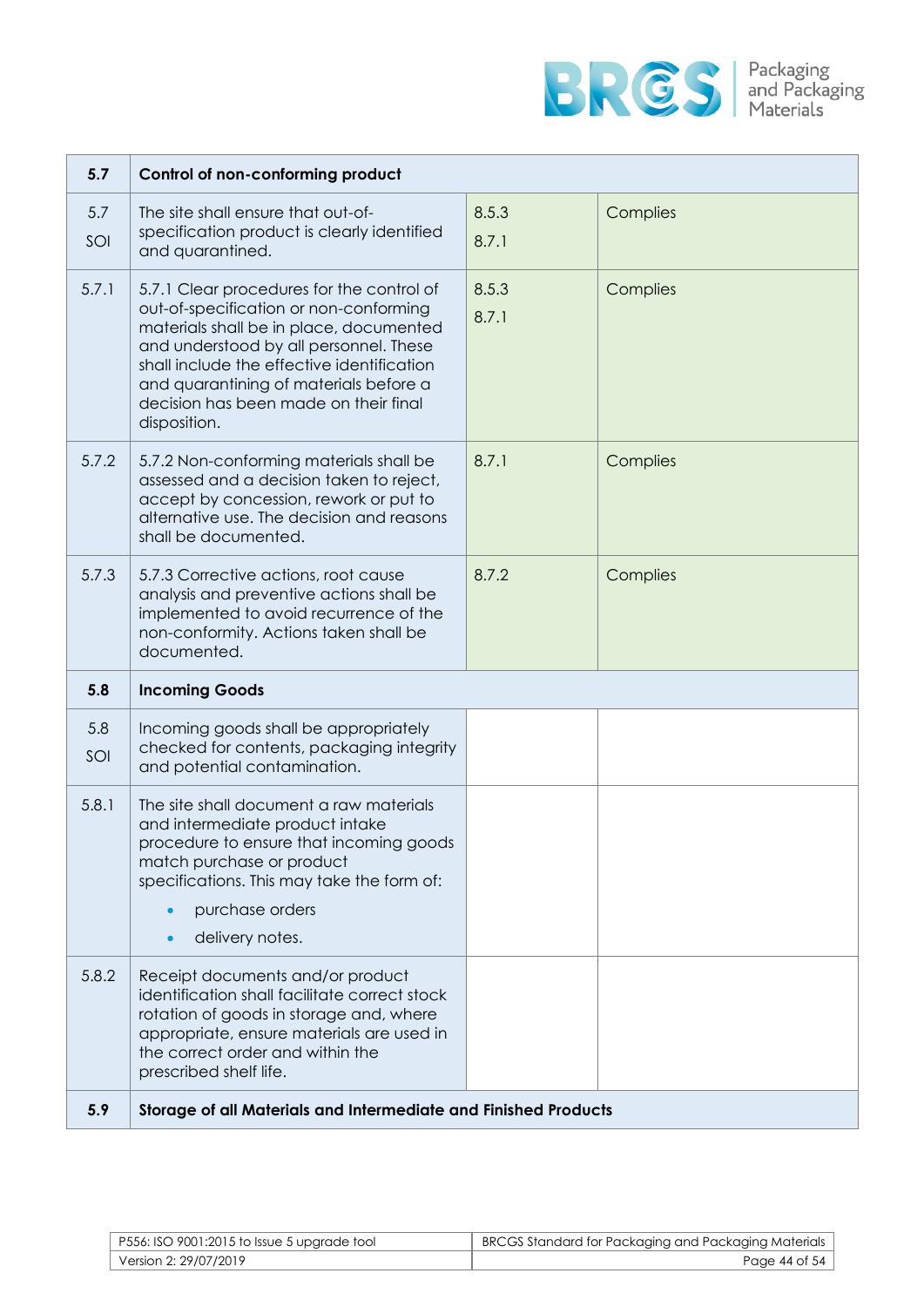| 5.7 | Control of non-conforming product | | |
|---|---|---|---|
| 5.7 SOI | The site shall ensure that out-of-specification product is clearly identified and quarantined. | 8.5.3<br>8.7.1 | Complies |
| 5.7.1 | 5.7.1 Clear procedures for the control of out-of-specification or non-conforming materials shall be in place, documented and understood by all personnel. These shall include the effective identification and quarantining of materials before a decision has been made on their final disposition. | 8.5.3<br>8.7.1 | Complies |
| 5.7.2 | 5.7.2 Non-conforming materials shall be assessed and a decision taken to reject, accept by concession, rework or put to alternative use. The decision and reasons shall be documented. | 8.7.1 | Complies |
| 5.7.3 | 5.7.3 Corrective actions, root cause analysis and preventive actions shall be implemented to avoid recurrence of the non-conformity. Actions taken shall be documented. | 8.7.2 | Complies |
| **5.8** | **Incoming Goods** | | |
| 5.8 SOI | Incoming goods shall be appropriately checked for contents, packaging integrity and potential contamination. | | |
| 5.8.1 | The site shall document a raw materials and intermediate product intake procedure to ensure that incoming goods match purchase or product specifications. This may take the form of:<br>• purchase orders<br>• delivery notes. | | |
| 5.8.2 | Receipt documents and/or product identification shall facilitate correct stock rotation of goods in storage and, where appropriate, ensure materials are used in the correct order and within the prescribed shelf life. | | |
| **5.9** | **Storage of all Materials and Intermediate and Finished Products** | | |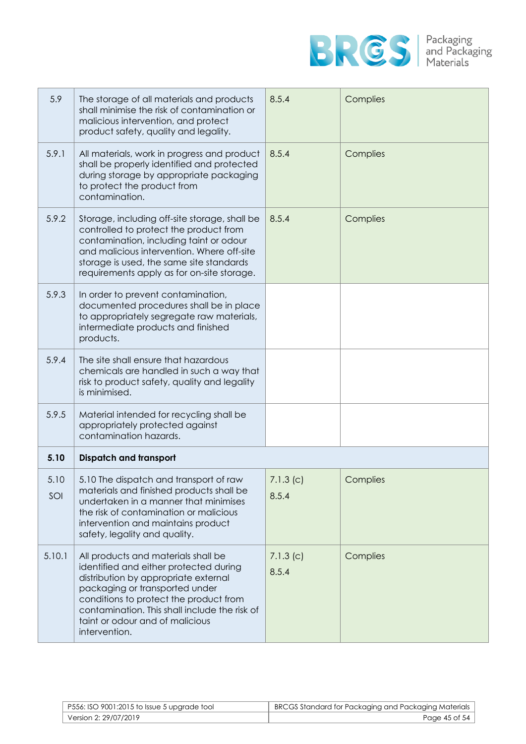| | | | |
|---|---|---|---|
| 5.9 | The storage of all materials and products shall minimise the risk of contamination or malicious intervention, and protect product safety, quality and legality. | 8.5.4 | Complies |
| 5.9.1 | All materials, work in progress and product shall be properly identified and protected during storage by appropriate packaging to protect the product from contamination. | 8.5.4 | Complies |
| 5.9.2 | Storage, including off-site storage, shall be controlled to protect the product from contamination, including taint or odour and malicious intervention. Where off-site storage is used, the same site standards requirements apply as for on-site storage. | 8.5.4 | Complies |
| 5.9.3 | In order to prevent contamination, documented procedures shall be in place to appropriately segregate raw materials, intermediate products and finished products. | | |
| 5.9.4 | The site shall ensure that hazardous chemicals are handled in such a way that risk to product safety, quality and legality is minimised. | | |
| 5.9.5 | Material intended for recycling shall be appropriately protected against contamination hazards. | | |
| **5.10** | **Dispatch and transport** | | |
| 5.10 SOI | 5.10 The dispatch and transport of raw materials and finished products shall be undertaken in a manner that minimises the risk of contamination or malicious intervention and maintains product safety, legality and quality. | 7.1.3 (c) 8.5.4 | Complies |
| 5.10.1 | All products and materials shall be identified and either protected during distribution by appropriate external packaging or transported under conditions to protect the product from contamination. This shall include the risk of taint or odour and of malicious intervention. | 7.1.3 (c) 8.5.4 | Complies |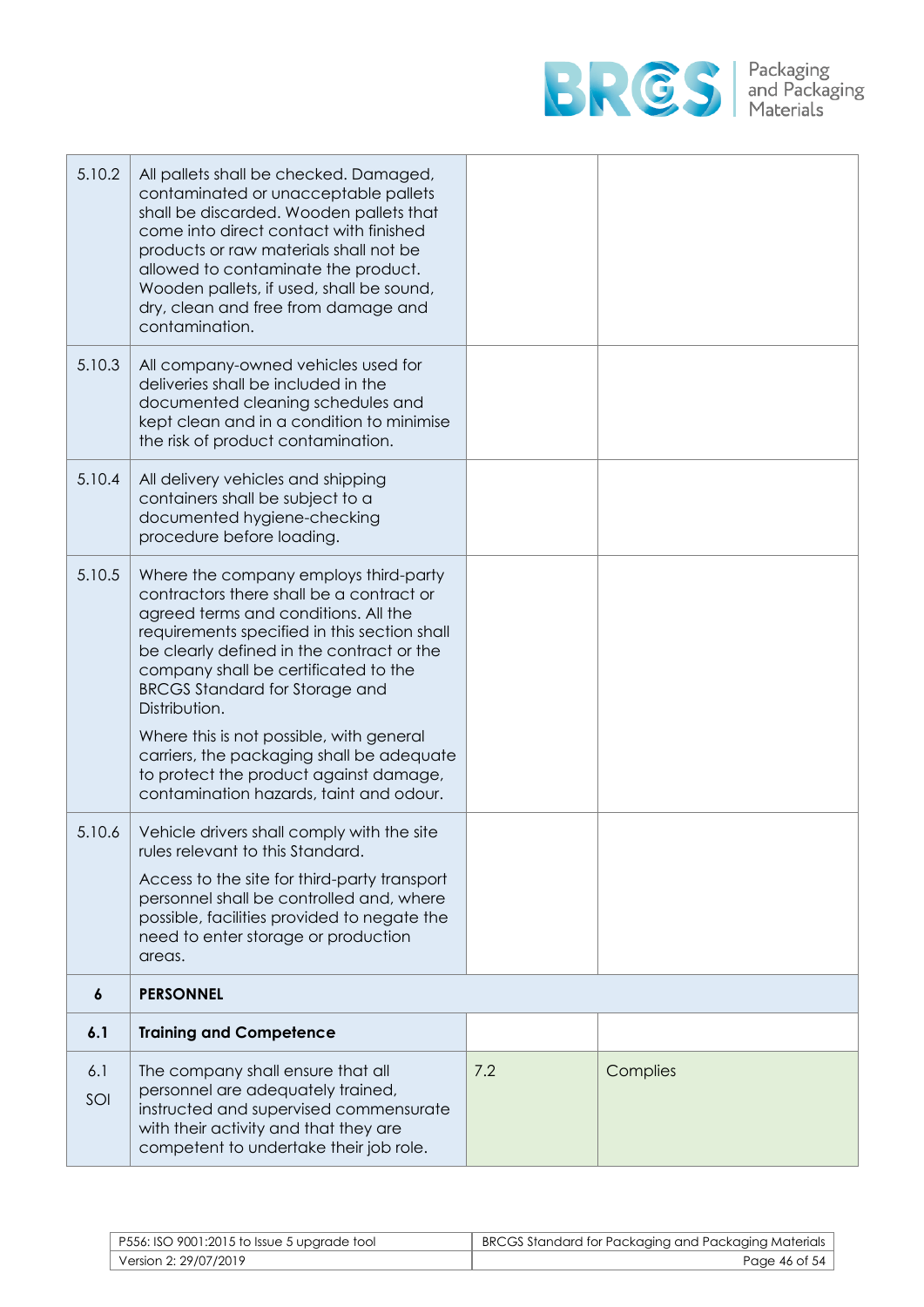| | | | |
|---|---|---|---|
| 5.10.2 | All pallets shall be checked. Damaged, contaminated or unacceptable pallets shall be discarded. Wooden pallets that come into direct contact with finished products or raw materials shall not be allowed to contaminate the product. Wooden pallets, if used, shall be sound, dry, clean and free from damage and contamination. | | |
| 5.10.3 | All company-owned vehicles used for deliveries shall be included in the documented cleaning schedules and kept clean and in a condition to minimise the risk of product contamination. | | |
| 5.10.4 | All delivery vehicles and shipping containers shall be subject to a documented hygiene-checking procedure before loading. | | |
| 5.10.5 | Where the company employs third-party contractors there shall be a contract or agreed terms and conditions. All the requirements specified in this section shall be clearly defined in the contract or the company shall be certificated to the BRCGS Standard for Storage and Distribution.<br><br>Where this is not possible, with general carriers, the packaging shall be adequate to protect the product against damage, contamination hazards, taint and odour. | | |
| 5.10.6 | Vehicle drivers shall comply with the site rules relevant to this Standard.<br><br>Access to the site for third-party transport personnel shall be controlled and, where possible, facilities provided to negate the need to enter storage or production areas. | | |
| **6** | **PERSONNEL** | | |
| **6.1** | **Training and Competence** | | |
| 6.1 SOI | The company shall ensure that all personnel are adequately trained, instructed and supervised commensurate with their activity and that they are competent to undertake their job role. | 7.2 | Complies |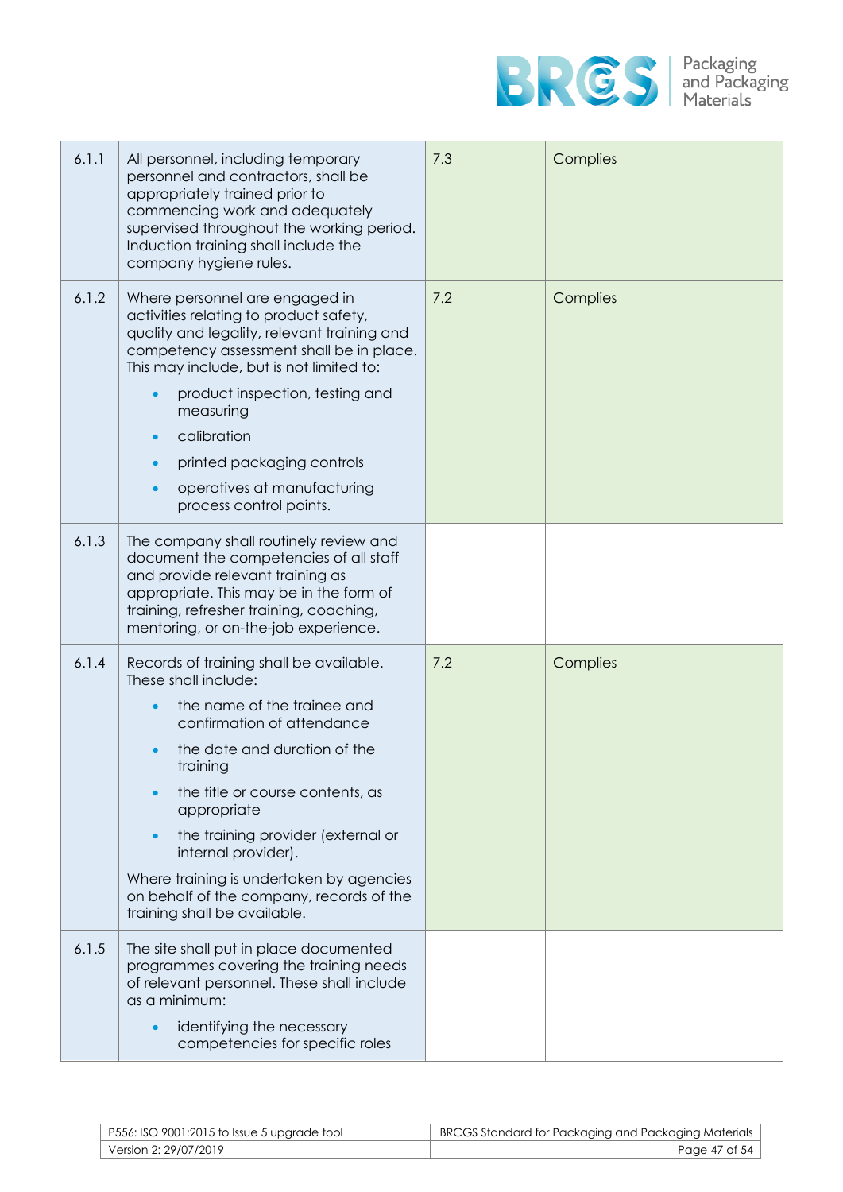| | | | |
|---|---|---|---|
| 6.1.1 | All personnel, including temporary personnel and contractors, shall be appropriately trained prior to commencing work and adequately supervised throughout the working period. Induction training shall include the company hygiene rules. | 7.3 | Complies |
| 6.1.2 | Where personnel are engaged in activities relating to product safety, quality and legality, relevant training and competency assessment shall be in place. This may include, but is not limited to:<br>• product inspection, testing and measuring<br>• calibration<br>• printed packaging controls<br>• operatives at manufacturing process control points. | 7.2 | Complies |
| 6.1.3 | The company shall routinely review and document the competencies of all staff and provide relevant training as appropriate. This may be in the form of training, refresher training, coaching, mentoring, or on-the-job experience. | | |
| 6.1.4 | Records of training shall be available. These shall include:<br>• the name of the trainee and confirmation of attendance<br>• the date and duration of the training<br>• the title or course contents, as appropriate<br>• the training provider (external or internal provider).<br>Where training is undertaken by agencies on behalf of the company, records of the training shall be available. | 7.2 | Complies |
| 6.1.5 | The site shall put in place documented programmes covering the training needs of relevant personnel. These shall include as a minimum:<br>• identifying the necessary competencies for specific roles | | |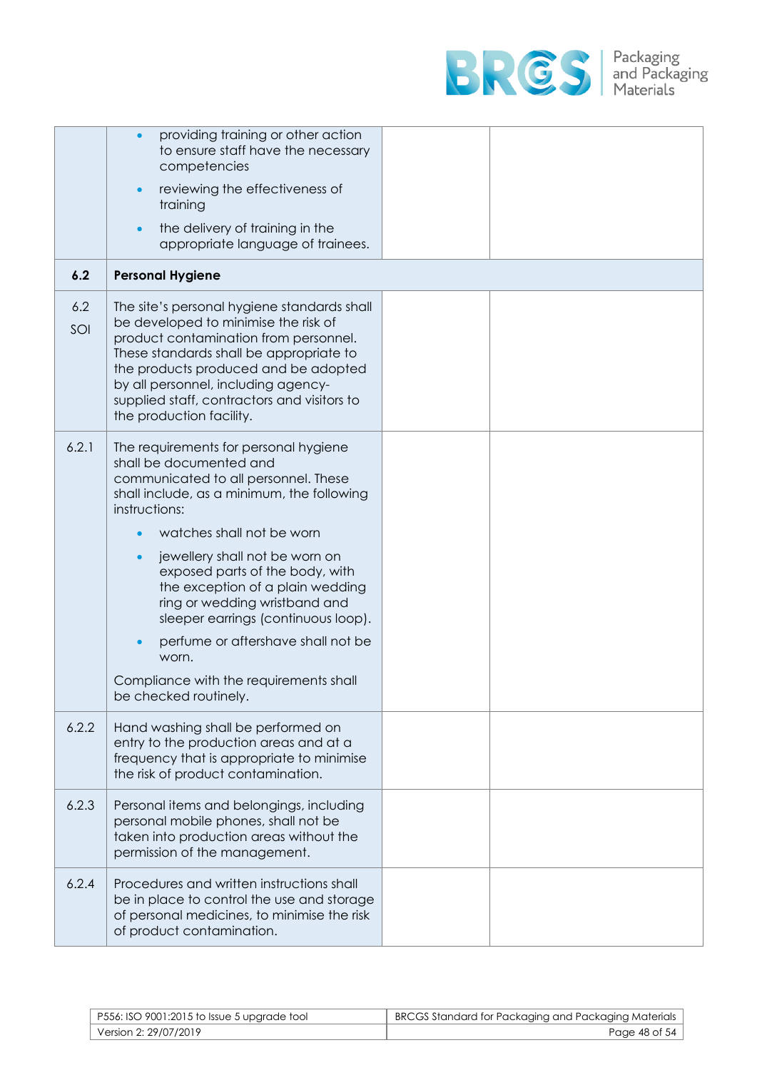| | | | |
|---|---|---|---|
| | • providing training or other action to ensure staff have the necessary competencies<br>• reviewing the effectiveness of training<br>• the delivery of training in the appropriate language of trainees. | | |
| **6.2** | **Personal Hygiene** | | |
| 6.2 SOI | The site's personal hygiene standards shall be developed to minimise the risk of product contamination from personnel. These standards shall be appropriate to the products produced and be adopted by all personnel, including agency-supplied staff, contractors and visitors to the production facility. | | |
| 6.2.1 | The requirements for personal hygiene shall be documented and communicated to all personnel. These shall include, as a minimum, the following instructions:<br>• watches shall not be worn<br>• jewellery shall not be worn on exposed parts of the body, with the exception of a plain wedding ring or wedding wristband and sleeper earrings (continuous loop).<br>• perfume or aftershave shall not be worn.<br>Compliance with the requirements shall be checked routinely. | | |
| 6.2.2 | Hand washing shall be performed on entry to the production areas and at a frequency that is appropriate to minimise the risk of product contamination. | | |
| 6.2.3 | Personal items and belongings, including personal mobile phones, shall not be taken into production areas without the permission of the management. | | |
| 6.2.4 | Procedures and written instructions shall be in place to control the use and storage of personal medicines, to minimise the risk of product contamination. | | |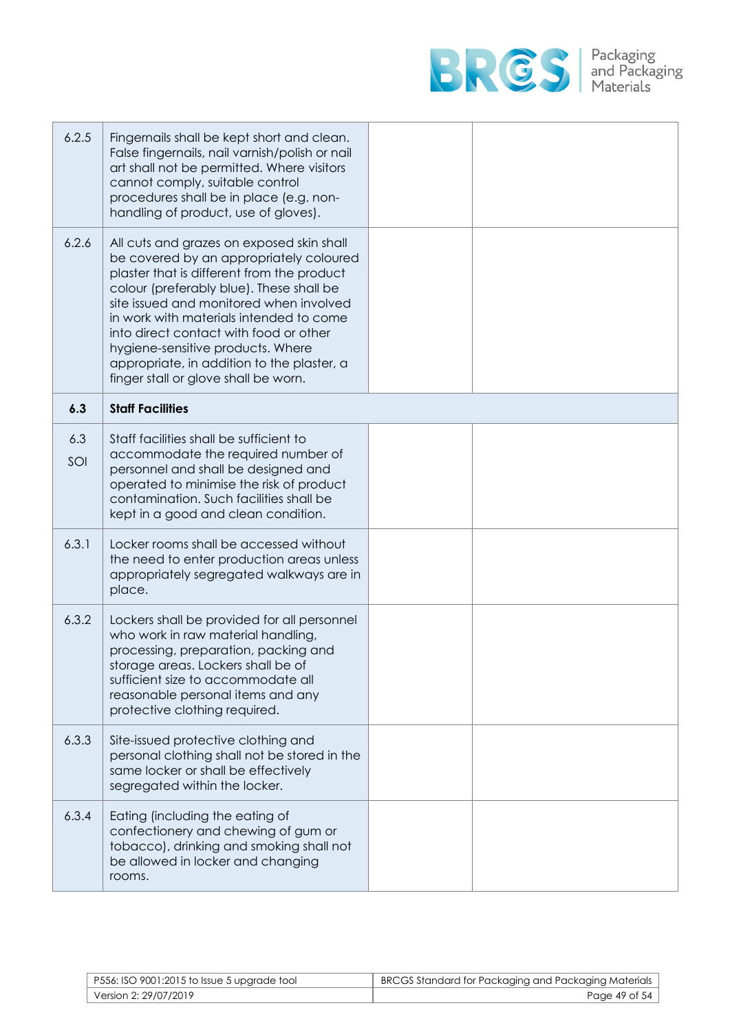| | | | |
|---|---|---|---|
| 6.2.5 | Fingernails shall be kept short and clean. False fingernails, nail varnish/polish or nail art shall not be permitted. Where visitors cannot comply, suitable control procedures shall be in place (e.g. non-handling of product, use of gloves). | | |
| 6.2.6 | All cuts and grazes on exposed skin shall be covered by an appropriately coloured plaster that is different from the product colour (preferably blue). These shall be site issued and monitored when involved in work with materials intended to come into direct contact with food or other hygiene-sensitive products. Where appropriate, in addition to the plaster, a finger stall or glove shall be worn. | | |
| **6.3** | **Staff Facilities** | | |
| 6.3 SOI | Staff facilities shall be sufficient to accommodate the required number of personnel and shall be designed and operated to minimise the risk of product contamination. Such facilities shall be kept in a good and clean condition. | | |
| 6.3.1 | Locker rooms shall be accessed without the need to enter production areas unless appropriately segregated walkways are in place. | | |
| 6.3.2 | Lockers shall be provided for all personnel who work in raw material handling, processing, preparation, packing and storage areas. Lockers shall be of sufficient size to accommodate all reasonable personal items and any protective clothing required. | | |
| 6.3.3 | Site-issued protective clothing and personal clothing shall not be stored in the same locker or shall be effectively segregated within the locker. | | |
| 6.3.4 | Eating (including the eating of confectionery and chewing of gum or tobacco), drinking and smoking shall not be allowed in locker and changing rooms. | | |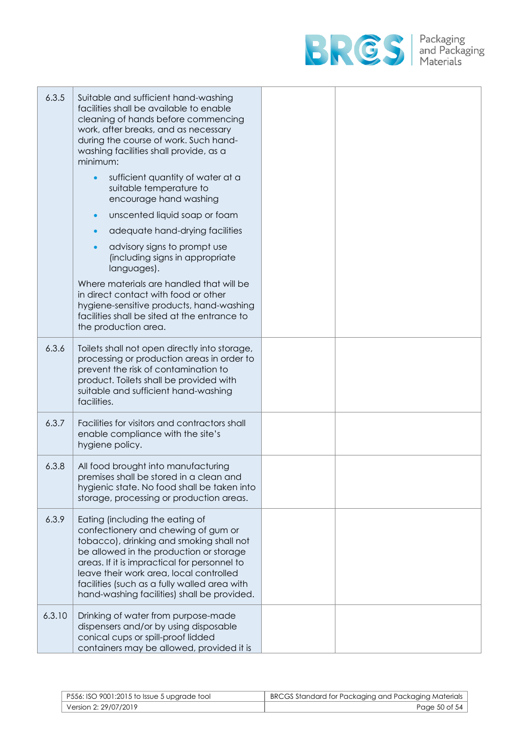| | | | |
|---|---|---|---|
| 6.3.5 | Suitable and sufficient hand-washing facilities shall be available to enable cleaning of hands before commencing work, after breaks, and as necessary during the course of work. Such hand-washing facilities shall provide, as a minimum:<br>• sufficient quantity of water at a suitable temperature to encourage hand washing<br>• unscented liquid soap or foam<br>• adequate hand-drying facilities<br>• advisory signs to prompt use (including signs in appropriate languages).<br>Where materials are handled that will be in direct contact with food or other hygiene-sensitive products, hand-washing facilities shall be sited at the entrance to the production area. | | |
| 6.3.6 | Toilets shall not open directly into storage, processing or production areas in order to prevent the risk of contamination to product. Toilets shall be provided with suitable and sufficient hand-washing facilities. | | |
| 6.3.7 | Facilities for visitors and contractors shall enable compliance with the site's hygiene policy. | | |
| 6.3.8 | All food brought into manufacturing premises shall be stored in a clean and hygienic state. No food shall be taken into storage, processing or production areas. | | |
| 6.3.9 | Eating (including the eating of confectionery and chewing of gum or tobacco), drinking and smoking shall not be allowed in the production or storage areas. If it is impractical for personnel to leave their work area, local controlled facilities (such as a fully walled area with hand-washing facilities) shall be provided. | | |
| 6.3.10 | Drinking of water from purpose-made dispensers and/or by using disposable conical cups or spill-proof lidded containers may be allowed, provided it is | | |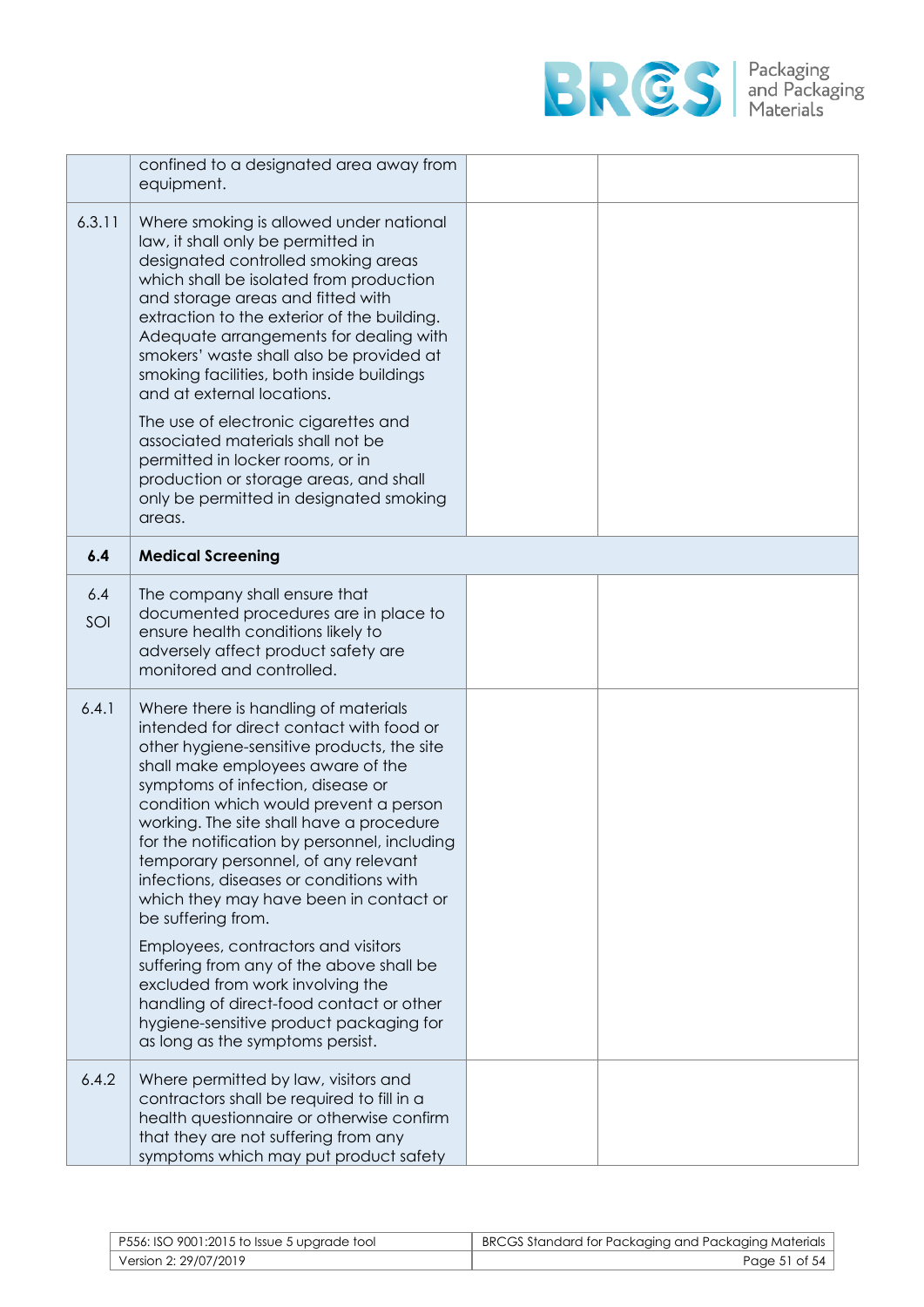| | | | |
|---|---|---|---|
| | confined to a designated area away from equipment. | | |
| 6.3.11 | Where smoking is allowed under national law, it shall only be permitted in designated controlled smoking areas which shall be isolated from production and storage areas and fitted with extraction to the exterior of the building. Adequate arrangements for dealing with smokers' waste shall also be provided at smoking facilities, both inside buildings and at external locations.<br><br>The use of electronic cigarettes and associated materials shall not be permitted in locker rooms, or in production or storage areas, and shall only be permitted in designated smoking areas. | | |
| **6.4** | **Medical Screening** | | |
| 6.4<br>SOI | The company shall ensure that documented procedures are in place to ensure health conditions likely to adversely affect product safety are monitored and controlled. | | |
| 6.4.1 | Where there is handling of materials intended for direct contact with food or other hygiene-sensitive products, the site shall make employees aware of the symptoms of infection, disease or condition which would prevent a person working. The site shall have a procedure for the notification by personnel, including temporary personnel, of any relevant infections, diseases or conditions with which they may have been in contact or be suffering from.<br><br>Employees, contractors and visitors suffering from any of the above shall be excluded from work involving the handling of direct-food contact or other hygiene-sensitive product packaging for as long as the symptoms persist. | | |
| 6.4.2 | Where permitted by law, visitors and contractors shall be required to fill in a health questionnaire or otherwise confirm that they are not suffering from any symptoms which may put product safety | | |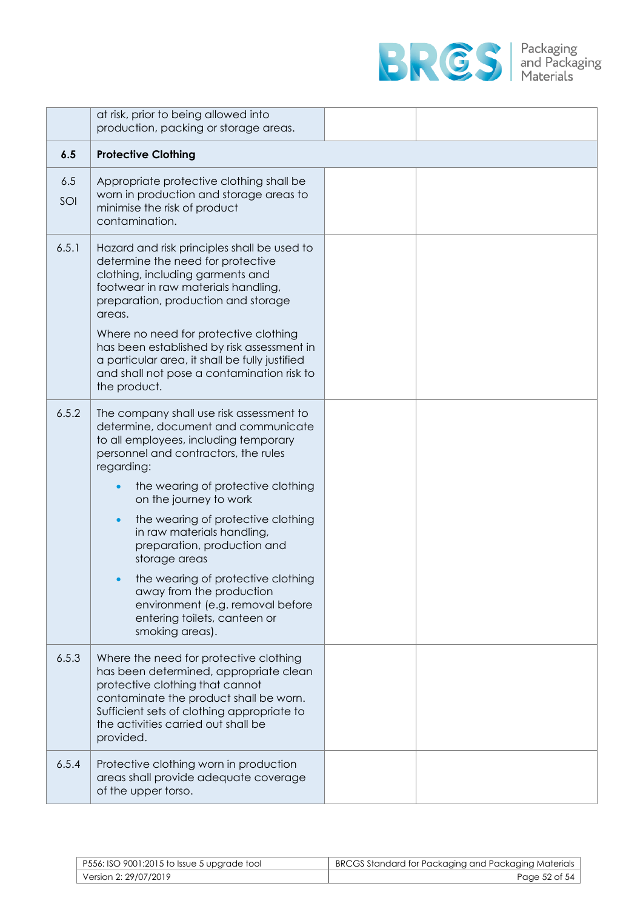| | | | |
|---|---|---|---|
| | at risk, prior to being allowed into production, packing or storage areas. | | |
| **6.5** | **Protective Clothing** | | |
| 6.5 SOI | Appropriate protective clothing shall be worn in production and storage areas to minimise the risk of product contamination. | | |
| 6.5.1 | Hazard and risk principles shall be used to determine the need for protective clothing, including garments and footwear in raw materials handling, preparation, production and storage areas.<br><br>Where no need for protective clothing has been established by risk assessment in a particular area, it shall be fully justified and shall not pose a contamination risk to the product. | | |
| 6.5.2 | The company shall use risk assessment to determine, document and communicate to all employees, including temporary personnel and contractors, the rules regarding:<br>• the wearing of protective clothing on the journey to work<br>• the wearing of protective clothing in raw materials handling, preparation, production and storage areas<br>• the wearing of protective clothing away from the production environment (e.g. removal before entering toilets, canteen or smoking areas). | | |
| 6.5.3 | Where the need for protective clothing has been determined, appropriate clean protective clothing that cannot contaminate the product shall be worn. Sufficient sets of clothing appropriate to the activities carried out shall be provided. | | |
| 6.5.4 | Protective clothing worn in production areas shall provide adequate coverage of the upper torso. | | |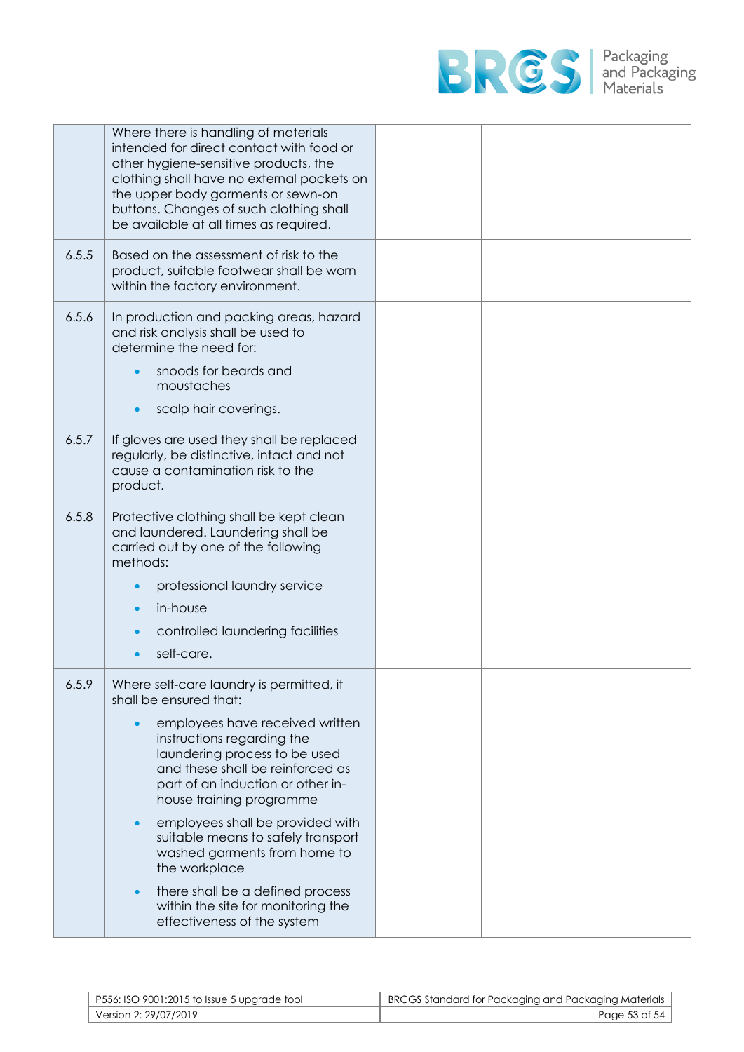| | | | |
|---|---|---|---|
| | Where there is handling of materials intended for direct contact with food or other hygiene-sensitive products, the clothing shall have no external pockets on the upper body garments or sewn-on buttons. Changes of such clothing shall be available at all times as required. | | |
| 6.5.5 | Based on the assessment of risk to the product, suitable footwear shall be worn within the factory environment. | | |
| 6.5.6 | In production and packing areas, hazard and risk analysis shall be used to determine the need for:<br>• snoods for beards and moustaches<br>• scalp hair coverings. | | |
| 6.5.7 | If gloves are used they shall be replaced regularly, be distinctive, intact and not cause a contamination risk to the product. | | |
| 6.5.8 | Protective clothing shall be kept clean and laundered. Laundering shall be carried out by one of the following methods:<br>• professional laundry service<br>• in-house<br>• controlled laundering facilities<br>• self-care. | | |
| 6.5.9 | Where self-care laundry is permitted, it shall be ensured that:<br>• employees have received written instructions regarding the laundering process to be used and these shall be reinforced as part of an induction or other in-house training programme<br>• employees shall be provided with suitable means to safely transport washed garments from home to the workplace<br>• there shall be a defined process within the site for monitoring the effectiveness of the system | | |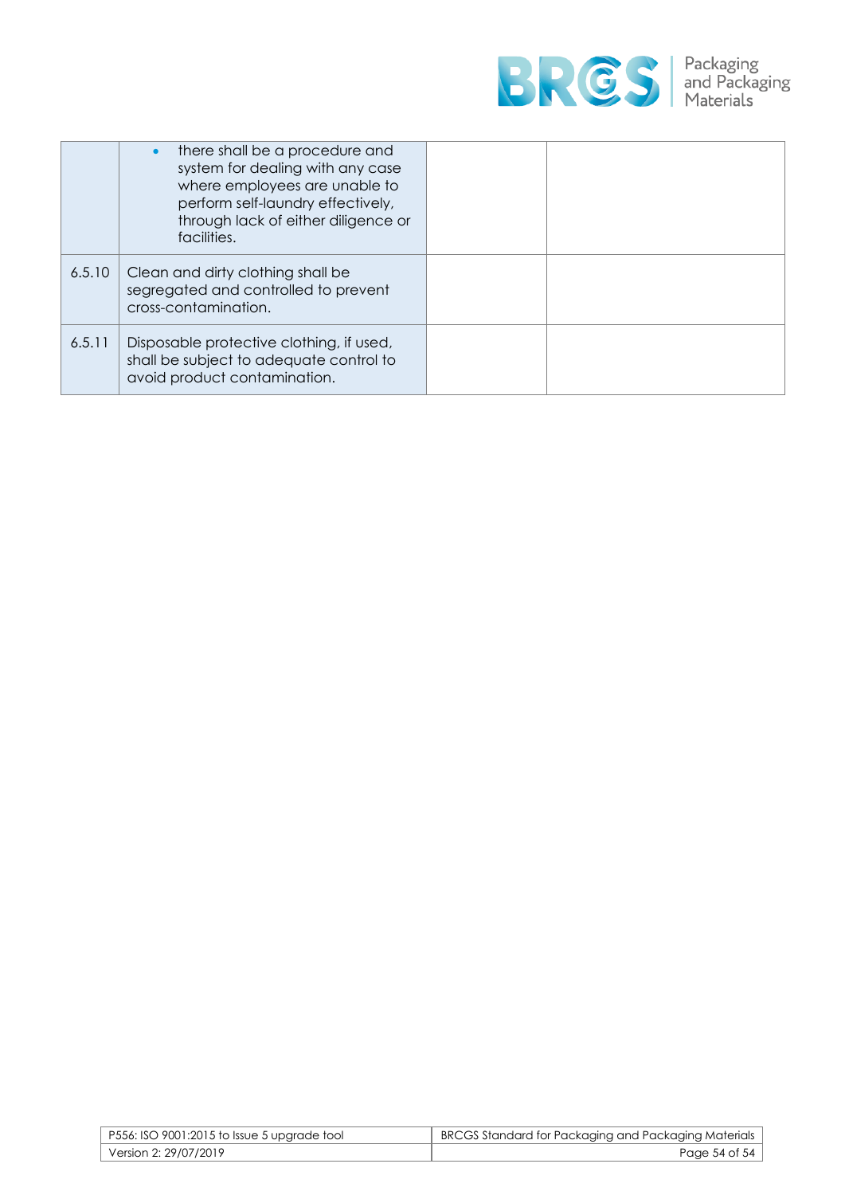| | | | |
|---|---|---|---|
| | • there shall be a procedure and system for dealing with any case where employees are unable to perform self-laundry effectively, through lack of either diligence or facilities. | | |
| 6.5.10 | Clean and dirty clothing shall be segregated and controlled to prevent cross-contamination. | | |
| 6.5.11 | Disposable protective clothing, if used, shall be subject to adequate control to avoid product contamination. | | |